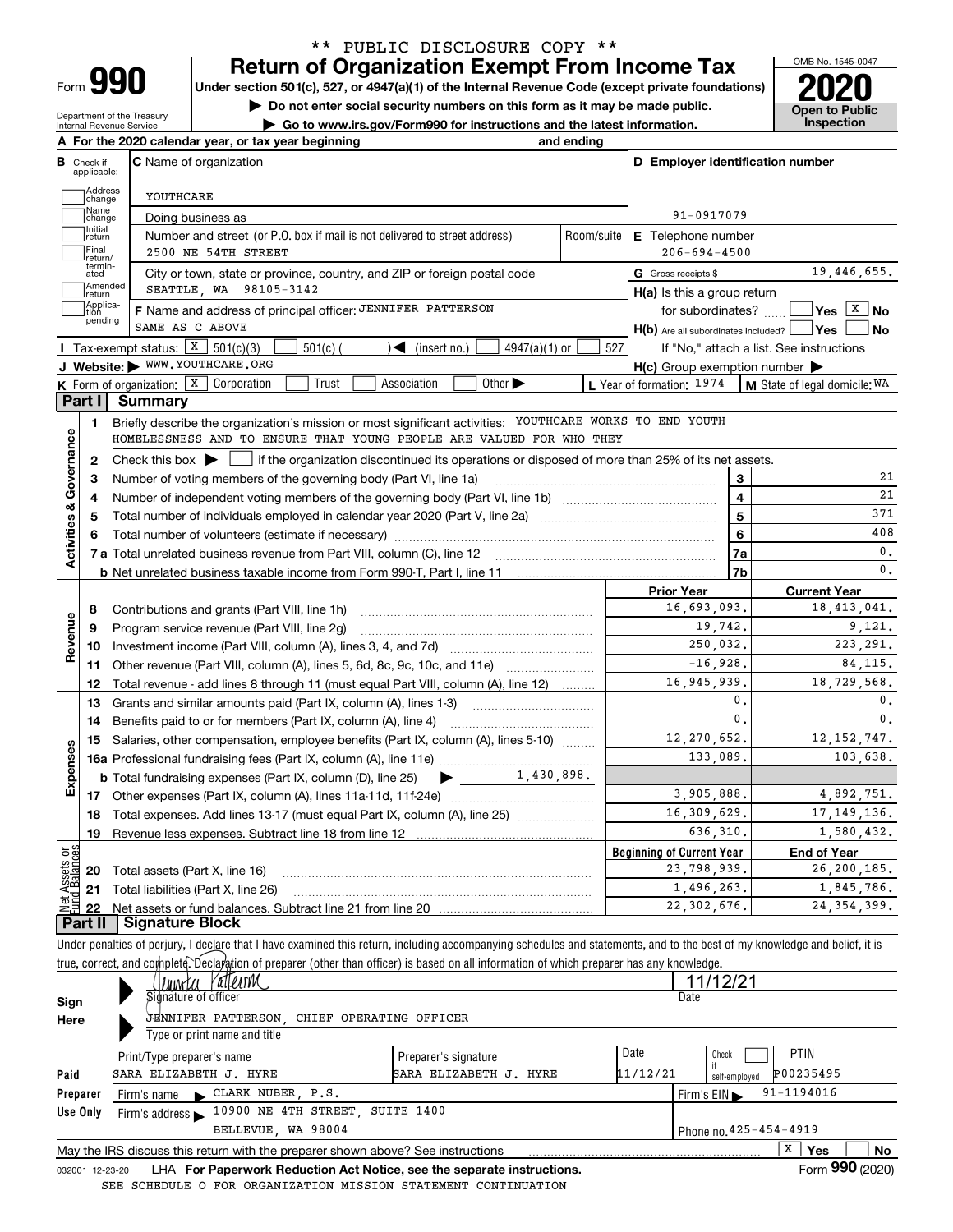** PUBLIC DISCLOSURE COPY **

Form **990**

# Return of Organization Exempt From Income Tax

**Under section 501(c), 527, or 4947(a)(1) of the Internal Revenue Code (except private foundations)**

▶ Do not enter social security numbers on this form as it may be made public.

▶ Go to www.irs.gov/Form990 for instructions and the latest information.

OMB No. 1545-0047

**2020**

**Open to Public Inspection**

Department of the Treasury
Internal Revenue Service

**A** For the 2020 calendar year, or tax year beginning and ending

**B** Check if applicable: Address change / Name change / Initial return / Final return/terminated / Amended return / Application pending

**C** Name of organization: YOUTHCARE

Doing business as

Number and street (or P.O. box if mail is not delivered to street address): 2500 NE 54TH STREET — Room/suite

City or town, state or province, country, and ZIP or foreign postal code: SEATTLE, WA 98105-3142

**D** Employer identification number: 91-0917079

**E** Telephone number: 206-694-4500

**G** Gross receipts $ 19,446,655.

**F** Name and address of principal officer: JENNIFER PATTERSON, SAME AS C ABOVE

**H(a)** Is this a group return for subordinates? ☐ Yes ☒ No

**H(b)** Are all subordinates included? ☐ Yes ☐ No — If "No," attach a list. See instructions

**H(c)** Group exemption number ▶

**I** Tax-exempt status: ☒ 501(c)(3) ☐ 501(c) ( ) ◀ (insert no.) ☐ 4947(a)(1) or ☐ 527

**J** Website: ▶ WWW.YOUTHCARE.ORG

**K** Form of organization: ☒ Corporation ☐ Trust ☐ Association ☐ Other ▶

**L** Year of formation: 1974 **M** State of legal domicile: WA

## Part I Summary

**Activities & Governance**

1 Briefly describe the organization's mission or most significant activities: YOUTHCARE WORKS TO END YOUTH HOMELESSNESS AND TO ENSURE THAT YOUNG PEOPLE ARE VALUED FOR WHO THEY

2 Check this box ▶ ☐ if the organization discontinued its operations or disposed of more than 25% of its net assets.

| | | | |
|---|---|---|---|
| 3 | Number of voting members of the governing body (Part VI, line 1a) | 3 | 21 |
| 4 | Number of independent voting members of the governing body (Part VI, line 1b) | 4 | 21 |
| 5 | Total number of individuals employed in calendar year 2020 (Part V, line 2a) | 5 | 371 |
| 6 | Total number of volunteers (estimate if necessary) | 6 | 408 |
| 7a | Total unrelated business revenue from Part VIII, column (C), line 12 | 7a | 0. |
| b | Net unrelated business taxable income from Form 990-T, Part I, line 11 | 7b | 0. |

| | | | Prior Year | Current Year |
|---|---|---|---|---|
| **Revenue** | 8 | Contributions and grants (Part VIII, line 1h) | 16,693,093. | 18,413,041. |
| | 9 | Program service revenue (Part VIII, line 2g) | 19,742. | 9,121. |
| | 10 | Investment income (Part VIII, column (A), lines 3, 4, and 7d) | 250,032. | 223,291. |
| | 11 | Other revenue (Part VIII, column (A), lines 5, 6d, 8c, 9c, 10c, and 11e) | -16,928. | 84,115. |
| | 12 | Total revenue - add lines 8 through 11 (must equal Part VIII, column (A), line 12) | 16,945,939. | 18,729,568. |
| **Expenses** | 13 | Grants and similar amounts paid (Part IX, column (A), lines 1-3) | 0. | 0. |
| | 14 | Benefits paid to or for members (Part IX, column (A), line 4) | 0. | 0. |
| | 15 | Salaries, other compensation, employee benefits (Part IX, column (A), lines 5-10) | 12,270,652. | 12,152,747. |
| | 16a | Professional fundraising fees (Part IX, column (A), line 11e) | 133,089. | 103,638. |
| | b | Total fundraising expenses (Part IX, column (D), line 25) ▶ 1,430,898. | | |
| | 17 | Other expenses (Part IX, column (A), lines 11a-11d, 11f-24e) | 3,905,888. | 4,892,751. |
| | 18 | Total expenses. Add lines 13-17 (must equal Part IX, column (A), line 25) | 16,309,629. | 17,149,136. |
| | 19 | Revenue less expenses. Subtract line 18 from line 12 | 636,310. | 1,580,432. |
| | | | **Beginning of Current Year** | **End of Year** |
| **Net Assets or Fund Balances** | 20 | Total assets (Part X, line 16) | 23,798,939. | 26,200,185. |
| | 21 | Total liabilities (Part X, line 26) | 1,496,263. | 1,845,786. |
| | 22 | Net assets or fund balances. Subtract line 21 from line 20 | 22,302,676. | 24,354,399. |

## Part II Signature Block

Under penalties of perjury, I declare that I have examined this return, including accompanying schedules and statements, and to the best of my knowledge and belief, it is true, correct, and complete. Declaration of preparer (other than officer) is based on all information of which preparer has any knowledge.

**Sign Here**

Signature of officer: Jennifer Patterson — Date: 11/12/21

JENNIFER PATTERSON, CHIEF OPERATING OFFICER
Type or print name and title

| **Paid Preparer Use Only** | | | | |
|---|---|---|---|---|
| Print/Type preparer's name | Preparer's signature | Date | Check ☐ if self-employed | PTIN |
| SARA ELIZABETH J. HYRE | SARA ELIZABETH J. HYRE | 11/12/21 | | P00235495 |
| Firm's name ▶ CLARK NUBER, P.S. | | | Firm's EIN ▶ 91-1194016 | |
| Firm's address ▶ 10900 NE 4TH STREET, SUITE 1400, BELLEVUE, WA 98004 | | | Phone no. 425-454-4919 | |

May the IRS discuss this return with the preparer shown above? See instructions ☒ Yes ☐ No

032001 12-23-20 LHA For Paperwork Reduction Act Notice, see the separate instructions. Form **990** (2020)

SEE SCHEDULE O FOR ORGANIZATION MISSION STATEMENT CONTINUATION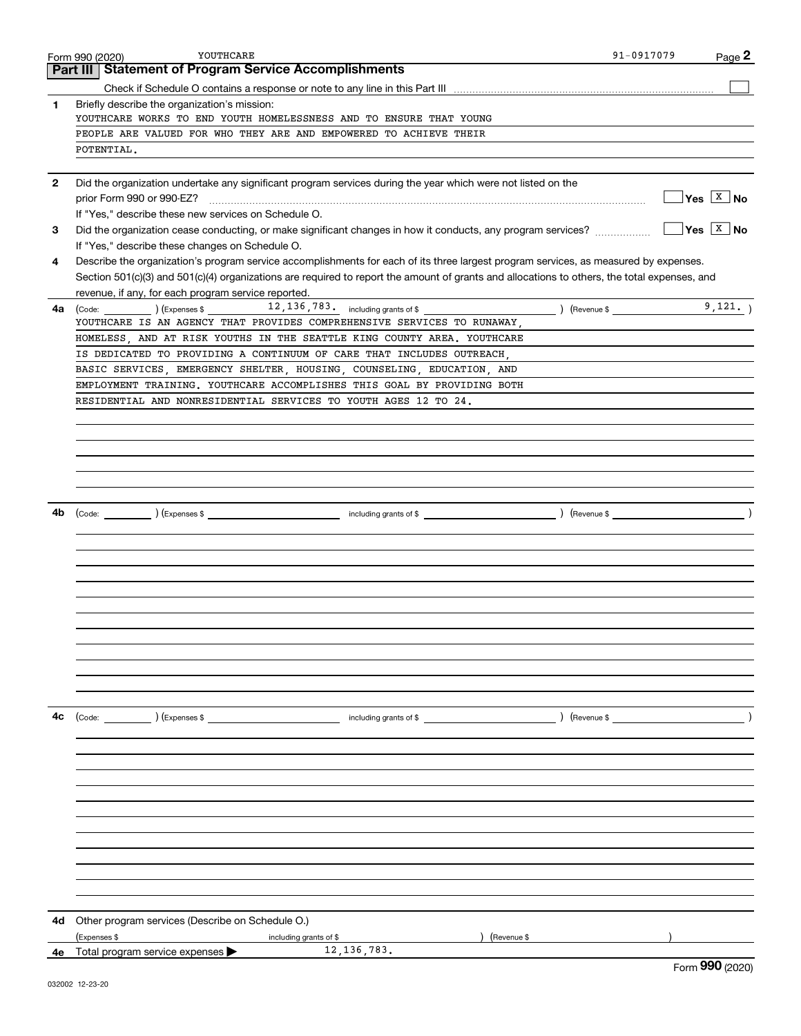Form 990 (2020) YOUTHCARE 91-0917079

## Part III Statement of Program Service Accomplishments

Check if Schedule O contains a response or note to any line in this Part III ☐

**1** Briefly describe the organization's mission:

YOUTHCARE WORKS TO END YOUTH HOMELESSNESS AND TO ENSURE THAT YOUNG PEOPLE ARE VALUED FOR WHO THEY ARE AND EMPOWERED TO ACHIEVE THEIR POTENTIAL.

**2** Did the organization undertake any significant program services during the year which were not listed on the prior Form 990 or 990-EZ? ☐ Yes ☒ No

If "Yes," describe these new services on Schedule O.

**3** Did the organization cease conducting, or make significant changes in how it conducts, any program services? ☐ Yes ☒ No

If "Yes," describe these changes on Schedule O.

**4** Describe the organization's program service accomplishments for each of its three largest program services, as measured by expenses. Section 501(c)(3) and 501(c)(4) organizations are required to report the amount of grants and allocations to others, the total expenses, and revenue, if any, for each program service reported.

**4a** (Code: ) (Expenses $ 12,136,783. including grants of $ ) (Revenue $ 9,121. )

YOUTHCARE IS AN AGENCY THAT PROVIDES COMPREHENSIVE SERVICES TO RUNAWAY, HOMELESS, AND AT RISK YOUTHS IN THE SEATTLE KING COUNTY AREA. YOUTHCARE IS DEDICATED TO PROVIDING A CONTINUUM OF CARE THAT INCLUDES OUTREACH, BASIC SERVICES, EMERGENCY SHELTER, HOUSING, COUNSELING, EDUCATION, AND EMPLOYMENT TRAINING. YOUTHCARE ACCOMPLISHES THIS GOAL BY PROVIDING BOTH RESIDENTIAL AND NONRESIDENTIAL SERVICES TO YOUTH AGES 12 TO 24.

**4b** (Code: ) (Expenses $ including grants of $ ) (Revenue $ )

**4c** (Code: ) (Expenses $ including grants of $ ) (Revenue $ )

**4d** Other program services (Describe on Schedule O.)

(Expenses $ including grants of $ ) (Revenue $ )

**4e** Total program service expenses ▶ 12,136,783.

Form **990** (2020)

032002 12-23-20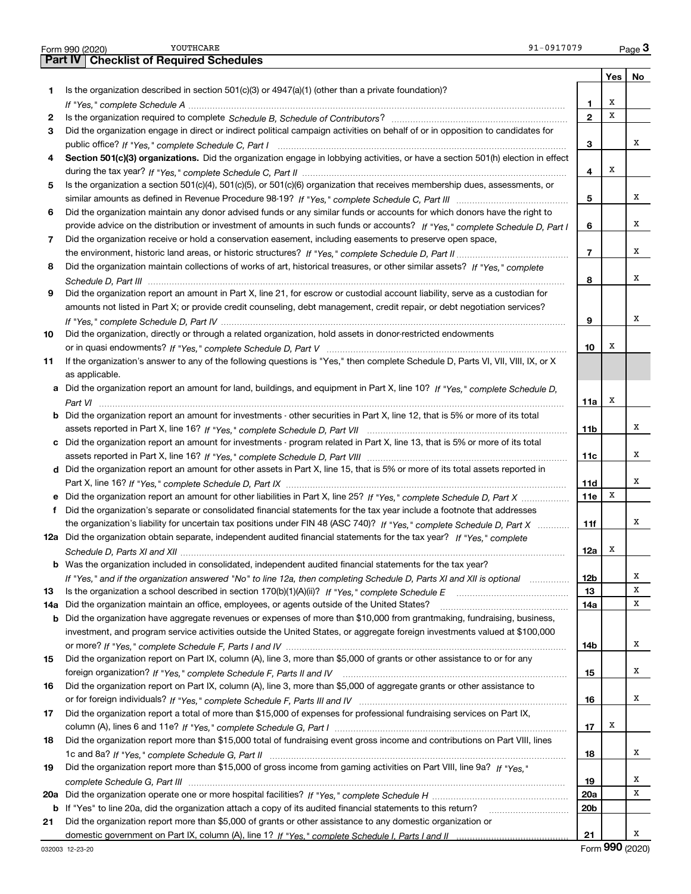Form 990 (2020) YOUTHCARE 91-0917079

## Part IV Checklist of Required Schedules

| | | | Yes | No |
|---|---|---|---|---|
| 1 | Is the organization described in section 501(c)(3) or 4947(a)(1) (other than a private foundation)? *If "Yes," complete Schedule A* | 1 | X | |
| 2 | Is the organization required to complete *Schedule B, Schedule of Contributors*? | 2 | X | |
| 3 | Did the organization engage in direct or indirect political campaign activities on behalf of or in opposition to candidates for public office? *If "Yes," complete Schedule C, Part I* | 3 | | X |
| 4 | **Section 501(c)(3) organizations.** Did the organization engage in lobbying activities, or have a section 501(h) election in effect during the tax year? *If "Yes," complete Schedule C, Part II* | 4 | X | |
| 5 | Is the organization a section 501(c)(4), 501(c)(5), or 501(c)(6) organization that receives membership dues, assessments, or similar amounts as defined in Revenue Procedure 98-19? *If "Yes," complete Schedule C, Part III* | 5 | | X |
| 6 | Did the organization maintain any donor advised funds or any similar funds or accounts for which donors have the right to provide advice on the distribution or investment of amounts in such funds or accounts? *If "Yes," complete Schedule D, Part I* | 6 | | X |
| 7 | Did the organization receive or hold a conservation easement, including easements to preserve open space, the environment, historic land areas, or historic structures? *If "Yes," complete Schedule D, Part II* | 7 | | X |
| 8 | Did the organization maintain collections of works of art, historical treasures, or other similar assets? *If "Yes," complete Schedule D, Part III* | 8 | | X |
| 9 | Did the organization report an amount in Part X, line 21, for escrow or custodial account liability, serve as a custodian for amounts not listed in Part X; or provide credit counseling, debt management, credit repair, or debt negotiation services? *If "Yes," complete Schedule D, Part IV* | 9 | | X |
| 10 | Did the organization, directly or through a related organization, hold assets in donor-restricted endowments or in quasi endowments? *If "Yes," complete Schedule D, Part V* | 10 | X | |
| 11 | If the organization's answer to any of the following questions is "Yes," then complete Schedule D, Parts VI, VII, VIII, IX, or X as applicable. | | | |
| a | Did the organization report an amount for land, buildings, and equipment in Part X, line 10? *If "Yes," complete Schedule D, Part VI* | 11a | X | |
| b | Did the organization report an amount for investments - other securities in Part X, line 12, that is 5% or more of its total assets reported in Part X, line 16? *If "Yes," complete Schedule D, Part VII* | 11b | | X |
| c | Did the organization report an amount for investments - program related in Part X, line 13, that is 5% or more of its total assets reported in Part X, line 16? *If "Yes," complete Schedule D, Part VIII* | 11c | | X |
| d | Did the organization report an amount for other assets in Part X, line 15, that is 5% or more of its total assets reported in Part X, line 16? *If "Yes," complete Schedule D, Part IX* | 11d | | X |
| e | Did the organization report an amount for other liabilities in Part X, line 25? *If "Yes," complete Schedule D, Part X* | 11e | X | |
| f | Did the organization's separate or consolidated financial statements for the tax year include a footnote that addresses the organization's liability for uncertain tax positions under FIN 48 (ASC 740)? *If "Yes," complete Schedule D, Part X* | 11f | | X |
| 12a | Did the organization obtain separate, independent audited financial statements for the tax year? *If "Yes," complete Schedule D, Parts XI and XII* | 12a | X | |
| b | Was the organization included in consolidated, independent audited financial statements for the tax year? *If "Yes," and if the organization answered "No" to line 12a, then completing Schedule D, Parts XI and XII is optional* | 12b | | X |
| 13 | Is the organization a school described in section 170(b)(1)(A)(ii)? *If "Yes," complete Schedule E* | 13 | | X |
| 14a | Did the organization maintain an office, employees, or agents outside of the United States? | 14a | | X |
| b | Did the organization have aggregate revenues or expenses of more than $10,000 from grantmaking, fundraising, business, investment, and program service activities outside the United States, or aggregate foreign investments valued at $100,000 or more? *If "Yes," complete Schedule F, Parts I and IV* | 14b | | X |
| 15 | Did the organization report on Part IX, column (A), line 3, more than $5,000 of grants or other assistance to or for any foreign organization? *If "Yes," complete Schedule F, Parts II and IV* | 15 | | X |
| 16 | Did the organization report on Part IX, column (A), line 3, more than $5,000 of aggregate grants or other assistance to or for foreign individuals? *If "Yes," complete Schedule F, Parts III and IV* | 16 | | X |
| 17 | Did the organization report a total of more than $15,000 of expenses for professional fundraising services on Part IX, column (A), lines 6 and 11e? *If "Yes," complete Schedule G, Part I* | 17 | X | |
| 18 | Did the organization report more than $15,000 total of fundraising event gross income and contributions on Part VIII, lines 1c and 8a? *If "Yes," complete Schedule G, Part II* | 18 | | X |
| 19 | Did the organization report more than $15,000 of gross income from gaming activities on Part VIII, line 9a? *If "Yes," complete Schedule G, Part III* | 19 | | X |
| 20a | Did the organization operate one or more hospital facilities? *If "Yes," complete Schedule H* | 20a | | X |
| b | If "Yes" to line 20a, did the organization attach a copy of its audited financial statements to this return? | 20b | | |
| 21 | Did the organization report more than $5,000 of grants or other assistance to any domestic organization or domestic government on Part IX, column (A), line 1? *If "Yes," complete Schedule I, Parts I and II* | 21 | | X |

032003 12-23-20 Form **990** (2020)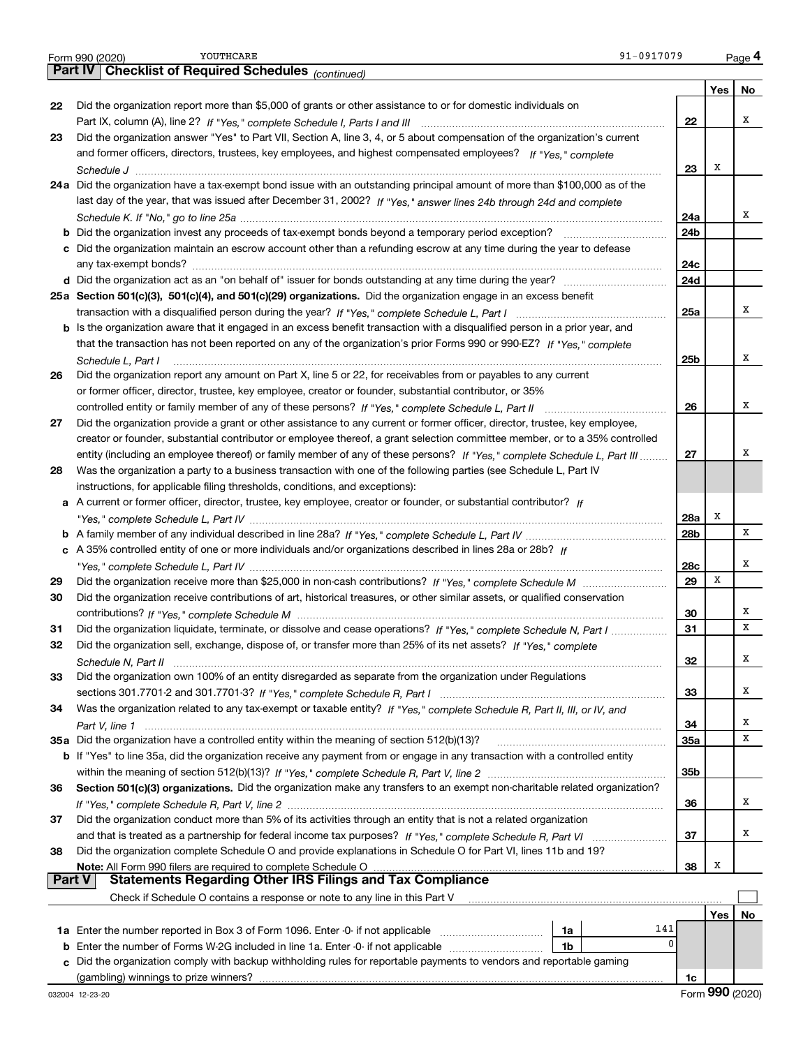Form 990 (2020) YOUTHCARE 91-0917079 Page 4

## Part IV Checklist of Required Schedules *(continued)*

| | | | Yes | No |
|---|---|---|---|---|
| 22 | Did the organization report more than $5,000 of grants or other assistance to or for domestic individuals on Part IX, column (A), line 2? *If "Yes," complete Schedule I, Parts I and III* | 22 | | X |
| 23 | Did the organization answer "Yes" to Part VII, Section A, line 3, 4, or 5 about compensation of the organization's current and former officers, directors, trustees, key employees, and highest compensated employees? *If "Yes," complete Schedule J* | 23 | X | |
| 24a | Did the organization have a tax-exempt bond issue with an outstanding principal amount of more than $100,000 as of the last day of the year, that was issued after December 31, 2002? *If "Yes," answer lines 24b through 24d and complete Schedule K. If "No," go to line 25a* | 24a | | X |
| b | Did the organization invest any proceeds of tax-exempt bonds beyond a temporary period exception? | 24b | | |
| c | Did the organization maintain an escrow account other than a refunding escrow at any time during the year to defease any tax-exempt bonds? | 24c | | |
| d | Did the organization act as an "on behalf of" issuer for bonds outstanding at any time during the year? | 24d | | |
| 25a | **Section 501(c)(3), 501(c)(4), and 501(c)(29) organizations.** Did the organization engage in an excess benefit transaction with a disqualified person during the year? *If "Yes," complete Schedule L, Part I* | 25a | | X |
| b | Is the organization aware that it engaged in an excess benefit transaction with a disqualified person in a prior year, and that the transaction has not been reported on any of the organization's prior Forms 990 or 990-EZ? *If "Yes," complete Schedule L, Part I* | 25b | | X |
| 26 | Did the organization report any amount on Part X, line 5 or 22, for receivables from or payables to any current or former officer, director, trustee, key employee, creator or founder, substantial contributor, or 35% controlled entity or family member of any of these persons? *If "Yes," complete Schedule L, Part II* | 26 | | X |
| 27 | Did the organization provide a grant or other assistance to any current or former officer, director, trustee, key employee, creator or founder, substantial contributor or employee thereof, a grant selection committee member, or to a 35% controlled entity (including an employee thereof) or family member of any of these persons? *If "Yes," complete Schedule L, Part III* | 27 | | X |
| 28 | Was the organization a party to a business transaction with one of the following parties (see Schedule L, Part IV instructions, for applicable filing thresholds, conditions, and exceptions): | | | |
| a | A current or former officer, director, trustee, key employee, creator or founder, or substantial contributor? *If "Yes," complete Schedule L, Part IV* | 28a | X | |
| b | A family member of any individual described in line 28a? *If "Yes," complete Schedule L, Part IV* | 28b | | X |
| c | A 35% controlled entity of one or more individuals and/or organizations described in lines 28a or 28b? *If "Yes," complete Schedule L, Part IV* | 28c | | X |
| 29 | Did the organization receive more than $25,000 in non-cash contributions? *If "Yes," complete Schedule M* | 29 | X | |
| 30 | Did the organization receive contributions of art, historical treasures, or other similar assets, or qualified conservation contributions? *If "Yes," complete Schedule M* | 30 | | X |
| 31 | Did the organization liquidate, terminate, or dissolve and cease operations? *If "Yes," complete Schedule N, Part I* | 31 | | X |
| 32 | Did the organization sell, exchange, dispose of, or transfer more than 25% of its net assets? *If "Yes," complete Schedule N, Part II* | 32 | | X |
| 33 | Did the organization own 100% of an entity disregarded as separate from the organization under Regulations sections 301.7701-2 and 301.7701-3? *If "Yes," complete Schedule R, Part I* | 33 | | X |
| 34 | Was the organization related to any tax-exempt or taxable entity? *If "Yes," complete Schedule R, Part II, III, or IV, and Part V, line 1* | 34 | | X |
| 35a | Did the organization have a controlled entity within the meaning of section 512(b)(13)? | 35a | | X |
| b | If "Yes" to line 35a, did the organization receive any payment from or engage in any transaction with a controlled entity within the meaning of section 512(b)(13)? *If "Yes," complete Schedule R, Part V, line 2* | 35b | | |
| 36 | **Section 501(c)(3) organizations.** Did the organization make any transfers to an exempt non-charitable related organization? *If "Yes," complete Schedule R, Part V, line 2* | 36 | | X |
| 37 | Did the organization conduct more than 5% of its activities through an entity that is not a related organization and that is treated as a partnership for federal income tax purposes? *If "Yes," complete Schedule R, Part VI* | 37 | | X |
| 38 | Did the organization complete Schedule O and provide explanations in Schedule O for Part VI, lines 11b and 19? **Note:** All Form 990 filers are required to complete Schedule O | 38 | X | |

## Part V Statements Regarding Other IRS Filings and Tax Compliance

Check if Schedule O contains a response or note to any line in this Part V ☐

| | | | | | Yes | No |
|---|---|---|---|---|---|---|
| 1a | Enter the number reported in Box 3 of Form 1096. Enter -0- if not applicable | 1a | 141 | | | |
| b | Enter the number of Forms W-2G included in line 1a. Enter -0- if not applicable | 1b | 0 | | | |
| c | Did the organization comply with backup withholding rules for reportable payments to vendors and reportable gaming (gambling) winnings to prize winners? | | | 1c | | |

032004 12-23-20 Form **990** (2020)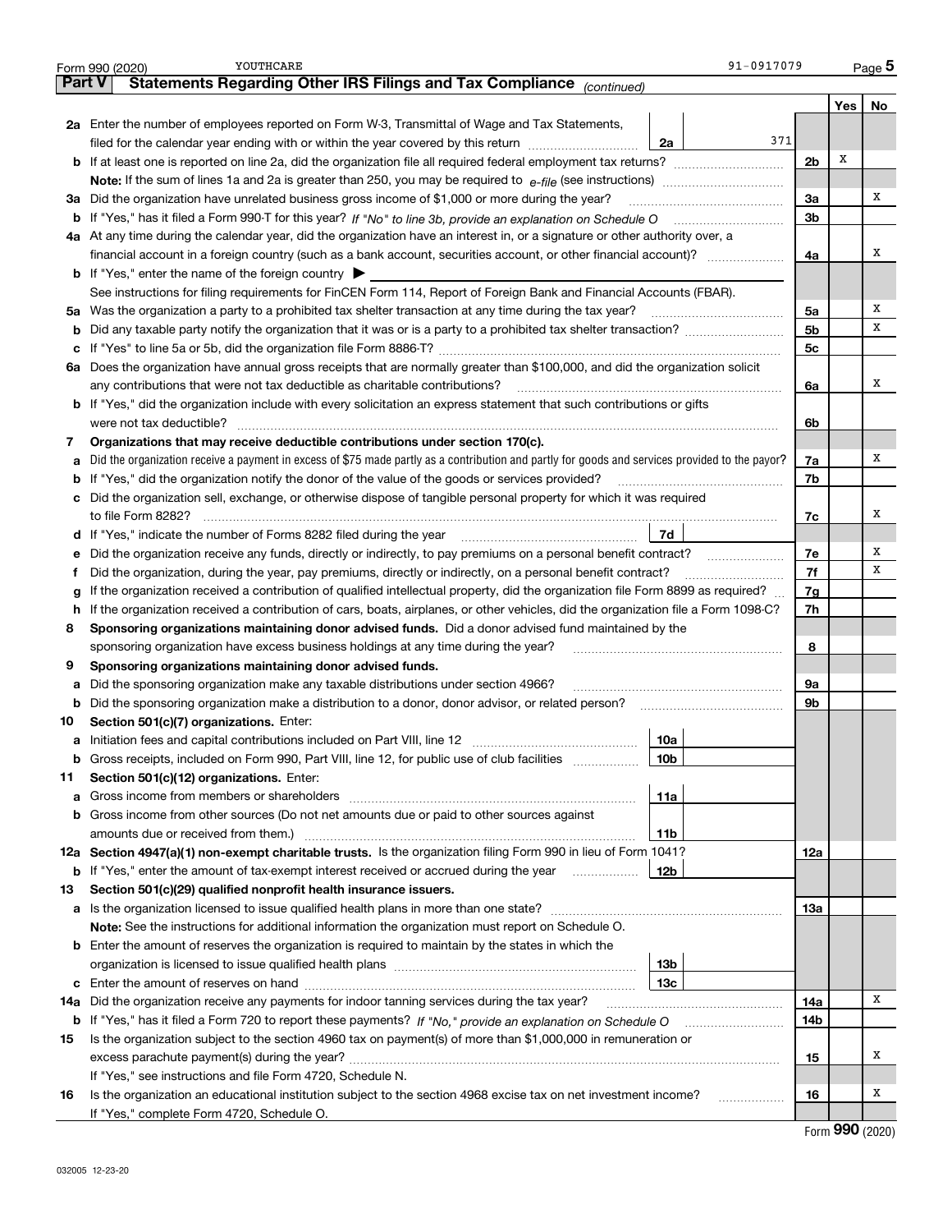Form 990 (2020) YOUTHCARE 91-0917079

## Part V Statements Regarding Other IRS Filings and Tax Compliance *(continued)*

| | | | | | Yes | No |
|---|---|---|---|---|---|---|
| **2a** | Enter the number of employees reported on Form W-3, Transmittal of Wage and Tax Statements, filed for the calendar year ending with or within the year covered by this return | 2a | 371 | | | |
| **b** | If at least one is reported on line 2a, did the organization file all required federal employment tax returns? | | | 2b | X | |
| | **Note:** If the sum of lines 1a and 2a is greater than 250, you may be required to *e-file* (see instructions) | | | | | |
| **3a** | Did the organization have unrelated business gross income of $1,000 or more during the year? | | | 3a | | X |
| **b** | If "Yes," has it filed a Form 990-T for this year? *If "No" to line 3b, provide an explanation on Schedule O* | | | 3b | | |
| **4a** | At any time during the calendar year, did the organization have an interest in, or a signature or other authority over, a financial account in a foreign country (such as a bank account, securities account, or other financial account)? | | | 4a | | X |
| **b** | If "Yes," enter the name of the foreign country ▶ | | | | | |
| | See instructions for filing requirements for FinCEN Form 114, Report of Foreign Bank and Financial Accounts (FBAR). | | | | | |
| **5a** | Was the organization a party to a prohibited tax shelter transaction at any time during the tax year? | | | 5a | | X |
| **b** | Did any taxable party notify the organization that it was or is a party to a prohibited tax shelter transaction? | | | 5b | | X |
| **c** | If "Yes" to line 5a or 5b, did the organization file Form 8886-T? | | | 5c | | |
| **6a** | Does the organization have annual gross receipts that are normally greater than $100,000, and did the organization solicit any contributions that were not tax deductible as charitable contributions? | | | 6a | | X |
| **b** | If "Yes," did the organization include with every solicitation an express statement that such contributions or gifts were not tax deductible? | | | 6b | | |
| **7** | **Organizations that may receive deductible contributions under section 170(c).** | | | | | |
| **a** | Did the organization receive a payment in excess of $75 made partly as a contribution and partly for goods and services provided to the payor? | | | 7a | | X |
| **b** | If "Yes," did the organization notify the donor of the value of the goods or services provided? | | | 7b | | |
| **c** | Did the organization sell, exchange, or otherwise dispose of tangible personal property for which it was required to file Form 8282? | | | 7c | | X |
| **d** | If "Yes," indicate the number of Forms 8282 filed during the year | 7d | | | | |
| **e** | Did the organization receive any funds, directly or indirectly, to pay premiums on a personal benefit contract? | | | 7e | | X |
| **f** | Did the organization, during the year, pay premiums, directly or indirectly, on a personal benefit contract? | | | 7f | | X |
| **g** | If the organization received a contribution of qualified intellectual property, did the organization file Form 8899 as required? | | | 7g | | |
| **h** | If the organization received a contribution of cars, boats, airplanes, or other vehicles, did the organization file a Form 1098-C? | | | 7h | | |
| **8** | **Sponsoring organizations maintaining donor advised funds.** Did a donor advised fund maintained by the sponsoring organization have excess business holdings at any time during the year? | | | 8 | | |
| **9** | **Sponsoring organizations maintaining donor advised funds.** | | | | | |
| **a** | Did the sponsoring organization make any taxable distributions under section 4966? | | | 9a | | |
| **b** | Did the sponsoring organization make a distribution to a donor, donor advisor, or related person? | | | 9b | | |
| **10** | **Section 501(c)(7) organizations.** Enter: | | | | | |
| **a** | Initiation fees and capital contributions included on Part VIII, line 12 | 10a | | | | |
| **b** | Gross receipts, included on Form 990, Part VIII, line 12, for public use of club facilities | 10b | | | | |
| **11** | **Section 501(c)(12) organizations.** Enter: | | | | | |
| **a** | Gross income from members or shareholders | 11a | | | | |
| **b** | Gross income from other sources (Do not net amounts due or paid to other sources against amounts due or received from them.) | 11b | | | | |
| **12a** | **Section 4947(a)(1) non-exempt charitable trusts.** Is the organization filing Form 990 in lieu of Form 1041? | | | 12a | | |
| **b** | If "Yes," enter the amount of tax-exempt interest received or accrued during the year | 12b | | | | |
| **13** | **Section 501(c)(29) qualified nonprofit health insurance issuers.** | | | | | |
| **a** | Is the organization licensed to issue qualified health plans in more than one state? | | | 13a | | |
| | **Note:** See the instructions for additional information the organization must report on Schedule O. | | | | | |
| **b** | Enter the amount of reserves the organization is required to maintain by the states in which the organization is licensed to issue qualified health plans | 13b | | | | |
| **c** | Enter the amount of reserves on hand | 13c | | | | |
| **14a** | Did the organization receive any payments for indoor tanning services during the tax year? | | | 14a | | X |
| **b** | If "Yes," has it filed a Form 720 to report these payments? *If "No," provide an explanation on Schedule O* | | | 14b | | |
| **15** | Is the organization subject to the section 4960 tax on payment(s) of more than $1,000,000 in remuneration or excess parachute payment(s) during the year? | | | 15 | | X |
| | If "Yes," see instructions and file Form 4720, Schedule N. | | | | | |
| **16** | Is the organization an educational institution subject to the section 4968 excise tax on net investment income? | | | 16 | | X |
| | If "Yes," complete Form 4720, Schedule O. | | | | | |

Form **990** (2020)

032005 12-23-20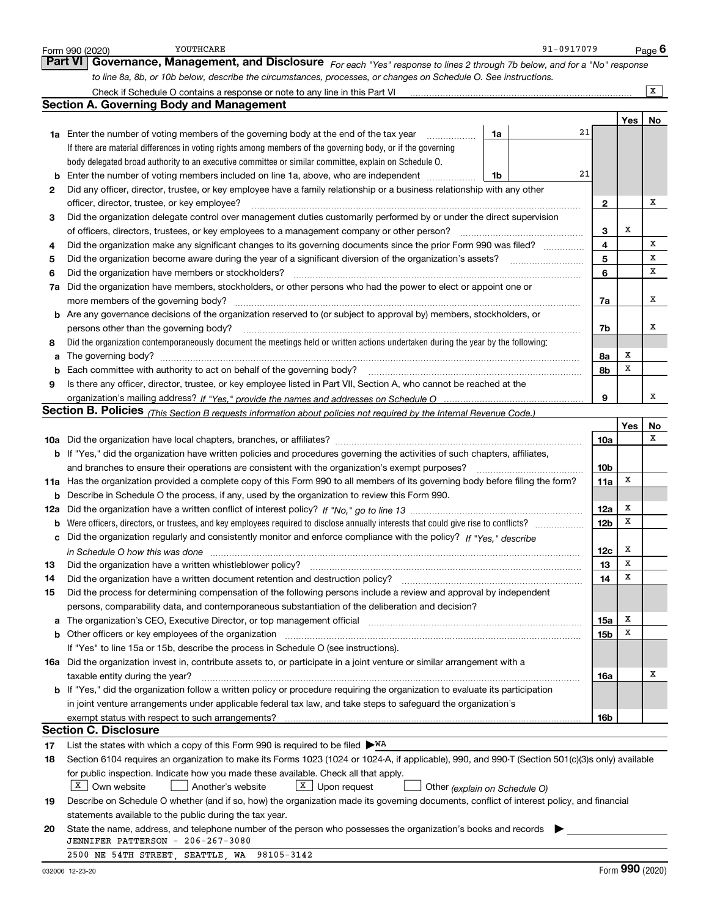Form 990 (2020) YOUTHCARE 91-0917079 Page 6

## Part VI Governance, Management, and Disclosure

*For each "Yes" response to lines 2 through 7b below, and for a "No" response to line 8a, 8b, or 10b below, describe the circumstances, processes, or changes on Schedule O. See instructions.*

Check if Schedule O contains a response or note to any line in this Part VI ... [X]

### Section A. Governing Body and Management

| | | | | Yes | No |
|---|---|---|---|---|---|
| **1a** | Enter the number of voting members of the governing body at the end of the tax year | 1a | 21 | | |
| | If there are material differences in voting rights among members of the governing body, or if the governing body delegated broad authority to an executive committee or similar committee, explain on Schedule O. | | | | |
| **b** | Enter the number of voting members included on line 1a, above, who are independent | 1b | 21 | | |
| **2** | Did any officer, director, trustee, or key employee have a family relationship or a business relationship with any other officer, director, trustee, or key employee? | 2 | | | X |
| **3** | Did the organization delegate control over management duties customarily performed by or under the direct supervision of officers, directors, trustees, or key employees to a management company or other person? | 3 | | X | |
| **4** | Did the organization make any significant changes to its governing documents since the prior Form 990 was filed? | 4 | | | X |
| **5** | Did the organization become aware during the year of a significant diversion of the organization's assets? | 5 | | | X |
| **6** | Did the organization have members or stockholders? | 6 | | | X |
| **7a** | Did the organization have members, stockholders, or other persons who had the power to elect or appoint one or more members of the governing body? | 7a | | | X |
| **b** | Are any governance decisions of the organization reserved to (or subject to approval by) members, stockholders, or persons other than the governing body? | 7b | | | X |
| **8** | Did the organization contemporaneously document the meetings held or written actions undertaken during the year by the following: | | | | |
| **a** | The governing body? | 8a | | X | |
| **b** | Each committee with authority to act on behalf of the governing body? | 8b | | X | |
| **9** | Is there any officer, director, trustee, or key employee listed in Part VII, Section A, who cannot be reached at the organization's mailing address? *If "Yes," provide the names and addresses on Schedule O* | 9 | | | X |

### Section B. Policies *(This Section B requests information about policies not required by the Internal Revenue Code.)*

| | | | Yes | No |
|---|---|---|---|---|
| **10a** | Did the organization have local chapters, branches, or affiliates? | 10a | | X |
| **b** | If "Yes," did the organization have written policies and procedures governing the activities of such chapters, affiliates, and branches to ensure their operations are consistent with the organization's exempt purposes? | 10b | | |
| **11a** | Has the organization provided a complete copy of this Form 990 to all members of its governing body before filing the form? | 11a | X | |
| **b** | Describe in Schedule O the process, if any, used by the organization to review this Form 990. | | | |
| **12a** | Did the organization have a written conflict of interest policy? *If "No," go to line 13* | 12a | X | |
| **b** | Were officers, directors, or trustees, and key employees required to disclose annually interests that could give rise to conflicts? | 12b | X | |
| **c** | Did the organization regularly and consistently monitor and enforce compliance with the policy? *If "Yes," describe in Schedule O how this was done* | 12c | X | |
| **13** | Did the organization have a written whistleblower policy? | 13 | X | |
| **14** | Did the organization have a written document retention and destruction policy? | 14 | X | |
| **15** | Did the process for determining compensation of the following persons include a review and approval by independent persons, comparability data, and contemporaneous substantiation of the deliberation and decision? | | | |
| **a** | The organization's CEO, Executive Director, or top management official | 15a | X | |
| **b** | Other officers or key employees of the organization | 15b | X | |
| | If "Yes" to line 15a or 15b, describe the process in Schedule O (see instructions). | | | |
| **16a** | Did the organization invest in, contribute assets to, or participate in a joint venture or similar arrangement with a taxable entity during the year? | 16a | | X |
| **b** | If "Yes," did the organization follow a written policy or procedure requiring the organization to evaluate its participation in joint venture arrangements under applicable federal tax law, and take steps to safeguard the organization's exempt status with respect to such arrangements? | 16b | | |

### Section C. Disclosure

**17** List the states with which a copy of this Form 990 is required to be filed ▶WA

**18** Section 6104 requires an organization to make its Forms 1023 (1024 or 1024-A, if applicable), 990, and 990-T (Section 501(c)(3)s only) available for public inspection. Indicate how you made these available. Check all that apply.

[X] Own website  [ ] Another's website  [X] Upon request  [ ] Other *(explain on Schedule O)*

**19** Describe on Schedule O whether (and if so, how) the organization made its governing documents, conflict of interest policy, and financial statements available to the public during the tax year.

**20** State the name, address, and telephone number of the person who possesses the organization's books and records ▶

JENNIFER PATTERSON - 206-267-3080

2500 NE 54TH STREET, SEATTLE, WA 98105-3142

032006 12-23-20 Form **990** (2020)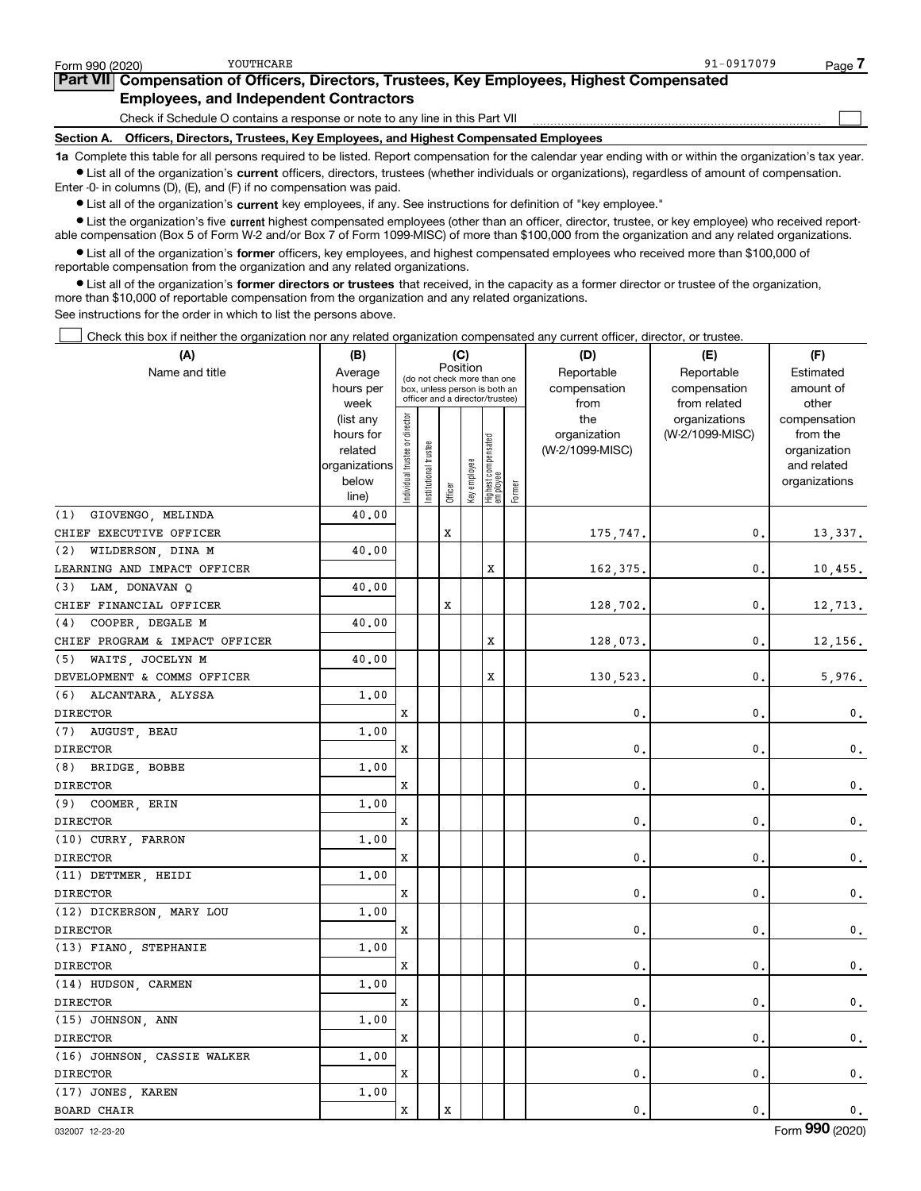Form 990 (2020) YOUTHCARE 91-0917079

## Part VII Compensation of Officers, Directors, Trustees, Key Employees, Highest Compensated Employees, and Independent Contractors

Check if Schedule O contains a response or note to any line in this Part VII ☐

### Section A. Officers, Directors, Trustees, Key Employees, and Highest Compensated Employees

**1a** Complete this table for all persons required to be listed. Report compensation for the calendar year ending with or within the organization's tax year.

- List all of the organization's **current** officers, directors, trustees (whether individuals or organizations), regardless of amount of compensation. Enter -0- in columns (D), (E), and (F) if no compensation was paid.
- List all of the organization's **current** key employees, if any. See instructions for definition of "key employee."
- List the organization's five **current** highest compensated employees (other than an officer, director, trustee, or key employee) who received reportable compensation (Box 5 of Form W-2 and/or Box 7 of Form 1099-MISC) of more than $100,000 from the organization and any related organizations.
- List all of the organization's **former** officers, key employees, and highest compensated employees who received more than $100,000 of reportable compensation from the organization and any related organizations.
- List all of the organization's **former directors or trustees** that received, in the capacity as a former director or trustee of the organization, more than $10,000 of reportable compensation from the organization and any related organizations.

See instructions for the order in which to list the persons above.

☐ Check this box if neither the organization nor any related organization compensated any current officer, director, or trustee.

| (A) Name and title | (B) Average hours per week (list any hours for related organizations below line) | (C) Position: Individual trustee or director | Institutional trustee | Officer | Key employee | Highest compensated employee | Former | (D) Reportable compensation from the organization (W-2/1099-MISC) | (E) Reportable compensation from related organizations (W-2/1099-MISC) | (F) Estimated amount of other compensation from the organization and related organizations |
|---|---|---|---|---|---|---|---|---|---|---|
| (1) GIOVENGO, MELINDA<br>CHIEF EXECUTIVE OFFICER | 40.00 | | | X | | | | 175,747. | 0. | 13,337. |
| (2) WILDERSON, DINA M<br>LEARNING AND IMPACT OFFICER | 40.00 | | | | | X | | 162,375. | 0. | 10,455. |
| (3) LAM, DONAVAN Q<br>CHIEF FINANCIAL OFFICER | 40.00 | | | X | | | | 128,702. | 0. | 12,713. |
| (4) COOPER, DEGALE M<br>CHIEF PROGRAM & IMPACT OFFICER | 40.00 | | | | | X | | 128,073. | 0. | 12,156. |
| (5) WAITS, JOCELYN M<br>DEVELOPMENT & COMMS OFFICER | 40.00 | | | | | X | | 130,523. | 0. | 5,976. |
| (6) ALCANTARA, ALYSSA<br>DIRECTOR | 1.00 | X | | | | | | 0. | 0. | 0. |
| (7) AUGUST, BEAU<br>DIRECTOR | 1.00 | X | | | | | | 0. | 0. | 0. |
| (8) BRIDGE, BOBBE<br>DIRECTOR | 1.00 | X | | | | | | 0. | 0. | 0. |
| (9) COOMER, ERIN<br>DIRECTOR | 1.00 | X | | | | | | 0. | 0. | 0. |
| (10) CURRY, FARRON<br>DIRECTOR | 1.00 | X | | | | | | 0. | 0. | 0. |
| (11) DETTMER, HEIDI<br>DIRECTOR | 1.00 | X | | | | | | 0. | 0. | 0. |
| (12) DICKERSON, MARY LOU<br>DIRECTOR | 1.00 | X | | | | | | 0. | 0. | 0. |
| (13) FIANO, STEPHANIE<br>DIRECTOR | 1.00 | X | | | | | | 0. | 0. | 0. |
| (14) HUDSON, CARMEN<br>DIRECTOR | 1.00 | X | | | | | | 0. | 0. | 0. |
| (15) JOHNSON, ANN<br>DIRECTOR | 1.00 | X | | | | | | 0. | 0. | 0. |
| (16) JOHNSON, CASSIE WALKER<br>DIRECTOR | 1.00 | X | | | | | | 0. | 0. | 0. |
| (17) JONES, KAREN<br>BOARD CHAIR | 1.00 | X | | X | | | | 0. | 0. | 0. |

032007 12-23-20 Form **990** (2020)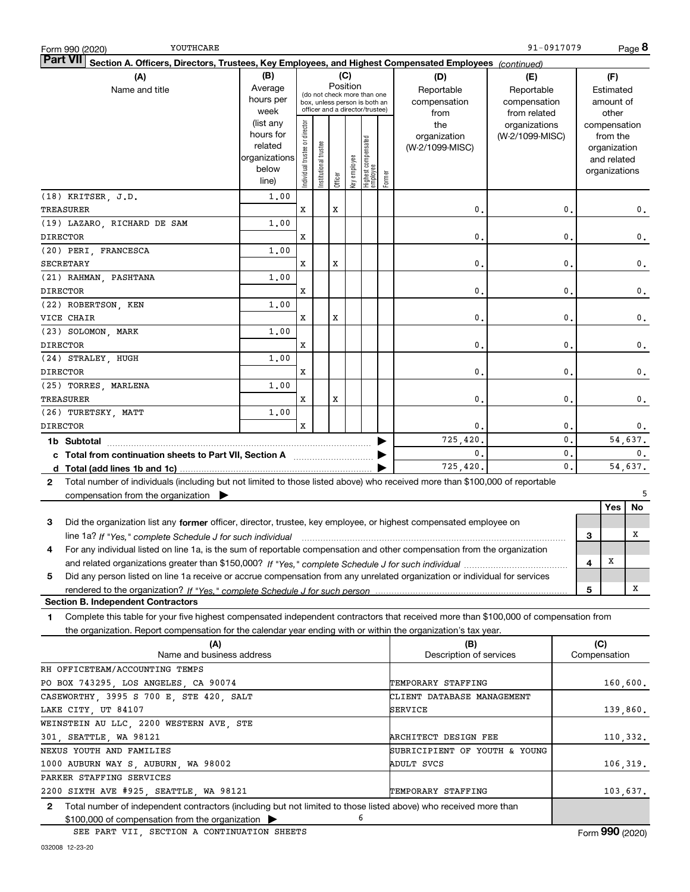Form 990 (2020) YOUTHCARE 91-0917079

## Part VII Section A. Officers, Directors, Trustees, Key Employees, and Highest Compensated Employees *(continued)*

| (A) Name and title | (B) Average hours per week (list any hours for related organizations below line) | (C) Position: Individual trustee or director | Institutional trustee | Officer | Key employee | Highest compensated employee | Former | (D) Reportable compensation from the organization (W-2/1099-MISC) | (E) Reportable compensation from related organizations (W-2/1099-MISC) | (F) Estimated amount of other compensation from the organization and related organizations |
|---|---|---|---|---|---|---|---|---|---|---|
| (18) KRITSER, J.D. TREASURER | 1.00 | X | | X | | | | 0. | 0. | 0. |
| (19) LAZARO, RICHARD DE SAM DIRECTOR | 1.00 | X | | | | | | 0. | 0. | 0. |
| (20) PERI, FRANCESCA SECRETARY | 1.00 | X | | X | | | | 0. | 0. | 0. |
| (21) RAHMAN, PASHTANA DIRECTOR | 1.00 | X | | | | | | 0. | 0. | 0. |
| (22) ROBERTSON, KEN VICE CHAIR | 1.00 | X | | X | | | | 0. | 0. | 0. |
| (23) SOLOMON, MARK DIRECTOR | 1.00 | X | | | | | | 0. | 0. | 0. |
| (24) STRALEY, HUGH DIRECTOR | 1.00 | X | | | | | | 0. | 0. | 0. |
| (25) TORRES, MARLENA TREASURER | 1.00 | X | | X | | | | 0. | 0. | 0. |
| (26) TURETSKY, MATT DIRECTOR | 1.00 | X | | | | | | 0. | 0. | 0. |
| 1b Subtotal | | | | | | | | 725,420. | 0. | 54,637. |
| c Total from continuation sheets to Part VII, Section A | | | | | | | | 0. | 0. | 0. |
| d Total (add lines 1b and 1c) | | | | | | | | 725,420. | 0. | 54,637. |

2 Total number of individuals (including but not limited to those listed above) who received more than $100,000 of reportable compensation from the organization ▶ 5

| | | Yes | No |
|---|---|---|---|
| 3 Did the organization list any **former** officer, director, trustee, key employee, or highest compensated employee on line 1a? *If "Yes," complete Schedule J for such individual* | 3 | | X |
| 4 For any individual listed on line 1a, is the sum of reportable compensation and other compensation from the organization and related organizations greater than $150,000? *If "Yes," complete Schedule J for such individual* | 4 | X | |
| 5 Did any person listed on line 1a receive or accrue compensation from any unrelated organization or individual for services rendered to the organization? *If "Yes," complete Schedule J for such person* | 5 | | X |

### Section B. Independent Contractors

1 Complete this table for your five highest compensated independent contractors that received more than $100,000 of compensation from the organization. Report compensation for the calendar year ending with or within the organization's tax year.

| (A) Name and business address | (B) Description of services | (C) Compensation |
|---|---|---|
| RH OFFICETEAM/ACCOUNTING TEMPS PO BOX 743295, LOS ANGELES, CA 90074 | TEMPORARY STAFFING | 160,600. |
| CASEWORTHY, 3995 S 700 E, STE 420, SALT LAKE CITY, UT 84107 | CLIENT DATABASE MANAGEMENT SERVICE | 139,860. |
| WEINSTEIN AU LLC, 2200 WESTERN AVE, STE 301, SEATTLE, WA 98121 | ARCHITECT DESIGN FEE | 110,332. |
| NEXUS YOUTH AND FAMILIES 1000 AUBURN WAY S, AUBURN, WA 98002 | SUBRICIPIENT OF YOUTH & YOUNG ADULT SVCS | 106,319. |
| PARKER STAFFING SERVICES 2200 SIXTH AVE #925, SEATTLE, WA 98121 | TEMPORARY STAFFING | 103,637. |

2 Total number of independent contractors (including but not limited to those listed above) who received more than $100,000 of compensation from the organization ▶ 6

SEE PART VII, SECTION A CONTINUATION SHEETS

Form 990 (2020)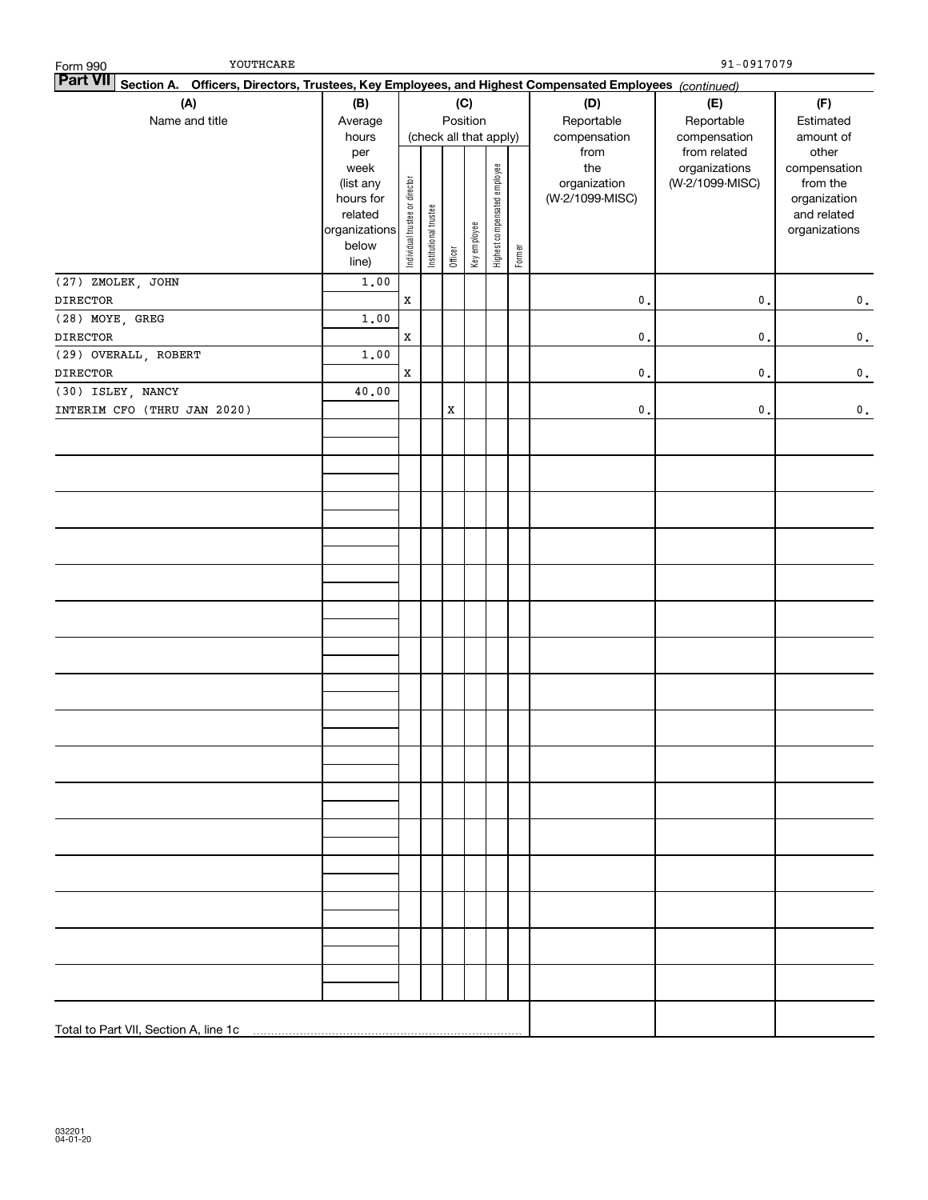Form 990 YOUTHCARE 91-0917079

**Part VII** Section A. Officers, Directors, Trustees, Key Employees, and Highest Compensated Employees *(continued)*

| (A) Name and title | (B) Average hours per week (list any hours for related organizations below line) | (C) Position (check all that apply): Individual trustee or director | Institutional trustee | Officer | Key employee | Highest compensated employee | Former | (D) Reportable compensation from the organization (W-2/1099-MISC) | (E) Reportable compensation from related organizations (W-2/1099-MISC) | (F) Estimated amount of other compensation from the organization and related organizations |
|---|---|---|---|---|---|---|---|---|---|---|
| (27) ZMOLEK, JOHN<br>DIRECTOR | 1.00 | X | | | | | | 0. | 0. | 0. |
| (28) MOYE, GREG<br>DIRECTOR | 1.00 | X | | | | | | 0. | 0. | 0. |
| (29) OVERALL, ROBERT<br>DIRECTOR | 1.00 | X | | | | | | 0. | 0. | 0. |
| (30) ISLEY, NANCY<br>INTERIM CFO (THRU JAN 2020) | 40.00 | | | X | | | | 0. | 0. | 0. |
| Total to Part VII, Section A, line 1c | | | | | | | | | | |

032201 04-01-20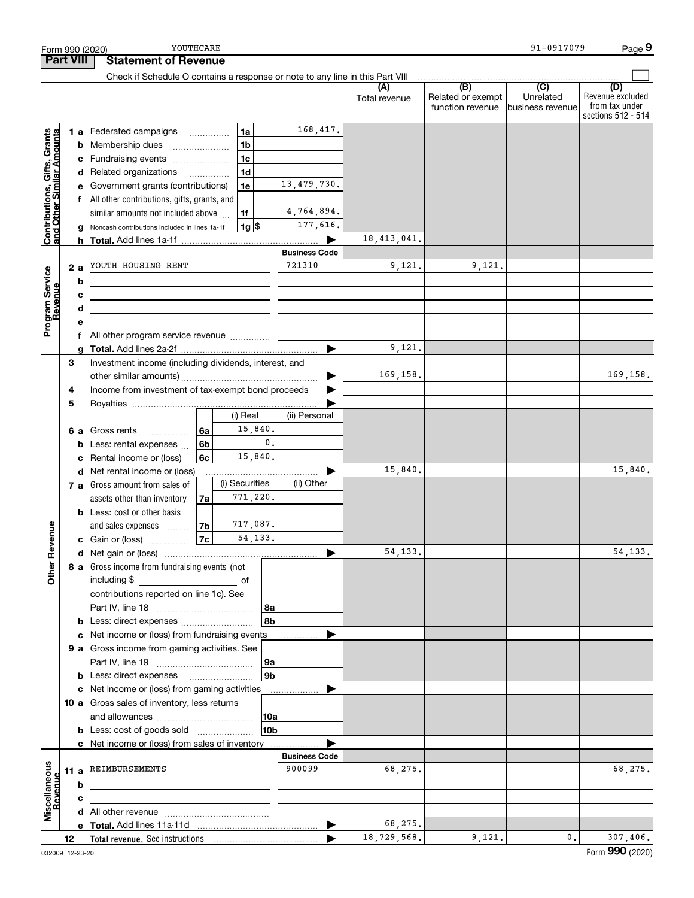Form 990 (2020) YOUTHCARE 91-0917079 Page 9

**Part VIII Statement of Revenue**

Check if Schedule O contains a response or note to any line in this Part VIII

| | | | | (A) Total revenue | (B) Related or exempt function revenue | (C) Unrelated business revenue | (D) Revenue excluded from tax under sections 512 - 514 |
|---|---|---|---|---|---|---|---|
| **Contributions, Gifts, Grants and Other Similar Amounts** | 1 a Federated campaigns | 1a | 168,417. | | | | |
| | b Membership dues | 1b | | | | | |
| | c Fundraising events | 1c | | | | | |
| | d Related organizations | 1d | | | | | |
| | e Government grants (contributions) | 1e | 13,479,730. | | | | |
| | f All other contributions, gifts, grants, and similar amounts not included above | 1f | 4,764,894. | | | | |
| | g Noncash contributions included in lines 1a-1f | 1g $ | 177,616. | | | | |
| | h **Total.** Add lines 1a-1f | | ▶ | 18,413,041. | | | |
| **Program Service Revenue** | | | Business Code | | | | |
| | 2 a YOUTH HOUSING RENT | | 721310 | 9,121. | 9,121. | | |
| | b | | | | | | |
| | c | | | | | | |
| | d | | | | | | |
| | e | | | | | | |
| | f All other program service revenue | | | | | | |
| | g **Total.** Add lines 2a-2f | | ▶ | 9,121. | | | |
| **Other Revenue** | 3 Investment income (including dividends, interest, and other similar amounts) | | ▶ | 169,158. | | | 169,158. |
| | 4 Income from investment of tax-exempt bond proceeds | | ▶ | | | | |
| | 5 Royalties | | ▶ | | | | |
| | | (i) Real | (ii) Personal | | | | |
| | 6 a Gross rents (6a) | 15,840. | | | | | |
| | b Less: rental expenses (6b) | 0. | | | | | |
| | c Rental income or (loss) (6c) | 15,840. | | | | | |
| | d Net rental income or (loss) | | ▶ | 15,840. | | | 15,840. |
| | | (i) Securities | (ii) Other | | | | |
| | 7 a Gross amount from sales of assets other than inventory (7a) | 771,220. | | | | | |
| | b Less: cost or other basis and sales expenses (7b) | 717,087. | | | | | |
| | c Gain or (loss) (7c) | 54,133. | | | | | |
| | d Net gain or (loss) | | ▶ | 54,133. | | | 54,133. |
| | 8 a Gross income from fundraising events (not including $ ______ of contributions reported on line 1c). See Part IV, line 18 | 8a | | | | | |
| | b Less: direct expenses | 8b | | | | | |
| | c Net income or (loss) from fundraising events | | ▶ | | | | |
| | 9 a Gross income from gaming activities. See Part IV, line 19 | 9a | | | | | |
| | b Less: direct expenses | 9b | | | | | |
| | c Net income or (loss) from gaming activities | | ▶ | | | | |
| | 10 a Gross sales of inventory, less returns and allowances | 10a | | | | | |
| | b Less: cost of goods sold | 10b | | | | | |
| | c Net income or (loss) from sales of inventory | | ▶ | | | | |
| **Miscellaneous Revenue** | | | Business Code | | | | |
| | 11 a REIMBURSEMENTS | | 900099 | 68,275. | | | 68,275. |
| | b | | | | | | |
| | c | | | | | | |
| | d All other revenue | | | | | | |
| | e **Total.** Add lines 11a-11d | | ▶ | 68,275. | | | |
| | 12 **Total revenue.** See instructions | | ▶ | 18,729,568. | 9,121. | 0. | 307,406. |

032009 12-23-20

Form **990** (2020)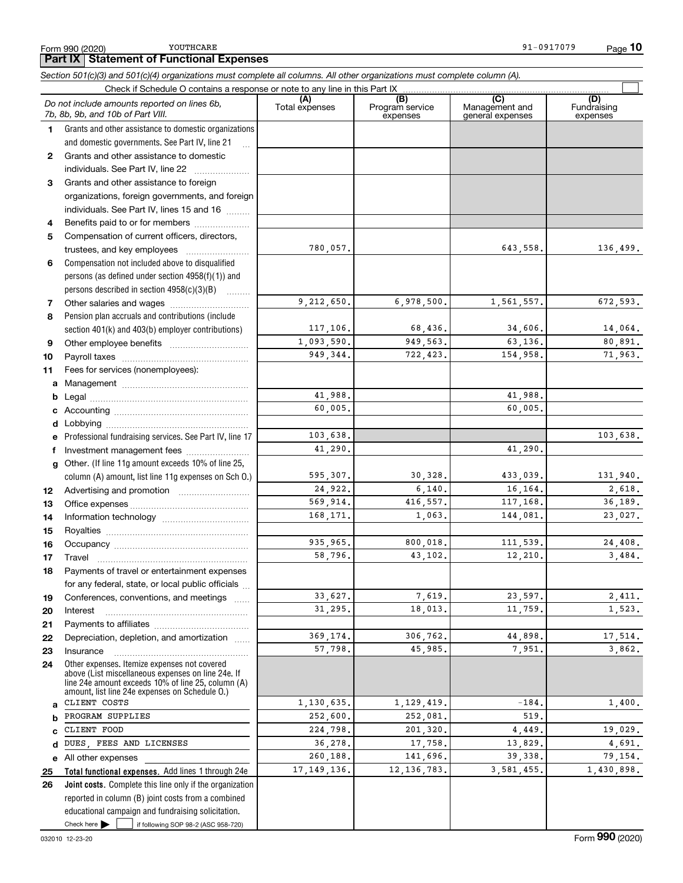Form 990 (2020) YOUTHCARE 91-0917079 Page 10

## Part IX Statement of Functional Expenses

*Section 501(c)(3) and 501(c)(4) organizations must complete all columns. All other organizations must complete column (A).*

Check if Schedule O contains a response or note to any line in this Part IX

| *Do not include amounts reported on lines 6b, 7b, 8b, 9b, and 10b of Part VIII.* | (A) Total expenses | (B) Program service expenses | (C) Management and general expenses | (D) Fundraising expenses |
|---|---|---|---|---|
| 1 Grants and other assistance to domestic organizations and domestic governments. See Part IV, line 21 | | | | |
| 2 Grants and other assistance to domestic individuals. See Part IV, line 22 | | | | |
| 3 Grants and other assistance to foreign organizations, foreign governments, and foreign individuals. See Part IV, lines 15 and 16 | | | | |
| 4 Benefits paid to or for members | | | | |
| 5 Compensation of current officers, directors, trustees, and key employees | 780,057. | | 643,558. | 136,499. |
| 6 Compensation not included above to disqualified persons (as defined under section 4958(f)(1)) and persons described in section 4958(c)(3)(B) | | | | |
| 7 Other salaries and wages | 9,212,650. | 6,978,500. | 1,561,557. | 672,593. |
| 8 Pension plan accruals and contributions (include section 401(k) and 403(b) employer contributions) | 117,106. | 68,436. | 34,606. | 14,064. |
| 9 Other employee benefits | 1,093,590. | 949,563. | 63,136. | 80,891. |
| 10 Payroll taxes | 949,344. | 722,423. | 154,958. | 71,963. |
| 11 Fees for services (nonemployees): | | | | |
| a Management | | | | |
| b Legal | 41,988. | | 41,988. | |
| c Accounting | 60,005. | | 60,005. | |
| d Lobbying | | | | |
| e Professional fundraising services. See Part IV, line 17 | 103,638. | | | 103,638. |
| f Investment management fees | 41,290. | | 41,290. | |
| g Other. (If line 11g amount exceeds 10% of line 25, column (A) amount, list line 11g expenses on Sch O.) | 595,307. | 30,328. | 433,039. | 131,940. |
| 12 Advertising and promotion | 24,922. | 6,140. | 16,164. | 2,618. |
| 13 Office expenses | 569,914. | 416,557. | 117,168. | 36,189. |
| 14 Information technology | 168,171. | 1,063. | 144,081. | 23,027. |
| 15 Royalties | | | | |
| 16 Occupancy | 935,965. | 800,018. | 111,539. | 24,408. |
| 17 Travel | 58,796. | 43,102. | 12,210. | 3,484. |
| 18 Payments of travel or entertainment expenses for any federal, state, or local public officials | | | | |
| 19 Conferences, conventions, and meetings | 33,627. | 7,619. | 23,597. | 2,411. |
| 20 Interest | 31,295. | 18,013. | 11,759. | 1,523. |
| 21 Payments to affiliates | | | | |
| 22 Depreciation, depletion, and amortization | 369,174. | 306,762. | 44,898. | 17,514. |
| 23 Insurance | 57,798. | 45,985. | 7,951. | 3,862. |
| 24 Other expenses. Itemize expenses not covered above (List miscellaneous expenses on line 24e. If line 24e amount exceeds 10% of line 25, column (A) amount, list line 24e expenses on Schedule O.) | | | | |
| a CLIENT COSTS | 1,130,635. | 1,129,419. | -184. | 1,400. |
| b PROGRAM SUPPLIES | 252,600. | 252,081. | 519. | |
| c CLIENT FOOD | 224,798. | 201,320. | 4,449. | 19,029. |
| d DUES, FEES AND LICENSES | 36,278. | 17,758. | 13,829. | 4,691. |
| e All other expenses | 260,188. | 141,696. | 39,338. | 79,154. |
| 25 **Total functional expenses.** Add lines 1 through 24e | 17,149,136. | 12,136,783. | 3,581,455. | 1,430,898. |
| 26 **Joint costs.** Complete this line only if the organization reported in column (B) joint costs from a combined educational campaign and fundraising solicitation. Check here ☐ if following SOP 98-2 (ASC 958-720) | | | | |

032010 12-23-20 Form **990** (2020)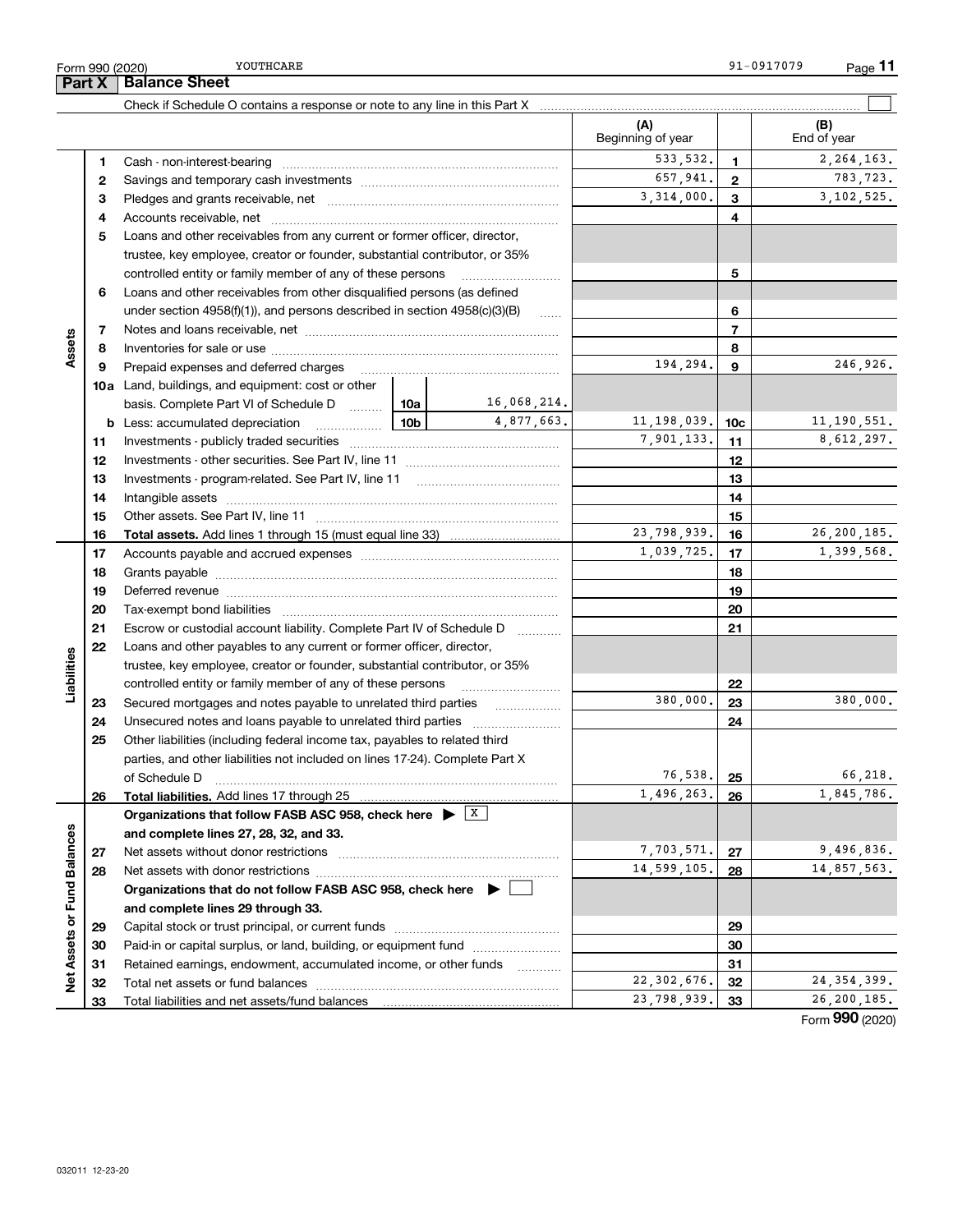Form 990 (2020) YOUTHCARE 91-0917079

## Part X Balance Sheet

Check if Schedule O contains a response or note to any line in this Part X

| | | | | (A) Beginning of year | | (B) End of year |
|---|---|---|---|---|---|---|
| **Assets** | 1 | Cash - non-interest-bearing | | 533,532. | 1 | 2,264,163. |
| | 2 | Savings and temporary cash investments | | 657,941. | 2 | 783,723. |
| | 3 | Pledges and grants receivable, net | | 3,314,000. | 3 | 3,102,525. |
| | 4 | Accounts receivable, net | | | 4 | |
| | 5 | Loans and other receivables from any current or former officer, director, trustee, key employee, creator or founder, substantial contributor, or 35% controlled entity or family member of any of these persons | | | 5 | |
| | 6 | Loans and other receivables from other disqualified persons (as defined under section 4958(f)(1)), and persons described in section 4958(c)(3)(B) | | | 6 | |
| | 7 | Notes and loans receivable, net | | | 7 | |
| | 8 | Inventories for sale or use | | | 8 | |
| | 9 | Prepaid expenses and deferred charges | | 194,294. | 9 | 246,926. |
| | 10a | Land, buildings, and equipment: cost or other basis. Complete Part VI of Schedule D | 10a 16,068,214. | | | |
| | b | Less: accumulated depreciation | 10b 4,877,663. | 11,198,039. | 10c | 11,190,551. |
| | 11 | Investments - publicly traded securities | | 7,901,133. | 11 | 8,612,297. |
| | 12 | Investments - other securities. See Part IV, line 11 | | | 12 | |
| | 13 | Investments - program-related. See Part IV, line 11 | | | 13 | |
| | 14 | Intangible assets | | | 14 | |
| | 15 | Other assets. See Part IV, line 11 | | | 15 | |
| | 16 | **Total assets.** Add lines 1 through 15 (must equal line 33) | | 23,798,939. | 16 | 26,200,185. |
| **Liabilities** | 17 | Accounts payable and accrued expenses | | 1,039,725. | 17 | 1,399,568. |
| | 18 | Grants payable | | | 18 | |
| | 19 | Deferred revenue | | | 19 | |
| | 20 | Tax-exempt bond liabilities | | | 20 | |
| | 21 | Escrow or custodial account liability. Complete Part IV of Schedule D | | | 21 | |
| | 22 | Loans and other payables to any current or former officer, director, trustee, key employee, creator or founder, substantial contributor, or 35% controlled entity or family member of any of these persons | | | 22 | |
| | 23 | Secured mortgages and notes payable to unrelated third parties | | 380,000. | 23 | 380,000. |
| | 24 | Unsecured notes and loans payable to unrelated third parties | | | 24 | |
| | 25 | Other liabilities (including federal income tax, payables to related third parties, and other liabilities not included on lines 17-24). Complete Part X of Schedule D | | 76,538. | 25 | 66,218. |
| | 26 | **Total liabilities.** Add lines 17 through 25 | | 1,496,263. | 26 | 1,845,786. |
| **Net Assets or Fund Balances** | | **Organizations that follow FASB ASC 958, check here ▶ [X] and complete lines 27, 28, 32, and 33.** | | | | |
| | 27 | Net assets without donor restrictions | | 7,703,571. | 27 | 9,496,836. |
| | 28 | Net assets with donor restrictions | | 14,599,105. | 28 | 14,857,563. |
| | | **Organizations that do not follow FASB ASC 958, check here ▶ [ ] and complete lines 29 through 33.** | | | | |
| | 29 | Capital stock or trust principal, or current funds | | | 29 | |
| | 30 | Paid-in or capital surplus, or land, building, or equipment fund | | | 30 | |
| | 31 | Retained earnings, endowment, accumulated income, or other funds | | | 31 | |
| | 32 | Total net assets or fund balances | | 22,302,676. | 32 | 24,354,399. |
| | 33 | Total liabilities and net assets/fund balances | | 23,798,939. | 33 | 26,200,185. |

Form **990** (2020)

032011 12-23-20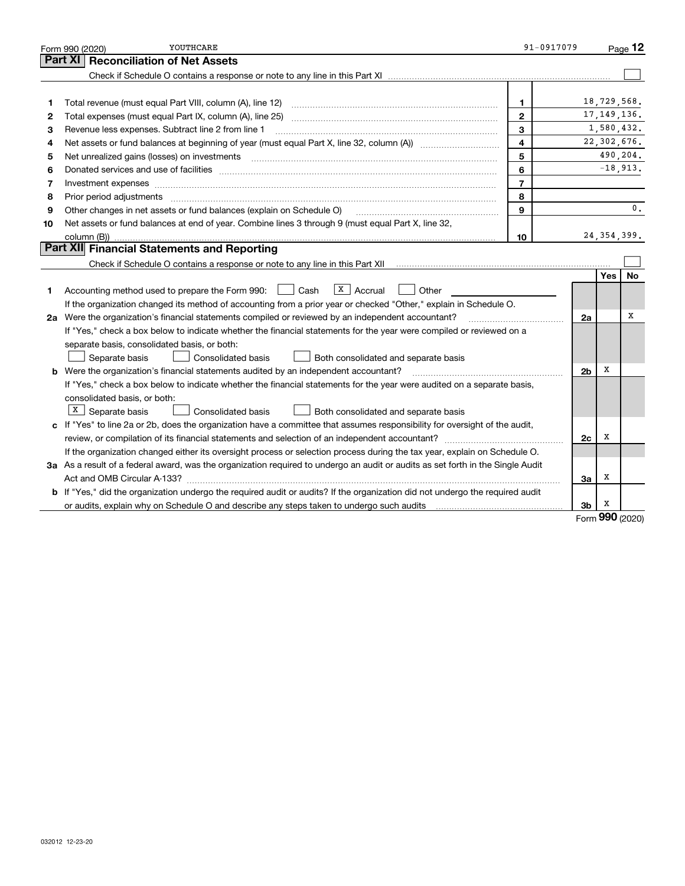Form 990 (2020) YOUTHCARE 91-0917079

## Part XI Reconciliation of Net Assets

Check if Schedule O contains a response or note to any line in this Part XI ☐

| | | | |
|---|---|---|---|
| 1 | Total revenue (must equal Part VIII, column (A), line 12) | 1 | 18,729,568. |
| 2 | Total expenses (must equal Part IX, column (A), line 25) | 2 | 17,149,136. |
| 3 | Revenue less expenses. Subtract line 2 from line 1 | 3 | 1,580,432. |
| 4 | Net assets or fund balances at beginning of year (must equal Part X, line 32, column (A)) | 4 | 22,302,676. |
| 5 | Net unrealized gains (losses) on investments | 5 | 490,204. |
| 6 | Donated services and use of facilities | 6 | -18,913. |
| 7 | Investment expenses | 7 | |
| 8 | Prior period adjustments | 8 | |
| 9 | Other changes in net assets or fund balances (explain on Schedule O) | 9 | 0. |
| 10 | Net assets or fund balances at end of year. Combine lines 3 through 9 (must equal Part X, line 32, column (B)) | 10 | 24,354,399. |

## Part XII Financial Statements and Reporting

Check if Schedule O contains a response or note to any line in this Part XII ☐

| | | | Yes | No |
|---|---|---|---|---|
| 1 | Accounting method used to prepare the Form 990: ☐ Cash ☒ Accrual ☐ Other | | | |
| | If the organization changed its method of accounting from a prior year or checked "Other," explain in Schedule O. | | | |
| 2a | Were the organization's financial statements compiled or reviewed by an independent accountant? | 2a | | X |
| | If "Yes," check a box below to indicate whether the financial statements for the year were compiled or reviewed on a separate basis, consolidated basis, or both: ☐ Separate basis ☐ Consolidated basis ☐ Both consolidated and separate basis | | | |
| b | Were the organization's financial statements audited by an independent accountant? | 2b | X | |
| | If "Yes," check a box below to indicate whether the financial statements for the year were audited on a separate basis, consolidated basis, or both: ☒ Separate basis ☐ Consolidated basis ☐ Both consolidated and separate basis | | | |
| c | If "Yes" to line 2a or 2b, does the organization have a committee that assumes responsibility for oversight of the audit, review, or compilation of its financial statements and selection of an independent accountant? | 2c | X | |
| | If the organization changed either its oversight process or selection process during the tax year, explain on Schedule O. | | | |
| 3a | As a result of a federal award, was the organization required to undergo an audit or audits as set forth in the Single Audit Act and OMB Circular A-133? | 3a | X | |
| b | If "Yes," did the organization undergo the required audit or audits? If the organization did not undergo the required audit or audits, explain why on Schedule O and describe any steps taken to undergo such audits | 3b | X | |

Form 990 (2020)

032012 12-23-20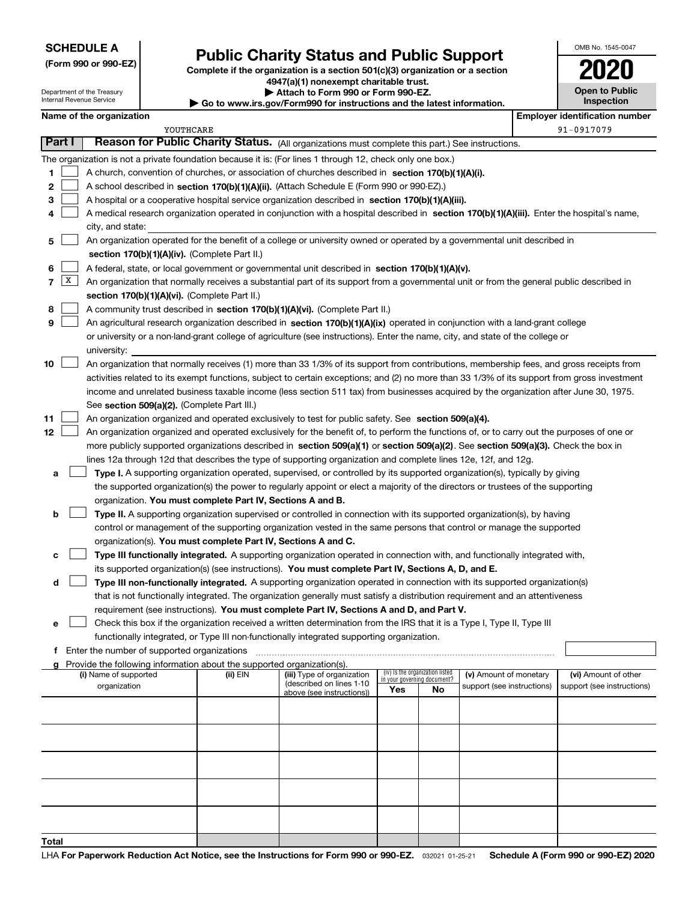**SCHEDULE A**
**(Form 990 or 990-EZ)**

Department of the Treasury
Internal Revenue Service

# Public Charity Status and Public Support

**Complete if the organization is a section 501(c)(3) organization or a section 4947(a)(1) nonexempt charitable trust.**
**▶ Attach to Form 990 or Form 990-EZ.**
**▶ Go to www.irs.gov/Form990 for instructions and the latest information.**

OMB No. 1545-0047

**2020**

**Open to Public Inspection**

**Name of the organization**
YOUTHCARE

**Employer identification number**
91-0917079

## Part I Reason for Public Charity Status. (All organizations must complete this part.) See instructions.

The organization is not a private foundation because it is: (For lines 1 through 12, check only one box.)

1 ☐ A church, convention of churches, or association of churches described in **section 170(b)(1)(A)(i).**

2 ☐ A school described in **section 170(b)(1)(A)(ii).** (Attach Schedule E (Form 990 or 990-EZ).)

3 ☐ A hospital or a cooperative hospital service organization described in **section 170(b)(1)(A)(iii).**

4 ☐ A medical research organization operated in conjunction with a hospital described in **section 170(b)(1)(A)(iii).** Enter the hospital's name, city, and state:

5 ☐ An organization operated for the benefit of a college or university owned or operated by a governmental unit described in **section 170(b)(1)(A)(iv).** (Complete Part II.)

6 ☐ A federal, state, or local government or governmental unit described in **section 170(b)(1)(A)(v).**

7 ☒ An organization that normally receives a substantial part of its support from a governmental unit or from the general public described in **section 170(b)(1)(A)(vi).** (Complete Part II.)

8 ☐ A community trust described in **section 170(b)(1)(A)(vi).** (Complete Part II.)

9 ☐ An agricultural research organization described in **section 170(b)(1)(A)(ix)** operated in conjunction with a land-grant college or university or a non-land-grant college of agriculture (see instructions). Enter the name, city, and state of the college or university:

10 ☐ An organization that normally receives (1) more than 33 1/3% of its support from contributions, membership fees, and gross receipts from activities related to its exempt functions, subject to certain exceptions; and (2) no more than 33 1/3% of its support from gross investment income and unrelated business taxable income (less section 511 tax) from businesses acquired by the organization after June 30, 1975. See **section 509(a)(2).** (Complete Part III.)

11 ☐ An organization organized and operated exclusively to test for public safety. See **section 509(a)(4).**

12 ☐ An organization organized and operated exclusively for the benefit of, to perform the functions of, or to carry out the purposes of one or more publicly supported organizations described in **section 509(a)(1)** or **section 509(a)(2)**. See **section 509(a)(3).** Check the box in lines 12a through 12d that describes the type of supporting organization and complete lines 12e, 12f, and 12g.

a ☐ **Type I.** A supporting organization operated, supervised, or controlled by its supported organization(s), typically by giving the supported organization(s) the power to regularly appoint or elect a majority of the directors or trustees of the supporting organization. **You must complete Part IV, Sections A and B.**

b ☐ **Type II.** A supporting organization supervised or controlled in connection with its supported organization(s), by having control or management of the supporting organization vested in the same persons that control or manage the supported organization(s). **You must complete Part IV, Sections A and C.**

c ☐ **Type III functionally integrated.** A supporting organization operated in connection with, and functionally integrated with, its supported organization(s) (see instructions). **You must complete Part IV, Sections A, D, and E.**

d ☐ **Type III non-functionally integrated.** A supporting organization operated in connection with its supported organization(s) that is not functionally integrated. The organization generally must satisfy a distribution requirement and an attentiveness requirement (see instructions). **You must complete Part IV, Sections A and D, and Part V.**

e ☐ Check this box if the organization received a written determination from the IRS that it is a Type I, Type II, Type III functionally integrated, or Type III non-functionally integrated supporting organization.

f Enter the number of supported organizations

g Provide the following information about the supported organization(s).

| (i) Name of supported organization | (ii) EIN | (iii) Type of organization (described on lines 1-10 above (see instructions)) | (iv) Is the organization listed in your governing document? Yes | No | (v) Amount of monetary support (see instructions) | (vi) Amount of other support (see instructions) |
|---|---|---|---|---|---|---|
| | | | | | | |
| | | | | | | |
| | | | | | | |
| | | | | | | |
| | | | | | | |
| **Total** | | | | | | |

LHA **For Paperwork Reduction Act Notice, see the Instructions for Form 990 or 990-EZ.** 032021 01-25-21 **Schedule A (Form 990 or 990-EZ) 2020**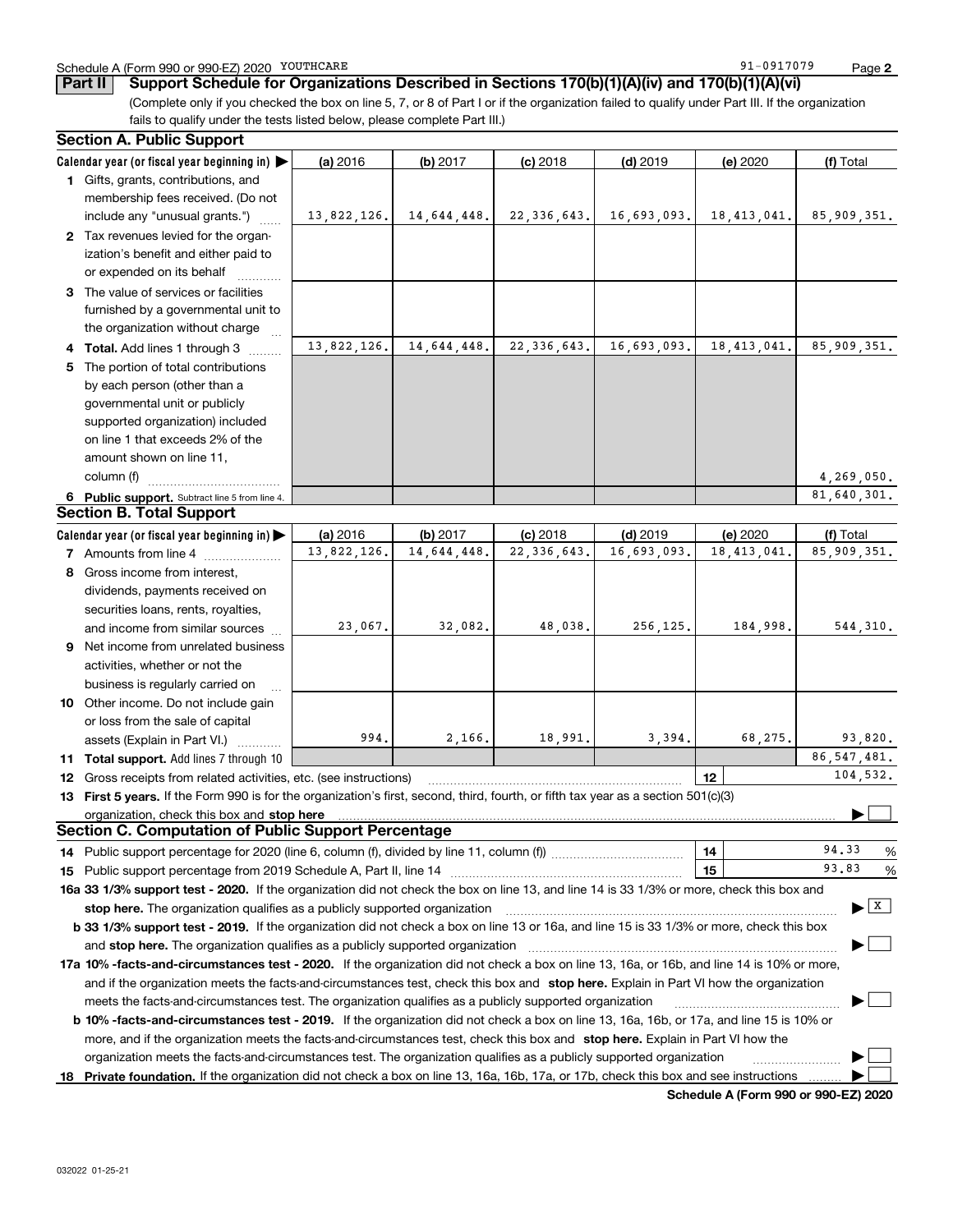Schedule A (Form 990 or 990-EZ) 2020 YOUTHCARE 91-0917079

**Part II** **Support Schedule for Organizations Described in Sections 170(b)(1)(A)(iv) and 170(b)(1)(A)(vi)**

(Complete only if you checked the box on line 5, 7, or 8 of Part I or if the organization failed to qualify under Part III. If the organization fails to qualify under the tests listed below, please complete Part III.)

## Section A. Public Support

| Calendar year (or fiscal year beginning in) | (a) 2016 | (b) 2017 | (c) 2018 | (d) 2019 | (e) 2020 | (f) Total |
|---|---|---|---|---|---|---|
| 1 Gifts, grants, contributions, and membership fees received. (Do not include any "unusual grants.") | 13,822,126. | 14,644,448. | 22,336,643. | 16,693,093. | 18,413,041. | 85,909,351. |
| 2 Tax revenues levied for the organization's benefit and either paid to or expended on its behalf | | | | | | |
| 3 The value of services or facilities furnished by a governmental unit to the organization without charge | | | | | | |
| 4 Total. Add lines 1 through 3 | 13,822,126. | 14,644,448. | 22,336,643. | 16,693,093. | 18,413,041. | 85,909,351. |
| 5 The portion of total contributions by each person (other than a governmental unit or publicly supported organization) included on line 1 that exceeds 2% of the amount shown on line 11, column (f) | | | | | | 4,269,050. |
| 6 Public support. Subtract line 5 from line 4. | | | | | | 81,640,301. |

## Section B. Total Support

| Calendar year (or fiscal year beginning in) | (a) 2016 | (b) 2017 | (c) 2018 | (d) 2019 | (e) 2020 | (f) Total |
|---|---|---|---|---|---|---|
| 7 Amounts from line 4 | 13,822,126. | 14,644,448. | 22,336,643. | 16,693,093. | 18,413,041. | 85,909,351. |
| 8 Gross income from interest, dividends, payments received on securities loans, rents, royalties, and income from similar sources | 23,067. | 32,082. | 48,038. | 256,125. | 184,998. | 544,310. |
| 9 Net income from unrelated business activities, whether or not the business is regularly carried on | | | | | | |
| 10 Other income. Do not include gain or loss from the sale of capital assets (Explain in Part VI.) | 994. | 2,166. | 18,991. | 3,394. | 68,275. | 93,820. |
| 11 Total support. Add lines 7 through 10 | | | | | | 86,547,481. |

**12** Gross receipts from related activities, etc. (see instructions) **12** 104,532.

**13 First 5 years.** If the Form 990 is for the organization's first, second, third, fourth, or fifth tax year as a section 501(c)(3) organization, check this box and **stop here** ☐

## Section C. Computation of Public Support Percentage

**14** Public support percentage for 2020 (line 6, column (f), divided by line 11, column (f)) **14** 94.33 %

**15** Public support percentage from 2019 Schedule A, Part II, line 14 **15** 93.83 %

**16a 33 1/3% support test - 2020.** If the organization did not check the box on line 13, and line 14 is 33 1/3% or more, check this box and **stop here.** The organization qualifies as a publicly supported organization ☒

**b 33 1/3% support test - 2019.** If the organization did not check a box on line 13 or 16a, and line 15 is 33 1/3% or more, check this box and **stop here.** The organization qualifies as a publicly supported organization ☐

**17a 10% -facts-and-circumstances test - 2020.** If the organization did not check a box on line 13, 16a, or 16b, and line 14 is 10% or more, and if the organization meets the facts-and-circumstances test, check this box and **stop here.** Explain in Part VI how the organization meets the facts-and-circumstances test. The organization qualifies as a publicly supported organization ☐

**b 10% -facts-and-circumstances test - 2019.** If the organization did not check a box on line 13, 16a, 16b, or 17a, and line 15 is 10% or more, and if the organization meets the facts-and-circumstances test, check this box and **stop here.** Explain in Part VI how the organization meets the facts-and-circumstances test. The organization qualifies as a publicly supported organization ☐

**18 Private foundation.** If the organization did not check a box on line 13, 16a, 16b, 17a, or 17b, check this box and see instructions ☐

**Schedule A (Form 990 or 990-EZ) 2020**

032022 01-25-21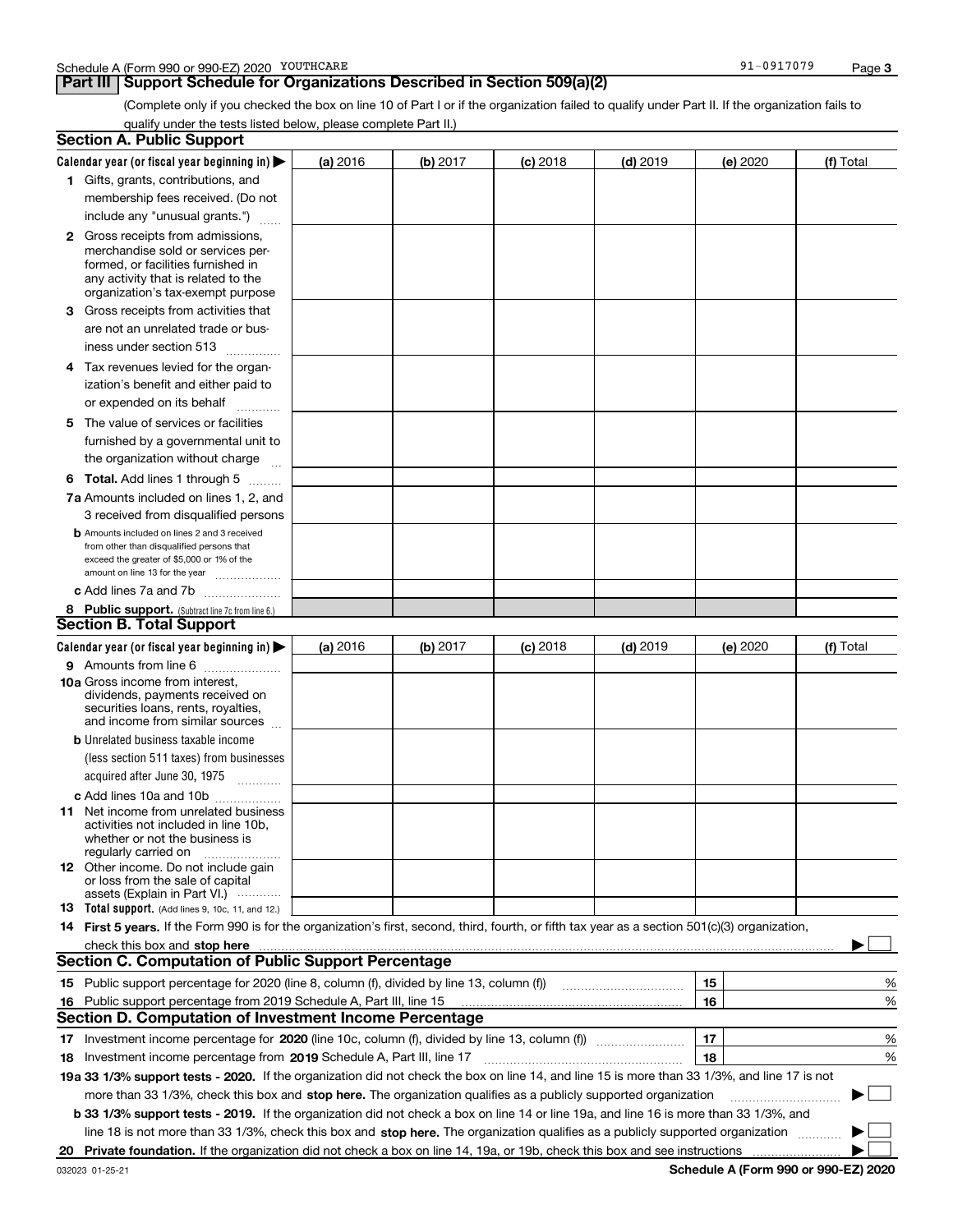Schedule A (Form 990 or 990-EZ) 2020 YOUTHCARE 91-0917079

## Part III Support Schedule for Organizations Described in Section 509(a)(2)

(Complete only if you checked the box on line 10 of Part I or if the organization failed to qualify under Part II. If the organization fails to qualify under the tests listed below, please complete Part II.)

### Section A. Public Support

| Calendar year (or fiscal year beginning in) ▶ | (a) 2016 | (b) 2017 | (c) 2018 | (d) 2019 | (e) 2020 | (f) Total |
|---|---|---|---|---|---|---|
| 1 Gifts, grants, contributions, and membership fees received. (Do not include any "unusual grants.") | | | | | | |
| 2 Gross receipts from admissions, merchandise sold or services performed, or facilities furnished in any activity that is related to the organization's tax-exempt purpose | | | | | | |
| 3 Gross receipts from activities that are not an unrelated trade or business under section 513 | | | | | | |
| 4 Tax revenues levied for the organization's benefit and either paid to or expended on its behalf | | | | | | |
| 5 The value of services or facilities furnished by a governmental unit to the organization without charge | | | | | | |
| 6 **Total.** Add lines 1 through 5 | | | | | | |
| 7a Amounts included on lines 1, 2, and 3 received from disqualified persons | | | | | | |
| b Amounts included on lines 2 and 3 received from other than disqualified persons that exceed the greater of $5,000 or 1% of the amount on line 13 for the year | | | | | | |
| c Add lines 7a and 7b | | | | | | |
| 8 **Public support.** (Subtract line 7c from line 6.) | | | | | | |

### Section B. Total Support

| Calendar year (or fiscal year beginning in) ▶ | (a) 2016 | (b) 2017 | (c) 2018 | (d) 2019 | (e) 2020 | (f) Total |
|---|---|---|---|---|---|---|
| 9 Amounts from line 6 | | | | | | |
| 10a Gross income from interest, dividends, payments received on securities loans, rents, royalties, and income from similar sources | | | | | | |
| b Unrelated business taxable income (less section 511 taxes) from businesses acquired after June 30, 1975 | | | | | | |
| c Add lines 10a and 10b | | | | | | |
| 11 Net income from unrelated business activities not included in line 10b, whether or not the business is regularly carried on | | | | | | |
| 12 Other income. Do not include gain or loss from the sale of capital assets (Explain in Part VI.) | | | | | | |
| 13 **Total support.** (Add lines 9, 10c, 11, and 12.) | | | | | | |

14 **First 5 years.** If the Form 990 is for the organization's first, second, third, fourth, or fifth tax year as a section 501(c)(3) organization, check this box and **stop here** ▶ ☐

### Section C. Computation of Public Support Percentage

| | | | |
|---|---|---|---|
| 15 | Public support percentage for 2020 (line 8, column (f), divided by line 13, column (f)) | 15 | % |
| 16 | Public support percentage from 2019 Schedule A, Part III, line 15 | 16 | % |

### Section D. Computation of Investment Income Percentage

| | | | |
|---|---|---|---|
| 17 | Investment income percentage for **2020** (line 10c, column (f), divided by line 13, column (f)) | 17 | % |
| 18 | Investment income percentage from **2019** Schedule A, Part III, line 17 | 18 | % |

**19a 33 1/3% support tests - 2020.** If the organization did not check the box on line 14, and line 15 is more than 33 1/3%, and line 17 is not more than 33 1/3%, check this box and **stop here.** The organization qualifies as a publicly supported organization ▶ ☐

**b 33 1/3% support tests - 2019.** If the organization did not check a box on line 14 or line 19a, and line 16 is more than 33 1/3%, and line 18 is not more than 33 1/3%, check this box and **stop here.** The organization qualifies as a publicly supported organization ▶ ☐

**20 Private foundation.** If the organization did not check a box on line 14, 19a, or 19b, check this box and see instructions ▶ ☐

032023 01-25-21 **Schedule A (Form 990 or 990-EZ) 2020**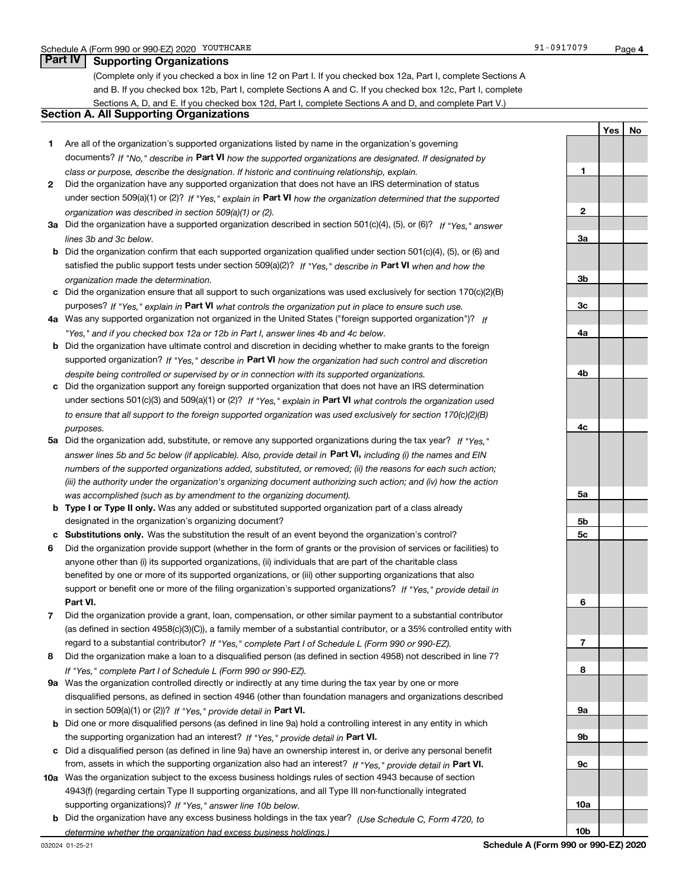Schedule A (Form 990 or 990-EZ) 2020 YOUTHCARE 91-0917079 Page 4

## Part IV Supporting Organizations

(Complete only if you checked a box in line 12 on Part I. If you checked box 12a, Part I, complete Sections A and B. If you checked box 12b, Part I, complete Sections A and C. If you checked box 12c, Part I, complete Sections A, D, and E. If you checked box 12d, Part I, complete Sections A and D, and complete Part V.)

### Section A. All Supporting Organizations

| | | | Yes | No |
|---|---|---|---|---|
| 1 | Are all of the organization's supported organizations listed by name in the organization's governing documents? *If "No," describe in* **Part VI** *how the supported organizations are designated. If designated by class or purpose, describe the designation. If historic and continuing relationship, explain.* | 1 | | |
| 2 | Did the organization have any supported organization that does not have an IRS determination of status under section 509(a)(1) or (2)? *If "Yes," explain in* **Part VI** *how the organization determined that the supported organization was described in section 509(a)(1) or (2).* | 2 | | |
| 3a | Did the organization have a supported organization described in section 501(c)(4), (5), or (6)? *If "Yes," answer lines 3b and 3c below.* | 3a | | |
| b | Did the organization confirm that each supported organization qualified under section 501(c)(4), (5), or (6) and satisfied the public support tests under section 509(a)(2)? *If "Yes," describe in* **Part VI** *when and how the organization made the determination.* | 3b | | |
| c | Did the organization ensure that all support to such organizations was used exclusively for section 170(c)(2)(B) purposes? *If "Yes," explain in* **Part VI** *what controls the organization put in place to ensure such use.* | 3c | | |
| 4a | Was any supported organization not organized in the United States ("foreign supported organization")? *If "Yes," and if you checked box 12a or 12b in Part I, answer lines 4b and 4c below.* | 4a | | |
| b | Did the organization have ultimate control and discretion in deciding whether to make grants to the foreign supported organization? *If "Yes," describe in* **Part VI** *how the organization had such control and discretion despite being controlled or supervised by or in connection with its supported organizations.* | 4b | | |
| c | Did the organization support any foreign supported organization that does not have an IRS determination under sections 501(c)(3) and 509(a)(1) or (2)? *If "Yes," explain in* **Part VI** *what controls the organization used to ensure that all support to the foreign supported organization was used exclusively for section 170(c)(2)(B) purposes.* | 4c | | |
| 5a | Did the organization add, substitute, or remove any supported organizations during the tax year? *If "Yes," answer lines 5b and 5c below (if applicable). Also, provide detail in* **Part VI,** *including (i) the names and EIN numbers of the supported organizations added, substituted, or removed; (ii) the reasons for each such action; (iii) the authority under the organization's organizing document authorizing such action; and (iv) how the action was accomplished (such as by amendment to the organizing document).* | 5a | | |
| b | **Type I or Type II only.** Was any added or substituted supported organization part of a class already designated in the organization's organizing document? | 5b | | |
| c | **Substitutions only.** Was the substitution the result of an event beyond the organization's control? | 5c | | |
| 6 | Did the organization provide support (whether in the form of grants or the provision of services or facilities) to anyone other than (i) its supported organizations, (ii) individuals that are part of the charitable class benefited by one or more of its supported organizations, or (iii) other supporting organizations that also support or benefit one or more of the filing organization's supported organizations? *If "Yes," provide detail in* **Part VI.** | 6 | | |
| 7 | Did the organization provide a grant, loan, compensation, or other similar payment to a substantial contributor (as defined in section 4958(c)(3)(C)), a family member of a substantial contributor, or a 35% controlled entity with regard to a substantial contributor? *If "Yes," complete Part I of Schedule L (Form 990 or 990-EZ).* | 7 | | |
| 8 | Did the organization make a loan to a disqualified person (as defined in section 4958) not described in line 7? *If "Yes," complete Part I of Schedule L (Form 990 or 990-EZ).* | 8 | | |
| 9a | Was the organization controlled directly or indirectly at any time during the tax year by one or more disqualified persons, as defined in section 4946 (other than foundation managers and organizations described in section 509(a)(1) or (2))? *If "Yes," provide detail in* **Part VI.** | 9a | | |
| b | Did one or more disqualified persons (as defined in line 9a) hold a controlling interest in any entity in which the supporting organization had an interest? *If "Yes," provide detail in* **Part VI.** | 9b | | |
| c | Did a disqualified person (as defined in line 9a) have an ownership interest in, or derive any personal benefit from, assets in which the supporting organization also had an interest? *If "Yes," provide detail in* **Part VI.** | 9c | | |
| 10a | Was the organization subject to the excess business holdings rules of section 4943 because of section 4943(f) (regarding certain Type II supporting organizations, and all Type III non-functionally integrated supporting organizations)? *If "Yes," answer line 10b below.* | 10a | | |
| b | Did the organization have any excess business holdings in the tax year? *(Use Schedule C, Form 4720, to determine whether the organization had excess business holdings.)* | 10b | | |

032024 01-25-21 **Schedule A (Form 990 or 990-EZ) 2020**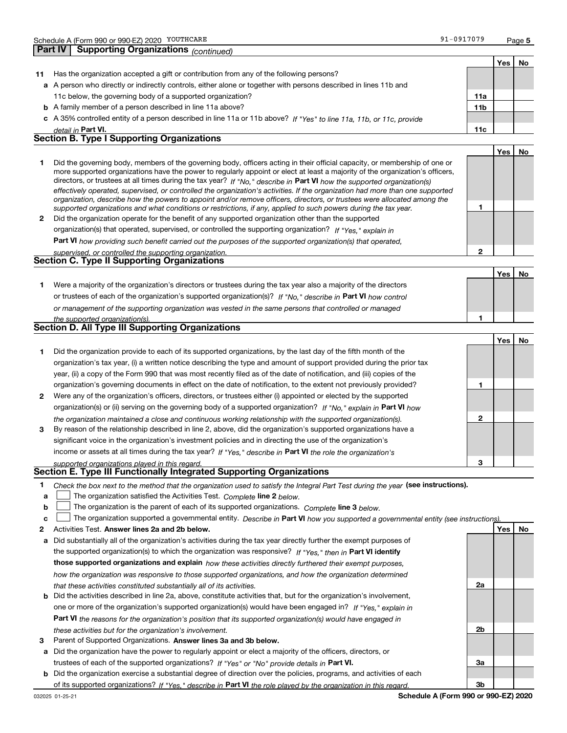Schedule A (Form 990 or 990-EZ) 2020 YOUTHCARE 91-0917079

## Part IV Supporting Organizations *(continued)*

| | | | Yes | No |
|---|---|---|---|---|
| **11** | Has the organization accepted a gift or contribution from any of the following persons? | | | |
| **a** | A person who directly or indirectly controls, either alone or together with persons described in lines 11b and 11c below, the governing body of a supported organization? | **11a** | | |
| **b** | A family member of a person described in line 11a above? | **11b** | | |
| **c** | A 35% controlled entity of a person described in line 11a or 11b above? *If "Yes" to line 11a, 11b, or 11c, provide detail in* **Part VI.** | **11c** | | |

### Section B. Type I Supporting Organizations

| | | | Yes | No |
|---|---|---|---|---|
| **1** | Did the governing body, members of the governing body, officers acting in their official capacity, or membership of one or more supported organizations have the power to regularly appoint or elect at least a majority of the organization's officers, directors, or trustees at all times during the tax year? *If "No," describe in* **Part VI** *how the supported organization(s) effectively operated, supervised, or controlled the organization's activities. If the organization had more than one supported organization, describe how the powers to appoint and/or remove officers, directors, or trustees were allocated among the supported organizations and what conditions or restrictions, if any, applied to such powers during the tax year.* | **1** | | |
| **2** | Did the organization operate for the benefit of any supported organization other than the supported organization(s) that operated, supervised, or controlled the supporting organization? *If "Yes," explain in* **Part VI** *how providing such benefit carried out the purposes of the supported organization(s) that operated, supervised, or controlled the supporting organization.* | **2** | | |

### Section C. Type II Supporting Organizations

| | | | Yes | No |
|---|---|---|---|---|
| **1** | Were a majority of the organization's directors or trustees during the tax year also a majority of the directors or trustees of each of the organization's supported organization(s)? *If "No," describe in* **Part VI** *how control or management of the supporting organization was vested in the same persons that controlled or managed the supported organization(s).* | **1** | | |

### Section D. All Type III Supporting Organizations

| | | | Yes | No |
|---|---|---|---|---|
| **1** | Did the organization provide to each of its supported organizations, by the last day of the fifth month of the organization's tax year, (i) a written notice describing the type and amount of support provided during the prior tax year, (ii) a copy of the Form 990 that was most recently filed as of the date of notification, and (iii) copies of the organization's governing documents in effect on the date of notification, to the extent not previously provided? | **1** | | |
| **2** | Were any of the organization's officers, directors, or trustees either (i) appointed or elected by the supported organization(s) or (ii) serving on the governing body of a supported organization? *If "No," explain in* **Part VI** *how the organization maintained a close and continuous working relationship with the supported organization(s).* | **2** | | |
| **3** | By reason of the relationship described in line 2, above, did the organization's supported organizations have a significant voice in the organization's investment policies and in directing the use of the organization's income or assets at all times during the tax year? *If "Yes," describe in* **Part VI** *the role the organization's supported organizations played in this regard.* | **3** | | |

### Section E. Type III Functionally Integrated Supporting Organizations

**1** *Check the box next to the method that the organization used to satisfy the Integral Part Test during the year* **(see instructions).**

**a** ☐ The organization satisfied the Activities Test. *Complete* **line 2** *below.*

**b** ☐ The organization is the parent of each of its supported organizations. *Complete* **line 3** *below.*

**c** ☐ The organization supported a governmental entity. *Describe in* **Part VI** *how you supported a governmental entity (see instructions).*

| | | | Yes | No |
|---|---|---|---|---|
| **2** | Activities Test. **Answer lines 2a and 2b below.** | | | |
| **a** | Did substantially all of the organization's activities during the tax year directly further the exempt purposes of the supported organization(s) to which the organization was responsive? *If "Yes," then in* **Part VI identify those supported organizations and explain** *how these activities directly furthered their exempt purposes, how the organization was responsive to those supported organizations, and how the organization determined that these activities constituted substantially all of its activities.* | **2a** | | |
| **b** | Did the activities described in line 2a, above, constitute activities that, but for the organization's involvement, one or more of the organization's supported organization(s) would have been engaged in? *If "Yes," explain in* **Part VI** *the reasons for the organization's position that its supported organization(s) would have engaged in these activities but for the organization's involvement.* | **2b** | | |
| **3** | Parent of Supported Organizations. **Answer lines 3a and 3b below.** | | | |
| **a** | Did the organization have the power to regularly appoint or elect a majority of the officers, directors, or trustees of each of the supported organizations? *If "Yes" or "No" provide details in* **Part VI.** | **3a** | | |
| **b** | Did the organization exercise a substantial degree of direction over the policies, programs, and activities of each of its supported organizations? *If "Yes," describe in* **Part VI** *the role played by the organization in this regard.* | **3b** | | |

032025 01-25-21 **Schedule A (Form 990 or 990-EZ) 2020**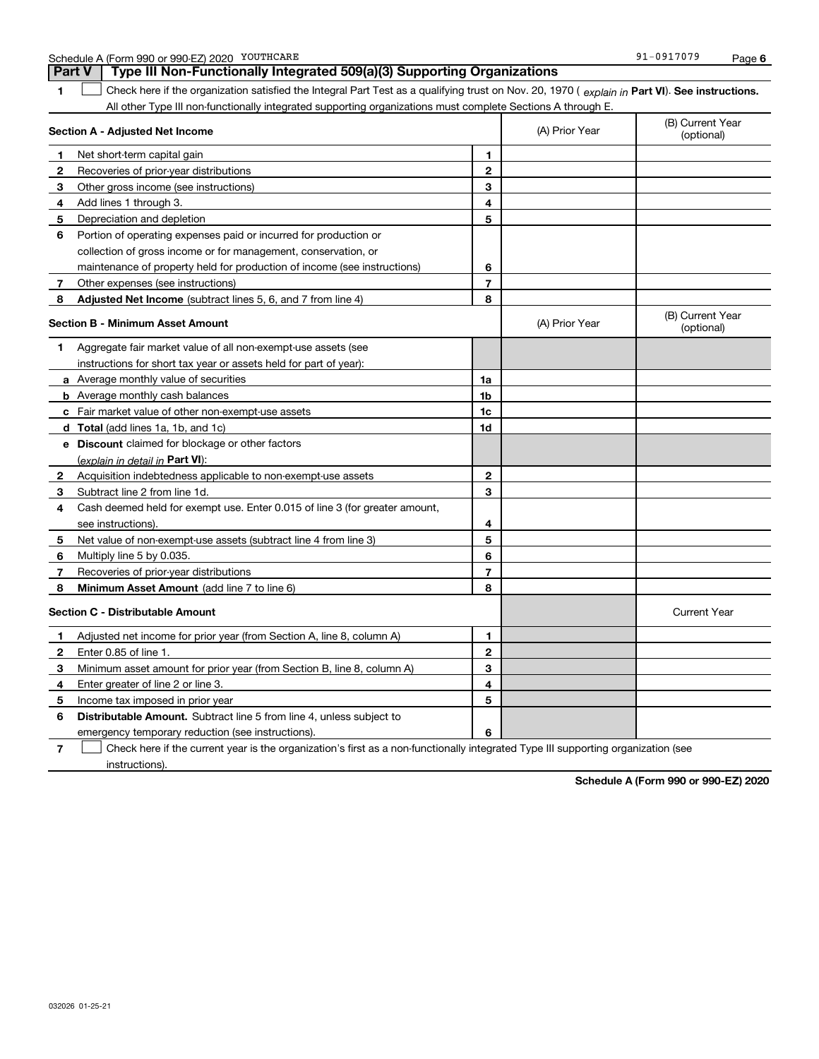Schedule A (Form 990 or 990-EZ) 2020 YOUTHCARE 91-0917079 Page 6

## Part V Type III Non-Functionally Integrated 509(a)(3) Supporting Organizations

**1** ☐ Check here if the organization satisfied the Integral Part Test as a qualifying trust on Nov. 20, 1970 ( *explain in* **Part VI**). **See instructions.** All other Type III non-functionally integrated supporting organizations must complete Sections A through E.

| **Section A - Adjusted Net Income** | | (A) Prior Year | (B) Current Year (optional) |
|---|---|---|---|
| **1** Net short-term capital gain | 1 | | |
| **2** Recoveries of prior-year distributions | 2 | | |
| **3** Other gross income (see instructions) | 3 | | |
| **4** Add lines 1 through 3. | 4 | | |
| **5** Depreciation and depletion | 5 | | |
| **6** Portion of operating expenses paid or incurred for production or collection of gross income or for management, conservation, or maintenance of property held for production of income (see instructions) | 6 | | |
| **7** Other expenses (see instructions) | 7 | | |
| **8** **Adjusted Net Income** (subtract lines 5, 6, and 7 from line 4) | 8 | | |

| **Section B - Minimum Asset Amount** | | (A) Prior Year | (B) Current Year (optional) |
|---|---|---|---|
| **1** Aggregate fair market value of all non-exempt-use assets (see instructions for short tax year or assets held for part of year): | | | |
| **a** Average monthly value of securities | 1a | | |
| **b** Average monthly cash balances | 1b | | |
| **c** Fair market value of other non-exempt-use assets | 1c | | |
| **d** **Total** (add lines 1a, 1b, and 1c) | 1d | | |
| **e** **Discount** claimed for blockage or other factors (*explain in detail in* **Part VI**): | | | |
| **2** Acquisition indebtedness applicable to non-exempt-use assets | 2 | | |
| **3** Subtract line 2 from line 1d. | 3 | | |
| **4** Cash deemed held for exempt use. Enter 0.015 of line 3 (for greater amount, see instructions). | 4 | | |
| **5** Net value of non-exempt-use assets (subtract line 4 from line 3) | 5 | | |
| **6** Multiply line 5 by 0.035. | 6 | | |
| **7** Recoveries of prior-year distributions | 7 | | |
| **8** **Minimum Asset Amount** (add line 7 to line 6) | 8 | | |

| **Section C - Distributable Amount** | | | Current Year |
|---|---|---|---|
| **1** Adjusted net income for prior year (from Section A, line 8, column A) | 1 | | |
| **2** Enter 0.85 of line 1. | 2 | | |
| **3** Minimum asset amount for prior year (from Section B, line 8, column A) | 3 | | |
| **4** Enter greater of line 2 or line 3. | 4 | | |
| **5** Income tax imposed in prior year | 5 | | |
| **6** **Distributable Amount.** Subtract line 5 from line 4, unless subject to emergency temporary reduction (see instructions). | 6 | | |

**7** ☐ Check here if the current year is the organization's first as a non-functionally integrated Type III supporting organization (see instructions).

**Schedule A (Form 990 or 990-EZ) 2020**

032026 01-25-21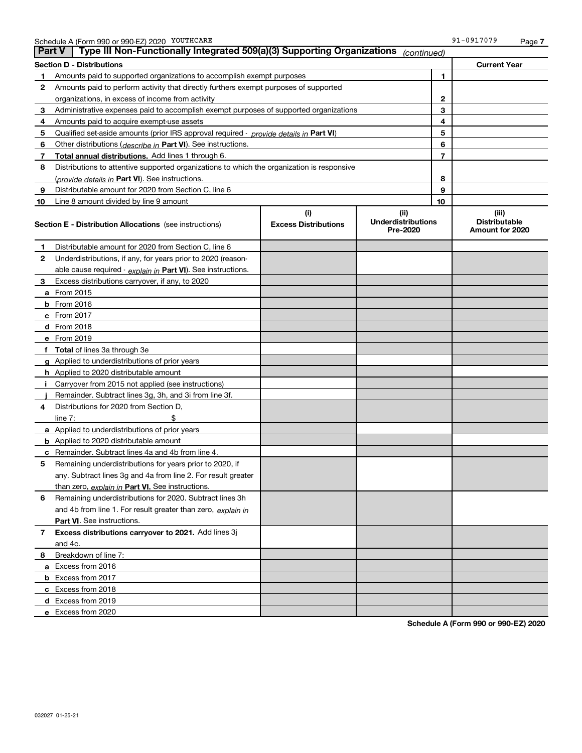Schedule A (Form 990 or 990-EZ) 2020 YOUTHCARE 91-0917079

## Part V Type III Non-Functionally Integrated 509(a)(3) Supporting Organizations *(continued)*

| Section D - Distributions | | | Current Year |
|---|---|---|---|
| 1 | Amounts paid to supported organizations to accomplish exempt purposes | 1 | |
| 2 | Amounts paid to perform activity that directly furthers exempt purposes of supported organizations, in excess of income from activity | 2 | |
| 3 | Administrative expenses paid to accomplish exempt purposes of supported organizations | 3 | |
| 4 | Amounts paid to acquire exempt-use assets | 4 | |
| 5 | Qualified set-aside amounts (prior IRS approval required - *provide details in* **Part VI**) | 5 | |
| 6 | Other distributions (*describe in* **Part VI**). See instructions. | 6 | |
| 7 | **Total annual distributions.** Add lines 1 through 6. | 7 | |
| 8 | Distributions to attentive supported organizations to which the organization is responsive (*provide details in* **Part VI**). See instructions. | 8 | |
| 9 | Distributable amount for 2020 from Section C, line 6 | 9 | |
| 10 | Line 8 amount divided by line 9 amount | 10 | |

| **Section E - Distribution Allocations** (see instructions) | (i) Excess Distributions | (ii) Underdistributions Pre-2020 | (iii) Distributable Amount for 2020 |
|---|---|---|---|
| **1** Distributable amount for 2020 from Section C, line 6 | | | |
| **2** Underdistributions, if any, for years prior to 2020 (reasonable cause required - *explain in* **Part VI**). See instructions. | | | |
| **3** Excess distributions carryover, if any, to 2020 | | | |
| **a** From 2015 | | | |
| **b** From 2016 | | | |
| **c** From 2017 | | | |
| **d** From 2018 | | | |
| **e** From 2019 | | | |
| **f Total** of lines 3a through 3e | | | |
| **g** Applied to underdistributions of prior years | | | |
| **h** Applied to 2020 distributable amount | | | |
| **i** Carryover from 2015 not applied (see instructions) | | | |
| **j** Remainder. Subtract lines 3g, 3h, and 3i from line 3f. | | | |
| **4** Distributions for 2020 from Section D, line 7: $ | | | |
| **a** Applied to underdistributions of prior years | | | |
| **b** Applied to 2020 distributable amount | | | |
| **c** Remainder. Subtract lines 4a and 4b from line 4. | | | |
| **5** Remaining underdistributions for years prior to 2020, if any. Subtract lines 3g and 4a from line 2. For result greater than zero, *explain in* **Part VI.** See instructions. | | | |
| **6** Remaining underdistributions for 2020. Subtract lines 3h and 4b from line 1. For result greater than zero, *explain in* **Part VI**. See instructions. | | | |
| **7 Excess distributions carryover to 2021.** Add lines 3j and 4c. | | | |
| **8** Breakdown of line 7: | | | |
| **a** Excess from 2016 | | | |
| **b** Excess from 2017 | | | |
| **c** Excess from 2018 | | | |
| **d** Excess from 2019 | | | |
| **e** Excess from 2020 | | | |

**Schedule A (Form 990 or 990-EZ) 2020**

032027 01-25-21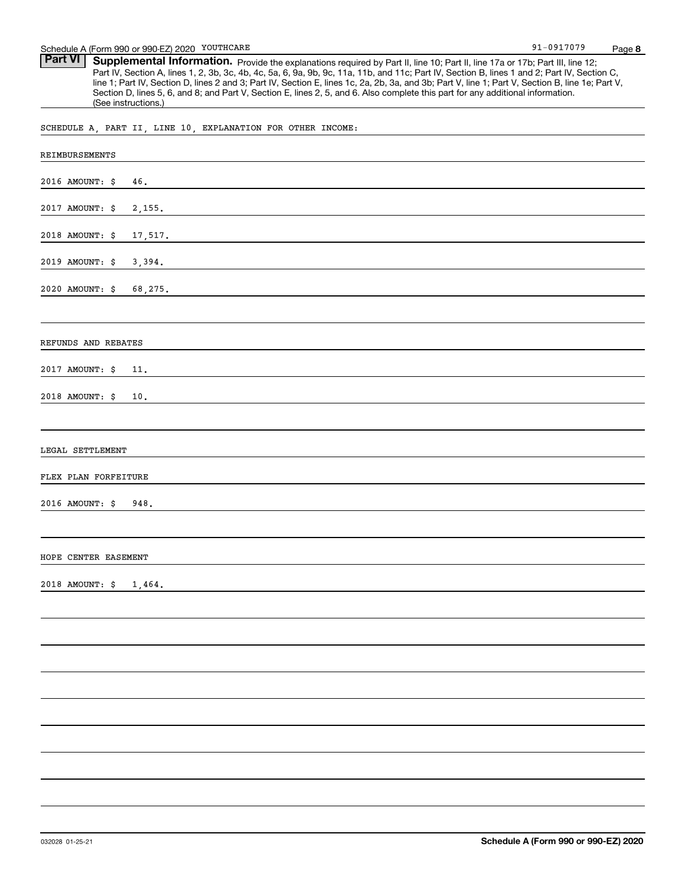Schedule A (Form 990 or 990-EZ) 2020 YOUTHCARE 91-0917079 Page **8**

## Part VI Supplemental Information.

Provide the explanations required by Part II, line 10; Part II, line 17a or 17b; Part III, line 12; Part IV, Section A, lines 1, 2, 3b, 3c, 4b, 4c, 5a, 6, 9a, 9b, 9c, 11a, 11b, and 11c; Part IV, Section B, lines 1 and 2; Part IV, Section C, line 1; Part IV, Section D, lines 2 and 3; Part IV, Section E, lines 1c, 2a, 2b, 3a, and 3b; Part V, line 1; Part V, Section B, line 1e; Part V, Section D, lines 5, 6, and 8; and Part V, Section E, lines 2, 5, and 6. Also complete this part for any additional information. (See instructions.)

SCHEDULE A, PART II, LINE 10, EXPLANATION FOR OTHER INCOME:

REIMBURSEMENTS

2016 AMOUNT: $ 46.

2017 AMOUNT: $ 2,155.

2018 AMOUNT: $ 17,517.

2019 AMOUNT: $ 3,394.

2020 AMOUNT: $ 68,275.

REFUNDS AND REBATES

2017 AMOUNT: $ 11.

2018 AMOUNT: $ 10.

LEGAL SETTLEMENT

FLEX PLAN FORFEITURE

2016 AMOUNT: $ 948.

HOPE CENTER EASEMENT

2018 AMOUNT: $ 1,464.

032028 01-25-21 **Schedule A (Form 990 or 990-EZ) 2020**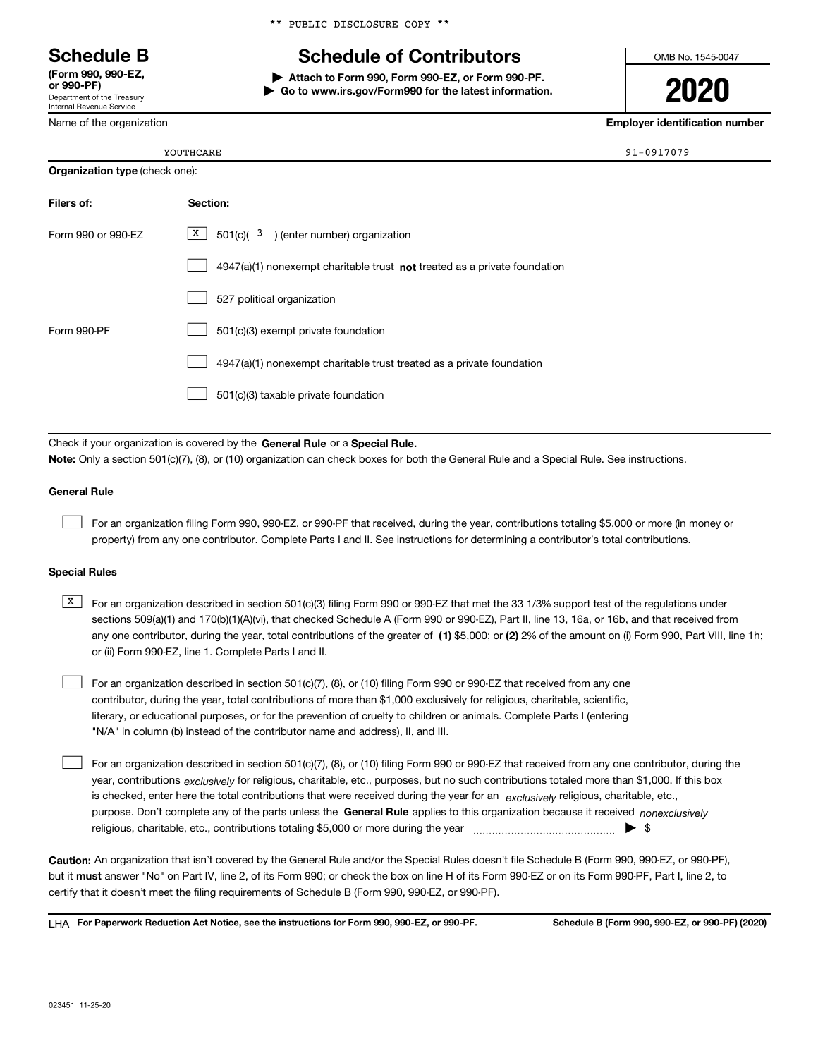\*\* PUBLIC DISCLOSURE COPY \*\*

# Schedule B

**(Form 990, 990-EZ, or 990-PF)**
Department of the Treasury
Internal Revenue Service

# Schedule of Contributors

▶ **Attach to Form 990, Form 990-EZ, or Form 990-PF.**
▶ **Go to www.irs.gov/Form990 for the latest information.**

OMB No. 1545-0047

**2020**

| Name of the organization | Employer identification number |
|---|---|
| YOUTHCARE | 91-0917079 |

**Organization type** (check one):

| Filers of: | Section: |
|---|---|
| Form 990 or 990-EZ | [X] 501(c)( 3 ) (enter number) organization |
| | [ ] 4947(a)(1) nonexempt charitable trust **not** treated as a private foundation |
| | [ ] 527 political organization |
| Form 990-PF | [ ] 501(c)(3) exempt private foundation |
| | [ ] 4947(a)(1) nonexempt charitable trust treated as a private foundation |
| | [ ] 501(c)(3) taxable private foundation |

Check if your organization is covered by the **General Rule** or a **Special Rule.**

**Note:** Only a section 501(c)(7), (8), or (10) organization can check boxes for both the General Rule and a Special Rule. See instructions.

### General Rule

[ ] For an organization filing Form 990, 990-EZ, or 990-PF that received, during the year, contributions totaling $5,000 or more (in money or property) from any one contributor. Complete Parts I and II. See instructions for determining a contributor's total contributions.

### Special Rules

[X] For an organization described in section 501(c)(3) filing Form 990 or 990-EZ that met the 33 1/3% support test of the regulations under sections 509(a)(1) and 170(b)(1)(A)(vi), that checked Schedule A (Form 990 or 990-EZ), Part II, line 13, 16a, or 16b, and that received from any one contributor, during the year, total contributions of the greater of **(1)** $5,000; or **(2)** 2% of the amount on (i) Form 990, Part VIII, line 1h; or (ii) Form 990-EZ, line 1. Complete Parts I and II.

[ ] For an organization described in section 501(c)(7), (8), or (10) filing Form 990 or 990-EZ that received from any one contributor, during the year, total contributions of more than $1,000 exclusively for religious, charitable, scientific, literary, or educational purposes, or for the prevention of cruelty to children or animals. Complete Parts I (entering "N/A" in column (b) instead of the contributor name and address), II, and III.

[ ] For an organization described in section 501(c)(7), (8), or (10) filing Form 990 or 990-EZ that received from any one contributor, during the year, contributions *exclusively* for religious, charitable, etc., purposes, but no such contributions totaled more than $1,000. If this box is checked, enter here the total contributions that were received during the year for an *exclusively* religious, charitable, etc., purpose. Don't complete any of the parts unless the **General Rule** applies to this organization because it received *nonexclusively* religious, charitable, etc., contributions totaling $5,000 or more during the year ▶ $ ____________

**Caution:** An organization that isn't covered by the General Rule and/or the Special Rules doesn't file Schedule B (Form 990, 990-EZ, or 990-PF), but it **must** answer "No" on Part IV, line 2, of its Form 990; or check the box on line H of its Form 990-EZ or on its Form 990-PF, Part I, line 2, to certify that it doesn't meet the filing requirements of Schedule B (Form 990, 990-EZ, or 990-PF).

LHA **For Paperwork Reduction Act Notice, see the instructions for Form 990, 990-EZ, or 990-PF.** **Schedule B (Form 990, 990-EZ, or 990-PF) (2020)**

023451 11-25-20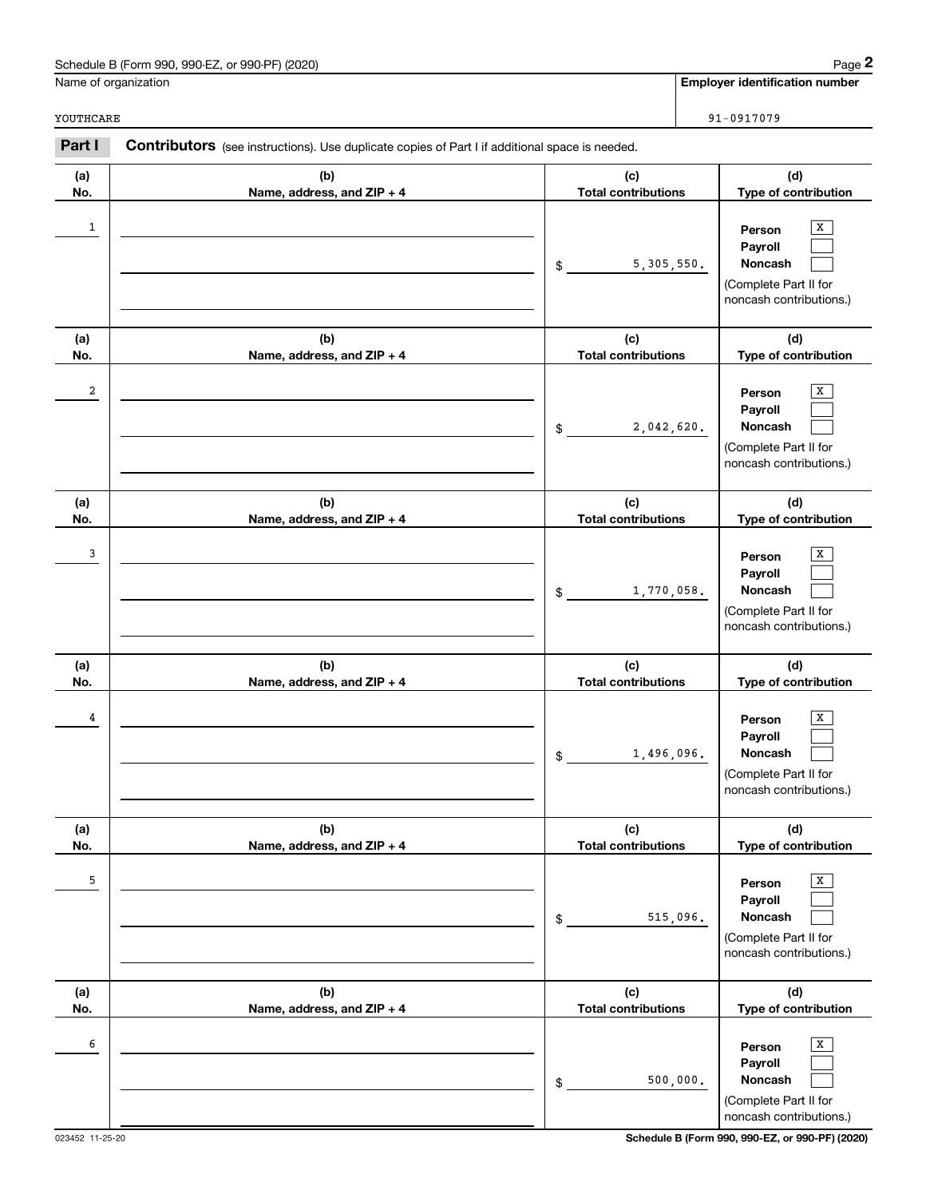Schedule B (Form 990, 990-EZ, or 990-PF) (2020)

Name of organization: YOUTHCARE

Employer identification number: 91-0917079

**Part I** **Contributors** (see instructions). Use duplicate copies of Part I if additional space is needed.

| (a) No. | (b) Name, address, and ZIP + 4 | (c) Total contributions | (d) Type of contribution |
|---|---|---|---|
| 1 | | $ 5,305,550. | Person [X] Payroll [ ] Noncash [ ] (Complete Part II for noncash contributions.) |
| 2 | | $ 2,042,620. | Person [X] Payroll [ ] Noncash [ ] (Complete Part II for noncash contributions.) |
| 3 | | $ 1,770,058. | Person [X] Payroll [ ] Noncash [ ] (Complete Part II for noncash contributions.) |
| 4 | | $ 1,496,096. | Person [X] Payroll [ ] Noncash [ ] (Complete Part II for noncash contributions.) |
| 5 | | $ 515,096. | Person [X] Payroll [ ] Noncash [ ] (Complete Part II for noncash contributions.) |
| 6 | | $ 500,000. | Person [X] Payroll [ ] Noncash [ ] (Complete Part II for noncash contributions.) |

023452 11-25-20

Schedule B (Form 990, 990-EZ, or 990-PF) (2020)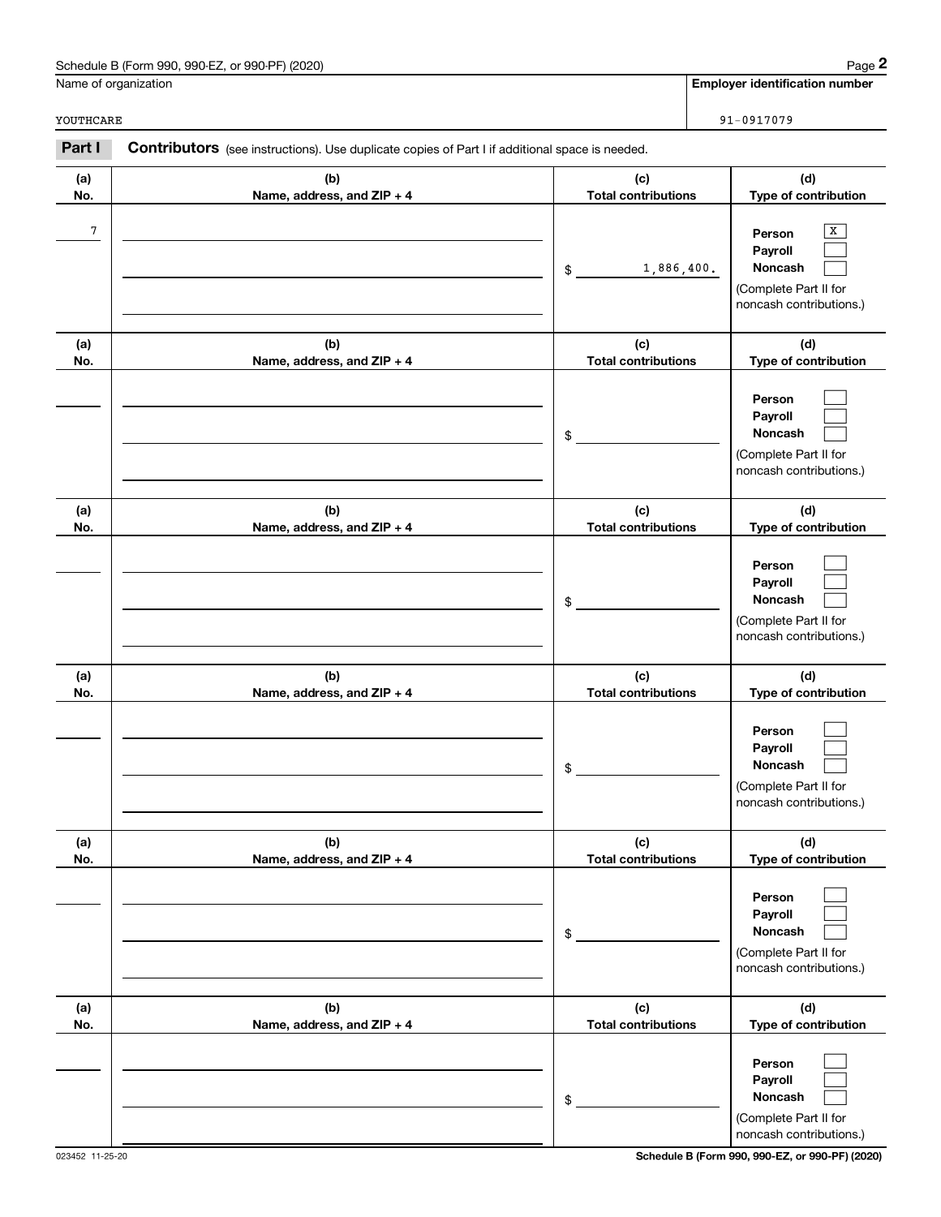Name of organization

YOUTHCARE

**Employer identification number**

91-0917079

**Part I** **Contributors** (see instructions). Use duplicate copies of Part I if additional space is needed.

| (a) No. | (b) Name, address, and ZIP + 4 | (c) Total contributions | (d) Type of contribution |
|---|---|---|---|
| 7 | | $ 1,886,400. | Person [X] Payroll [ ] Noncash [ ] (Complete Part II for noncash contributions.) |
| | | $ | Person [ ] Payroll [ ] Noncash [ ] (Complete Part II for noncash contributions.) |
| | | $ | Person [ ] Payroll [ ] Noncash [ ] (Complete Part II for noncash contributions.) |
| | | $ | Person [ ] Payroll [ ] Noncash [ ] (Complete Part II for noncash contributions.) |
| | | $ | Person [ ] Payroll [ ] Noncash [ ] (Complete Part II for noncash contributions.) |
| | | $ | Person [ ] Payroll [ ] Noncash [ ] (Complete Part II for noncash contributions.) |

023452 11-25-20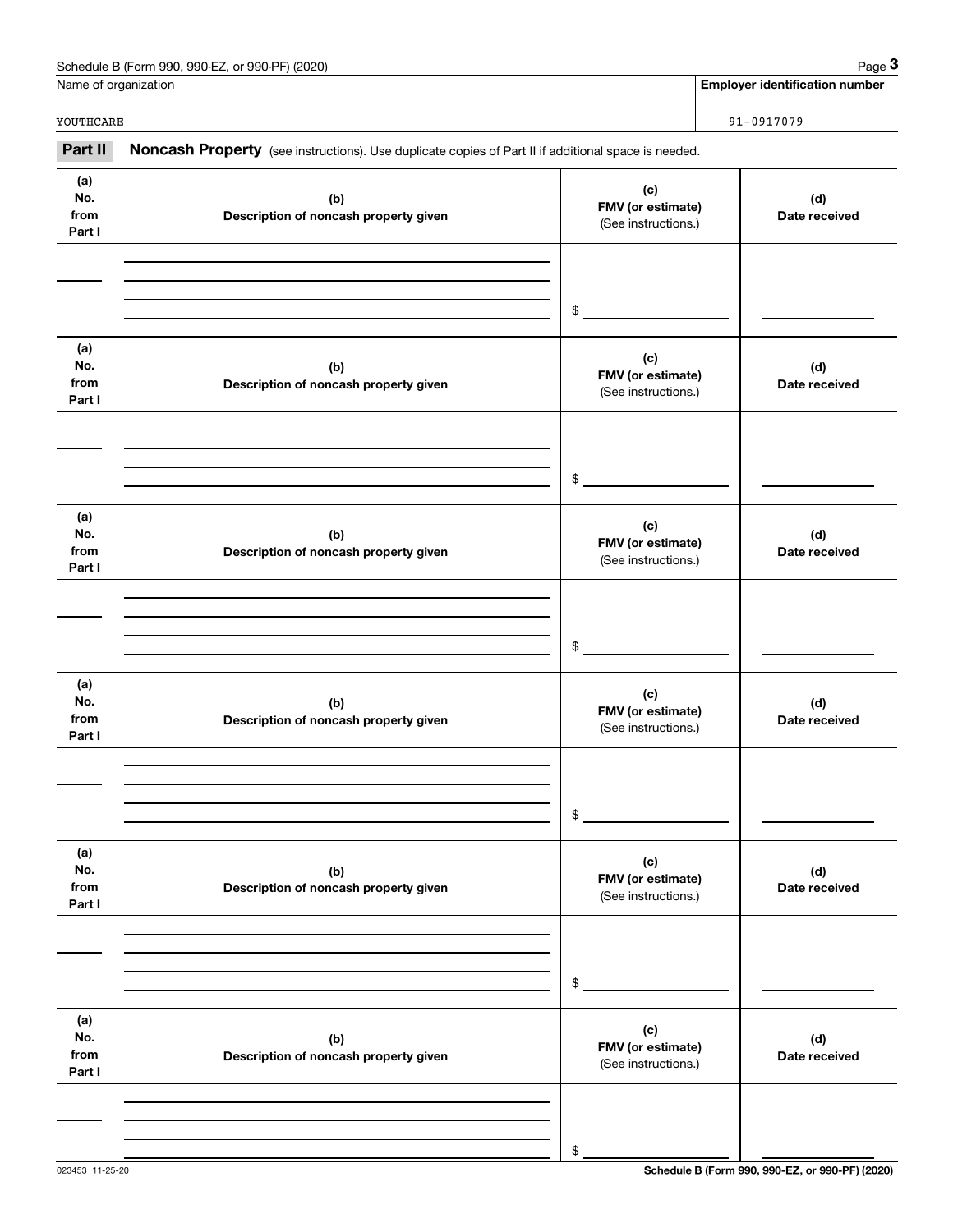Name of organization

YOUTHCARE

**Employer identification number**

91-0917079

**Part II** **Noncash Property** (see instructions). Use duplicate copies of Part II if additional space is needed.

| (a) No. from Part I | (b) Description of noncash property given | (c) FMV (or estimate) (See instructions.) | (d) Date received |
|---|---|---|---|
| | | $ | |

| (a) No. from Part I | (b) Description of noncash property given | (c) FMV (or estimate) (See instructions.) | (d) Date received |
|---|---|---|---|
| | | $ | |

| (a) No. from Part I | (b) Description of noncash property given | (c) FMV (or estimate) (See instructions.) | (d) Date received |
|---|---|---|---|
| | | $ | |

| (a) No. from Part I | (b) Description of noncash property given | (c) FMV (or estimate) (See instructions.) | (d) Date received |
|---|---|---|---|
| | | $ | |

| (a) No. from Part I | (b) Description of noncash property given | (c) FMV (or estimate) (See instructions.) | (d) Date received |
|---|---|---|---|
| | | $ | |

| (a) No. from Part I | (b) Description of noncash property given | (c) FMV (or estimate) (See instructions.) | (d) Date received |
|---|---|---|---|
| | | $ | |

023453 11-25-20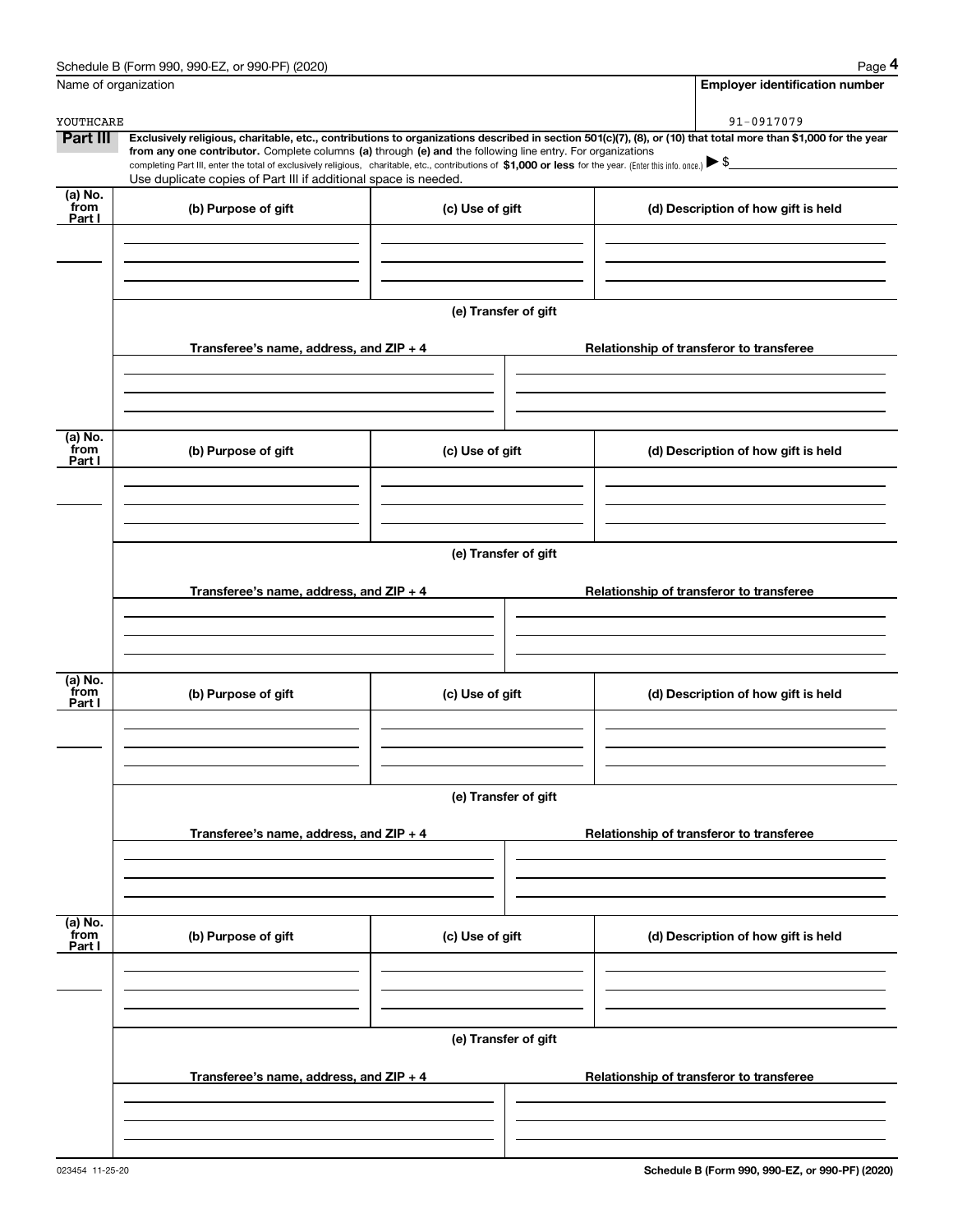Name of organization

**Employer identification number**

YOUTHCARE

91-0917079

**Part III** **Exclusively religious, charitable, etc., contributions to organizations described in section 501(c)(7), (8), or (10) that total more than $1,000 for the year from any one contributor.** Complete columns **(a)** through **(e) and** the following line entry. For organizations completing Part III, enter the total of exclusively religious, charitable, etc., contributions of **$1,000 or less** for the year. (Enter this info. once.) ▶ $

Use duplicate copies of Part III if additional space is needed.

| (a) No. from Part I | (b) Purpose of gift | (c) Use of gift | (d) Description of how gift is held |
|---|---|---|---|
| | | | |

(e) Transfer of gift

| Transferee's name, address, and ZIP + 4 | Relationship of transferor to transferee |
|---|---|
| | |

| (a) No. from Part I | (b) Purpose of gift | (c) Use of gift | (d) Description of how gift is held |
|---|---|---|---|
| | | | |

(e) Transfer of gift

| Transferee's name, address, and ZIP + 4 | Relationship of transferor to transferee |
|---|---|
| | |

| (a) No. from Part I | (b) Purpose of gift | (c) Use of gift | (d) Description of how gift is held |
|---|---|---|---|
| | | | |

(e) Transfer of gift

| Transferee's name, address, and ZIP + 4 | Relationship of transferor to transferee |
|---|---|
| | |

| (a) No. from Part I | (b) Purpose of gift | (c) Use of gift | (d) Description of how gift is held |
|---|---|---|---|
| | | | |

(e) Transfer of gift

| Transferee's name, address, and ZIP + 4 | Relationship of transferor to transferee |
|---|---|
| | |

023454 11-25-20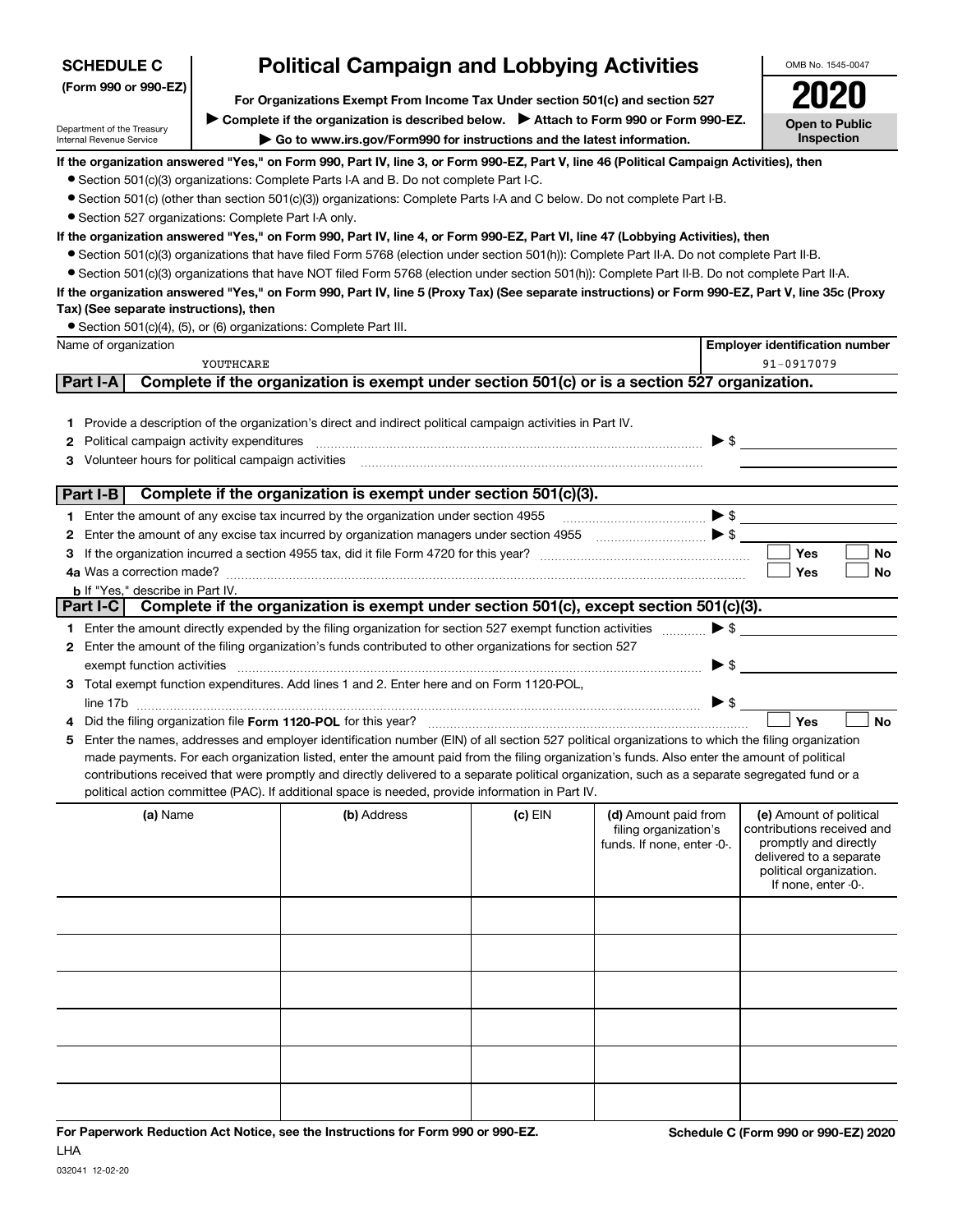**SCHEDULE C (Form 990 or 990-EZ)**

Department of the Treasury
Internal Revenue Service

# Political Campaign and Lobbying Activities

**For Organizations Exempt From Income Tax Under section 501(c) and section 527**

▶ **Complete if the organization is described below.** ▶ **Attach to Form 990 or Form 990-EZ.**

▶ **Go to www.irs.gov/Form990 for instructions and the latest information.**

OMB No. 1545-0047

**2020**

**Open to Public Inspection**

**If the organization answered "Yes," on Form 990, Part IV, line 3, or Form 990-EZ, Part V, line 46 (Political Campaign Activities), then**

- Section 501(c)(3) organizations: Complete Parts I-A and B. Do not complete Part I-C.
- Section 501(c) (other than section 501(c)(3)) organizations: Complete Parts I-A and C below. Do not complete Part I-B.
- Section 527 organizations: Complete Part I-A only.

**If the organization answered "Yes," on Form 990, Part IV, line 4, or Form 990-EZ, Part VI, line 47 (Lobbying Activities), then**

- Section 501(c)(3) organizations that have filed Form 5768 (election under section 501(h)): Complete Part II-A. Do not complete Part II-B.
- Section 501(c)(3) organizations that have NOT filed Form 5768 (election under section 501(h)): Complete Part II-B. Do not complete Part II-A.

**If the organization answered "Yes," on Form 990, Part IV, line 5 (Proxy Tax) (See separate instructions) or Form 990-EZ, Part V, line 35c (Proxy Tax) (See separate instructions), then**

- Section 501(c)(4), (5), or (6) organizations: Complete Part III.

| Name of organization | Employer identification number |
|---|---|
| YOUTHCARE | 91-0917079 |

## Part I-A Complete if the organization is exempt under section 501(c) or is a section 527 organization.

1. Provide a description of the organization's direct and indirect political campaign activities in Part IV.
2. Political campaign activity expenditures ▶ $
3. Volunteer hours for political campaign activities

## Part I-B Complete if the organization is exempt under section 501(c)(3).

1. Enter the amount of any excise tax incurred by the organization under section 4955 ▶ $
2. Enter the amount of any excise tax incurred by organization managers under section 4955 ▶ $
3. If the organization incurred a section 4955 tax, did it file Form 4720 for this year? ☐ Yes ☐ No
4a. Was a correction made? ☐ Yes ☐ No
b. If "Yes," describe in Part IV.

## Part I-C Complete if the organization is exempt under section 501(c), except section 501(c)(3).

1. Enter the amount directly expended by the filing organization for section 527 exempt function activities ▶ $
2. Enter the amount of the filing organization's funds contributed to other organizations for section 527 exempt function activities ▶ $
3. Total exempt function expenditures. Add lines 1 and 2. Enter here and on Form 1120-POL, line 17b ▶ $
4. Did the filing organization file **Form 1120-POL** for this year? ☐ Yes ☐ No
5. Enter the names, addresses and employer identification number (EIN) of all section 527 political organizations to which the filing organization made payments. For each organization listed, enter the amount paid from the filing organization's funds. Also enter the amount of political contributions received that were promptly and directly delivered to a separate political organization, such as a separate segregated fund or a political action committee (PAC). If additional space is needed, provide information in Part IV.

| (a) Name | (b) Address | (c) EIN | (d) Amount paid from filing organization's funds. If none, enter -0-. | (e) Amount of political contributions received and promptly and directly delivered to a separate political organization. If none, enter -0-. |
|---|---|---|---|---|
| | | | | |
| | | | | |
| | | | | |
| | | | | |
| | | | | |
| | | | | |

**For Paperwork Reduction Act Notice, see the Instructions for Form 990 or 990-EZ.**

LHA

032041 12-02-20

**Schedule C (Form 990 or 990-EZ) 2020**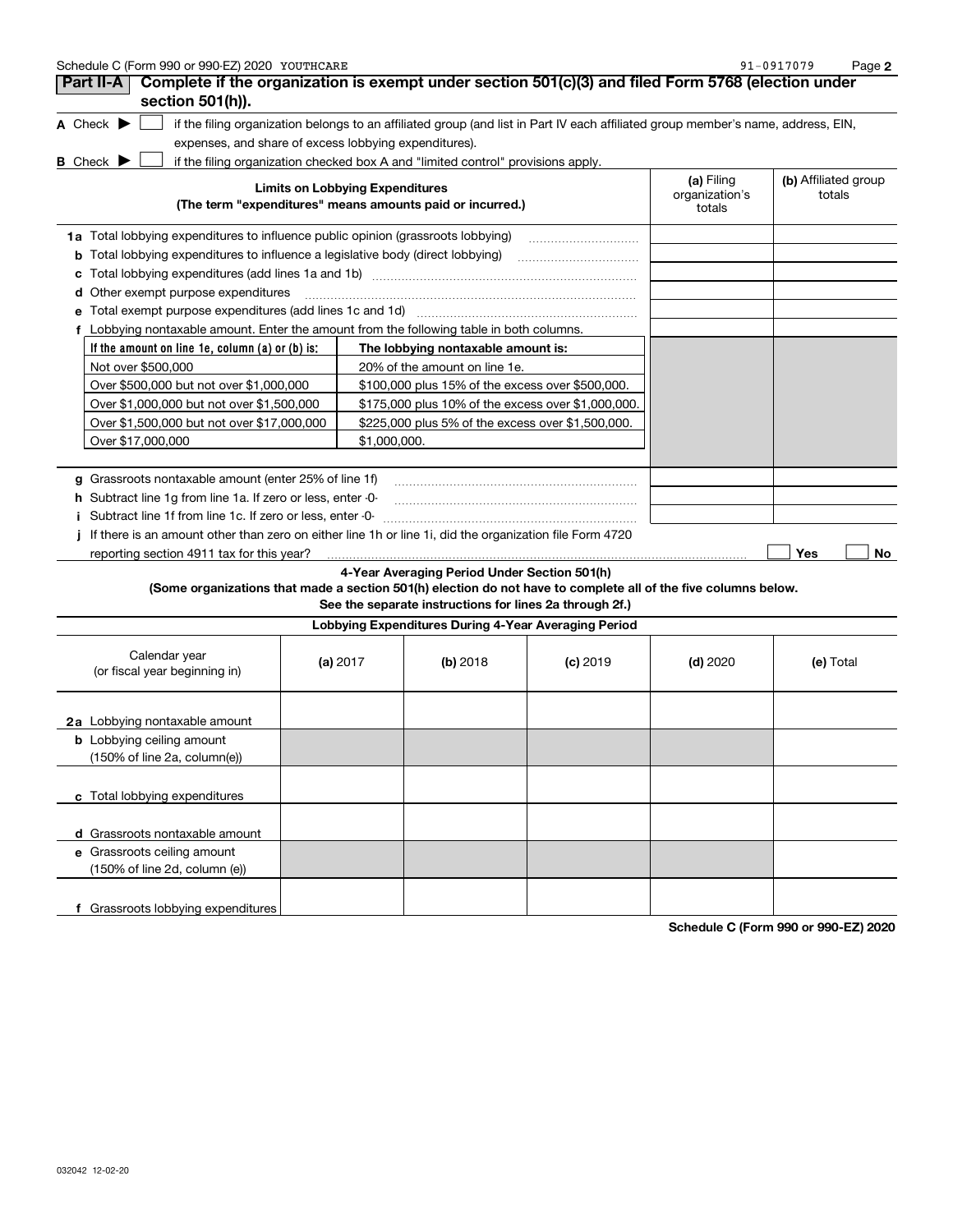## Part II-A Complete if the organization is exempt under section 501(c)(3) and filed Form 5768 (election under section 501(h)).

**A** Check ▶ ☐ if the filing organization belongs to an affiliated group (and list in Part IV each affiliated group member's name, address, EIN, expenses, and share of excess lobbying expenditures).

**B** Check ▶ ☐ if the filing organization checked box A and "limited control" provisions apply.

| Limits on Lobbying Expenditures (The term "expenditures" means amounts paid or incurred.) | (a) Filing organization's totals | (b) Affiliated group totals |
|---|---|---|
| **1a** Total lobbying expenditures to influence public opinion (grassroots lobbying) | | |
| **b** Total lobbying expenditures to influence a legislative body (direct lobbying) | | |
| **c** Total lobbying expenditures (add lines 1a and 1b) | | |
| **d** Other exempt purpose expenditures | | |
| **e** Total exempt purpose expenditures (add lines 1c and 1d) | | |
| **f** Lobbying nontaxable amount. Enter the amount from the following table in both columns. | | |

| If the amount on line 1e, column (a) or (b) is: | The lobbying nontaxable amount is: |
|---|---|
| Not over $500,000 | 20% of the amount on line 1e. |
| Over $500,000 but not over $1,000,000 | $100,000 plus 15% of the excess over $500,000. |
| Over $1,000,000 but not over $1,500,000 | $175,000 plus 10% of the excess over $1,000,000. |
| Over $1,500,000 but not over $17,000,000 | $225,000 plus 5% of the excess over $1,500,000. |
| Over $17,000,000 | $1,000,000. |

| | (a) Filing organization's totals | (b) Affiliated group totals |
|---|---|---|
| **g** Grassroots nontaxable amount (enter 25% of line 1f) | | |
| **h** Subtract line 1g from line 1a. If zero or less, enter -0- | | |
| **i** Subtract line 1f from line 1c. If zero or less, enter -0- | | |

**j** If there is an amount other than zero on either line 1h or line 1i, did the organization file Form 4720 reporting section 4911 tax for this year? ☐ Yes ☐ No

### 4-Year Averaging Period Under Section 501(h)

**(Some organizations that made a section 501(h) election do not have to complete all of the five columns below. See the separate instructions for lines 2a through 2f.)**

| Lobbying Expenditures During 4-Year Averaging Period | | | | | |
|---|---|---|---|---|---|
| Calendar year (or fiscal year beginning in) | (a) 2017 | (b) 2018 | (c) 2019 | (d) 2020 | (e) Total |
| **2a** Lobbying nontaxable amount | | | | | |
| **b** Lobbying ceiling amount (150% of line 2a, column(e)) | | | | | |
| **c** Total lobbying expenditures | | | | | |
| **d** Grassroots nontaxable amount | | | | | |
| **e** Grassroots ceiling amount (150% of line 2d, column (e)) | | | | | |
| **f** Grassroots lobbying expenditures | | | | | |

**Schedule C (Form 990 or 990-EZ) 2020**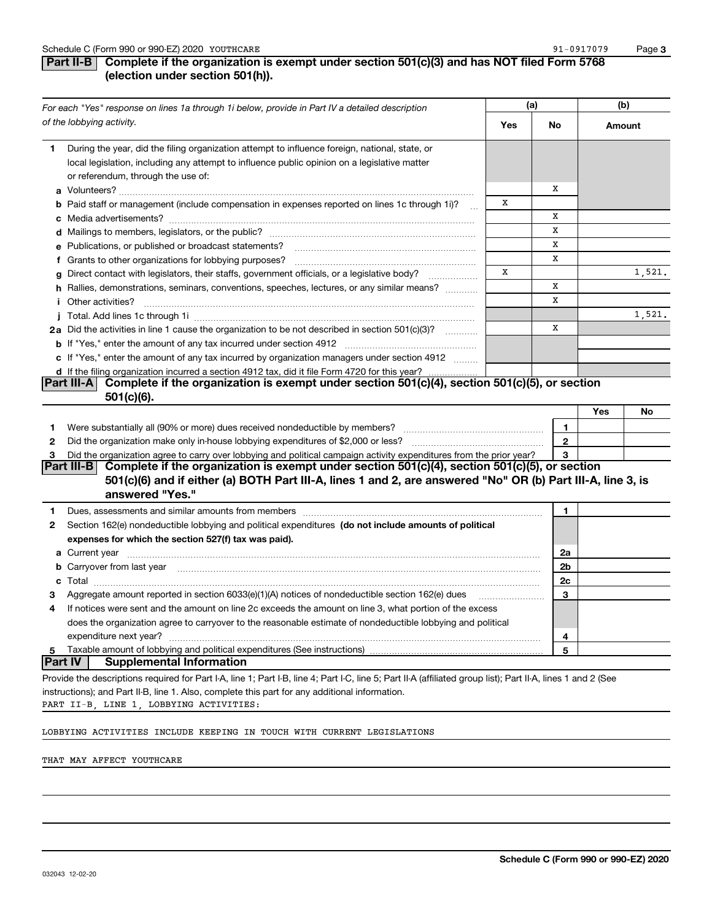## Part II-B Complete if the organization is exempt under section 501(c)(3) and has NOT filed Form 5768 (election under section 501(h)).

| *For each "Yes" response on lines 1a through 1i below, provide in Part IV a detailed description of the lobbying activity.* | (a) Yes | (a) No | (b) Amount |
|---|---|---|---|
| **1** During the year, did the filing organization attempt to influence foreign, national, state, or local legislation, including any attempt to influence public opinion on a legislative matter or referendum, through the use of: | | | |
| **a** Volunteers? | | X | |
| **b** Paid staff or management (include compensation in expenses reported on lines 1c through 1i)? | X | | |
| **c** Media advertisements? | | X | |
| **d** Mailings to members, legislators, or the public? | | X | |
| **e** Publications, or published or broadcast statements? | | X | |
| **f** Grants to other organizations for lobbying purposes? | | X | |
| **g** Direct contact with legislators, their staffs, government officials, or a legislative body? | X | | 1,521. |
| **h** Rallies, demonstrations, seminars, conventions, speeches, lectures, or any similar means? | | X | |
| **i** Other activities? | | X | |
| **j** Total. Add lines 1c through 1i | | | 1,521. |
| **2a** Did the activities in line 1 cause the organization to be not described in section 501(c)(3)? | | X | |
| **b** If "Yes," enter the amount of any tax incurred under section 4912 | | | |
| **c** If "Yes," enter the amount of any tax incurred by organization managers under section 4912 | | | |
| **d** If the filing organization incurred a section 4912 tax, did it file Form 4720 for this year? | | | |

## Part III-A Complete if the organization is exempt under section 501(c)(4), section 501(c)(5), or section 501(c)(6).

| | | | Yes | No |
|---|---|---|---|---|
| **1** | Were substantially all (90% or more) dues received nondeductible by members? | 1 | | |
| **2** | Did the organization make only in-house lobbying expenditures of $2,000 or less? | 2 | | |
| **3** | Did the organization agree to carry over lobbying and political campaign activity expenditures from the prior year? | 3 | | |

## Part III-B Complete if the organization is exempt under section 501(c)(4), section 501(c)(5), or section 501(c)(6) and if either (a) BOTH Part III-A, lines 1 and 2, are answered "No" OR (b) Part III-A, line 3, is answered "Yes."

| | | | |
|---|---|---|---|
| **1** | Dues, assessments and similar amounts from members | 1 | |
| **2** | Section 162(e) nondeductible lobbying and political expenditures **(do not include amounts of political expenses for which the section 527(f) tax was paid).** | | |
| **a** | Current year | 2a | |
| **b** | Carryover from last year | 2b | |
| **c** | Total | 2c | |
| **3** | Aggregate amount reported in section 6033(e)(1)(A) notices of nondeductible section 162(e) dues | 3 | |
| **4** | If notices were sent and the amount on line 2c exceeds the amount on line 3, what portion of the excess does the organization agree to carryover to the reasonable estimate of nondeductible lobbying and political expenditure next year? | 4 | |
| **5** | Taxable amount of lobbying and political expenditures (See instructions) | 5 | |

## Part IV Supplemental Information

Provide the descriptions required for Part I-A, line 1; Part I-B, line 4; Part I-C, line 5; Part II-A (affiliated group list); Part II-A, lines 1 and 2 (See instructions); and Part II-B, line 1. Also, complete this part for any additional information.

PART II-B, LINE 1, LOBBYING ACTIVITIES:

LOBBYING ACTIVITIES INCLUDE KEEPING IN TOUCH WITH CURRENT LEGISLATIONS

THAT MAY AFFECT YOUTHCARE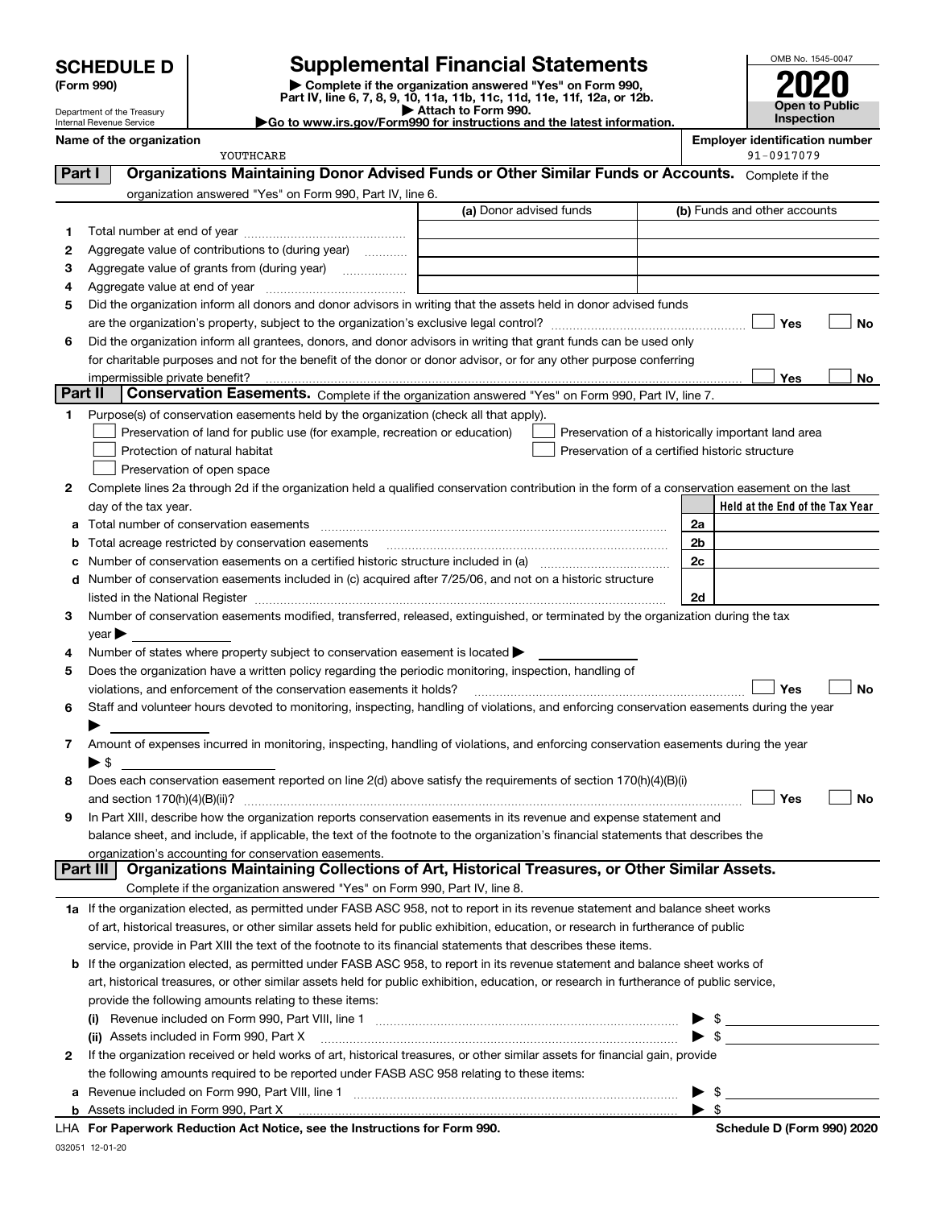# SCHEDULE D (Form 990)

Department of the Treasury
Internal Revenue Service

# Supplemental Financial Statements

▶ Complete if the organization answered "Yes" on Form 990, Part IV, line 6, 7, 8, 9, 10, 11a, 11b, 11c, 11d, 11e, 11f, 12a, or 12b.
▶ Attach to Form 990.
▶Go to www.irs.gov/Form990 for instructions and the latest information.

OMB No. 1545-0047

**2020**

**Open to Public Inspection**

**Name of the organization**
YOUTHCARE

**Employer identification number**
91-0917079

## Part I Organizations Maintaining Donor Advised Funds or Other Similar Funds or Accounts.
Complete if the organization answered "Yes" on Form 990, Part IV, line 6.

| | | (a) Donor advised funds | (b) Funds and other accounts |
|---|---|---|---|
| 1 | Total number at end of year | | |
| 2 | Aggregate value of contributions to (during year) | | |
| 3 | Aggregate value of grants from (during year) | | |
| 4 | Aggregate value at end of year | | |

5 Did the organization inform all donors and donor advisors in writing that the assets held in donor advised funds are the organization's property, subject to the organization's exclusive legal control? ☐ Yes ☐ No

6 Did the organization inform all grantees, donors, and donor advisors in writing that grant funds can be used only for charitable purposes and not for the benefit of the donor or donor advisor, or for any other purpose conferring impermissible private benefit? ☐ Yes ☐ No

## Part II Conservation Easements.
Complete if the organization answered "Yes" on Form 990, Part IV, line 7.

1 Purpose(s) of conservation easements held by the organization (check all that apply).
- ☐ Preservation of land for public use (for example, recreation or education)
- ☐ Protection of natural habitat
- ☐ Preservation of open space
- ☐ Preservation of a historically important land area
- ☐ Preservation of a certified historic structure

2 Complete lines 2a through 2d if the organization held a qualified conservation contribution in the form of a conservation easement on the last day of the tax year.

| | | | Held at the End of the Tax Year |
|---|---|---|---|
| a | Total number of conservation easements | 2a | |
| b | Total acreage restricted by conservation easements | 2b | |
| c | Number of conservation easements on a certified historic structure included in (a) | 2c | |
| d | Number of conservation easements included in (c) acquired after 7/25/06, and not on a historic structure listed in the National Register | 2d | |

3 Number of conservation easements modified, transferred, released, extinguished, or terminated by the organization during the tax year ▶

4 Number of states where property subject to conservation easement is located ▶

5 Does the organization have a written policy regarding the periodic monitoring, inspection, handling of violations, and enforcement of the conservation easements it holds? ☐ Yes ☐ No

6 Staff and volunteer hours devoted to monitoring, inspecting, handling of violations, and enforcing conservation easements during the year ▶

7 Amount of expenses incurred in monitoring, inspecting, handling of violations, and enforcing conservation easements during the year ▶ $

8 Does each conservation easement reported on line 2(d) above satisfy the requirements of section 170(h)(4)(B)(i) and section 170(h)(4)(B)(ii)? ☐ Yes ☐ No

9 In Part XIII, describe how the organization reports conservation easements in its revenue and expense statement and balance sheet, and include, if applicable, the text of the footnote to the organization's financial statements that describes the organization's accounting for conservation easements.

## Part III Organizations Maintaining Collections of Art, Historical Treasures, or Other Similar Assets.
Complete if the organization answered "Yes" on Form 990, Part IV, line 8.

1a If the organization elected, as permitted under FASB ASC 958, not to report in its revenue statement and balance sheet works of art, historical treasures, or other similar assets held for public exhibition, education, or research in furtherance of public service, provide in Part XIII the text of the footnote to its financial statements that describes these items.

b If the organization elected, as permitted under FASB ASC 958, to report in its revenue statement and balance sheet works of art, historical treasures, or other similar assets held for public exhibition, education, or research in furtherance of public service, provide the following amounts relating to these items:

(i) Revenue included on Form 990, Part VIII, line 1 ▶ $

(ii) Assets included in Form 990, Part X ▶ $

2 If the organization received or held works of art, historical treasures, or other similar assets for financial gain, provide the following amounts required to be reported under FASB ASC 958 relating to these items:

a Revenue included on Form 990, Part VIII, line 1 ▶ $

b Assets included in Form 990, Part X ▶ $

LHA For Paperwork Reduction Act Notice, see the Instructions for Form 990.

Schedule D (Form 990) 2020

032051 12-01-20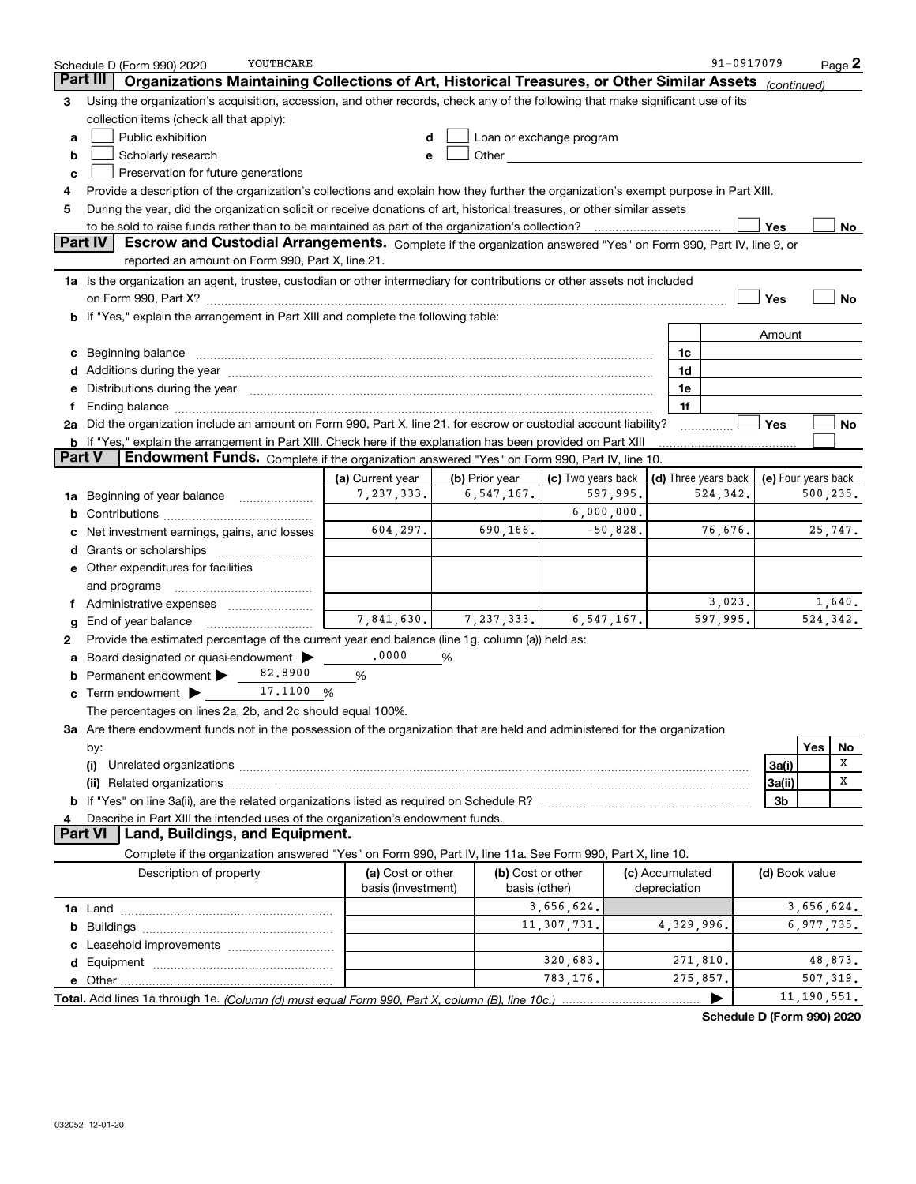Schedule D (Form 990) 2020 YOUTHCARE 91-0917079 Page 2

## Part III Organizations Maintaining Collections of Art, Historical Treasures, or Other Similar Assets *(continued)*

**3** Using the organization's acquisition, accession, and other records, check any of the following that make significant use of its collection items (check all that apply):

- **a** ☐ Public exhibition
- **b** ☐ Scholarly research
- **c** ☐ Preservation for future generations
- **d** ☐ Loan or exchange program
- **e** ☐ Other

**4** Provide a description of the organization's collections and explain how they further the organization's exempt purpose in Part XIII.

**5** During the year, did the organization solicit or receive donations of art, historical treasures, or other similar assets to be sold to raise funds rather than to be maintained as part of the organization's collection? ☐ Yes ☐ No

## Part IV Escrow and Custodial Arrangements.

Complete if the organization answered "Yes" on Form 990, Part IV, line 9, or reported an amount on Form 990, Part X, line 21.

**1a** Is the organization an agent, trustee, custodian or other intermediary for contributions or other assets not included on Form 990, Part X? ☐ Yes ☐ No

**b** If "Yes," explain the arrangement in Part XIII and complete the following table:

| | | Amount |
|---|---|---|
| **c** Beginning balance | 1c | |
| **d** Additions during the year | 1d | |
| **e** Distributions during the year | 1e | |
| **f** Ending balance | 1f | |

**2a** Did the organization include an amount on Form 990, Part X, line 21, for escrow or custodial account liability? ☐ Yes ☐ No

**b** If "Yes," explain the arrangement in Part XIII. Check here if the explanation has been provided on Part XIII ☐

## Part V Endowment Funds.

Complete if the organization answered "Yes" on Form 990, Part IV, line 10.

| | (a) Current year | (b) Prior year | (c) Two years back | (d) Three years back | (e) Four years back |
|---|---|---|---|---|---|
| **1a** Beginning of year balance | 7,237,333. | 6,547,167. | 597,995. | 524,342. | 500,235. |
| **b** Contributions | | | 6,000,000. | | |
| **c** Net investment earnings, gains, and losses | 604,297. | 690,166. | -50,828. | 76,676. | 25,747. |
| **d** Grants or scholarships | | | | | |
| **e** Other expenditures for facilities and programs | | | | | |
| **f** Administrative expenses | | | | 3,023. | 1,640. |
| **g** End of year balance | 7,841,630. | 7,237,333. | 6,547,167. | 597,995. | 524,342. |

**2** Provide the estimated percentage of the current year end balance (line 1g, column (a)) held as:

- **a** Board designated or quasi-endowment ▶ .0000 %
- **b** Permanent endowment ▶ 82.8900 %
- **c** Term endowment ▶ 17.1100 %

The percentages on lines 2a, 2b, and 2c should equal 100%.

**3a** Are there endowment funds not in the possession of the organization that are held and administered for the organization by:

| | | Yes | No |
|---|---|---|---|
| **(i)** Unrelated organizations | 3a(i) | | X |
| **(ii)** Related organizations | 3a(ii) | | X |
| **b** If "Yes" on line 3a(ii), are the related organizations listed as required on Schedule R? | 3b | | |

**4** Describe in Part XIII the intended uses of the organization's endowment funds.

## Part VI Land, Buildings, and Equipment.

Complete if the organization answered "Yes" on Form 990, Part IV, line 11a. See Form 990, Part X, line 10.

| Description of property | (a) Cost or other basis (investment) | (b) Cost or other basis (other) | (c) Accumulated depreciation | (d) Book value |
|---|---|---|---|---|
| **1a** Land | | 3,656,624. | | 3,656,624. |
| **b** Buildings | | 11,307,731. | 4,329,996. | 6,977,735. |
| **c** Leasehold improvements | | | | |
| **d** Equipment | | 320,683. | 271,810. | 48,873. |
| **e** Other | | 783,176. | 275,857. | 507,319. |
| **Total.** Add lines 1a through 1e. *(Column (d) must equal Form 990, Part X, column (B), line 10c.)* ▶ | | | | 11,190,551. |

Schedule D (Form 990) 2020

032052 12-01-20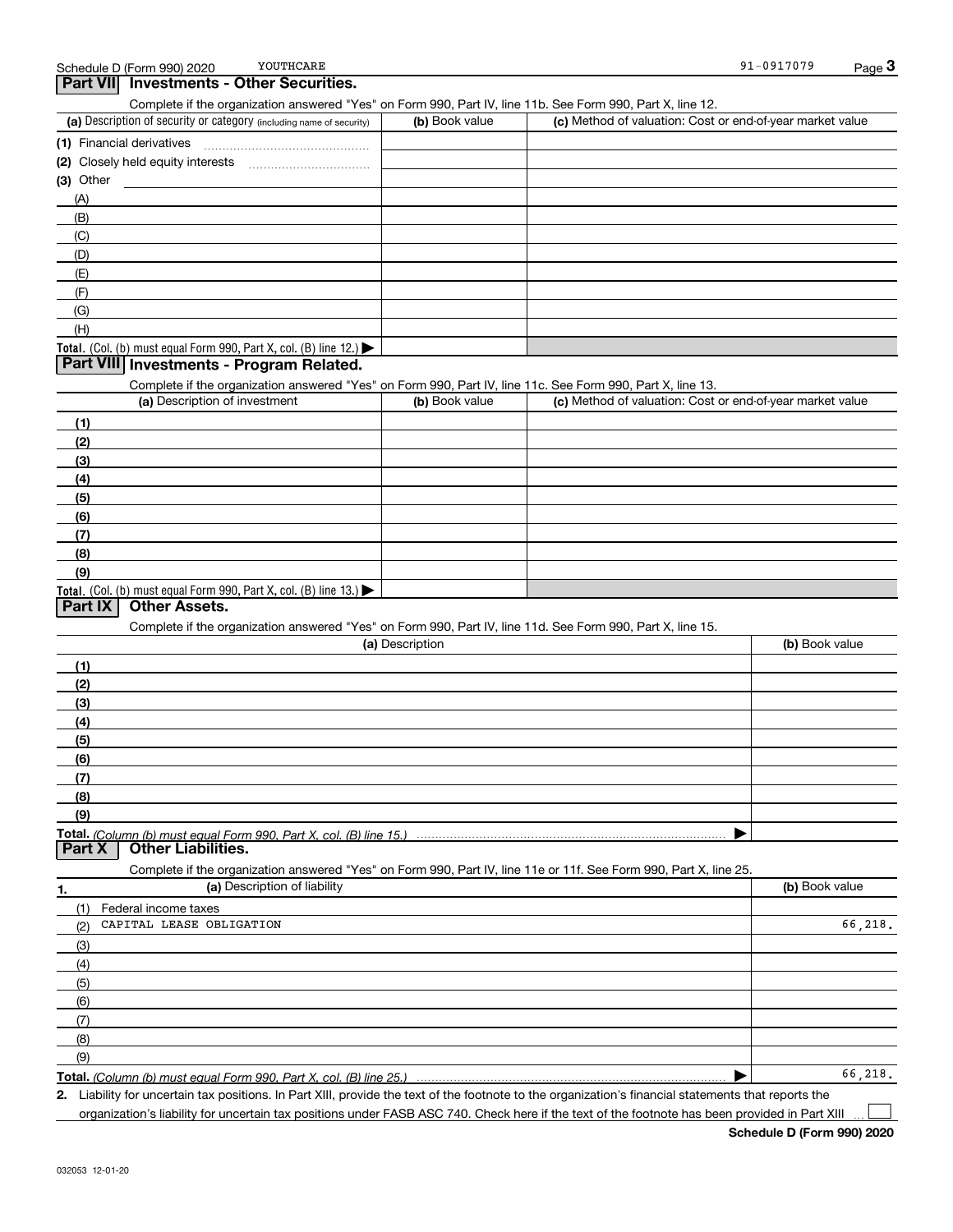Schedule D (Form 990) 2020 YOUTHCARE 91-0917079

## Part VII Investments - Other Securities.

Complete if the organization answered "Yes" on Form 990, Part IV, line 11b. See Form 990, Part X, line 12.

| (a) Description of security or category (including name of security) | (b) Book value | (c) Method of valuation: Cost or end-of-year market value |
|---|---|---|
| (1) Financial derivatives | | |
| (2) Closely held equity interests | | |
| (3) Other | | |
| (A) | | |
| (B) | | |
| (C) | | |
| (D) | | |
| (E) | | |
| (F) | | |
| (G) | | |
| (H) | | |
| **Total.** (Col. (b) must equal Form 990, Part X, col. (B) line 12.) ▶ | | |

## Part VIII Investments - Program Related.

Complete if the organization answered "Yes" on Form 990, Part IV, line 11c. See Form 990, Part X, line 13.

| (a) Description of investment | (b) Book value | (c) Method of valuation: Cost or end-of-year market value |
|---|---|---|
| (1) | | |
| (2) | | |
| (3) | | |
| (4) | | |
| (5) | | |
| (6) | | |
| (7) | | |
| (8) | | |
| (9) | | |
| **Total.** (Col. (b) must equal Form 990, Part X, col. (B) line 13.) ▶ | | |

## Part IX Other Assets.

Complete if the organization answered "Yes" on Form 990, Part IV, line 11d. See Form 990, Part X, line 15.

| (a) Description | (b) Book value |
|---|---|
| (1) | |
| (2) | |
| (3) | |
| (4) | |
| (5) | |
| (6) | |
| (7) | |
| (8) | |
| (9) | |
| **Total.** *(Column (b) must equal Form 990, Part X, col. (B) line 15.)* ▶ | |

## Part X Other Liabilities.

Complete if the organization answered "Yes" on Form 990, Part IV, line 11e or 11f. See Form 990, Part X, line 25.

| 1. (a) Description of liability | (b) Book value |
|---|---|
| (1) Federal income taxes | |
| (2) CAPITAL LEASE OBLIGATION | 66,218. |
| (3) | |
| (4) | |
| (5) | |
| (6) | |
| (7) | |
| (8) | |
| (9) | |
| **Total.** *(Column (b) must equal Form 990, Part X, col. (B) line 25.)* ▶ | 66,218. |

2. Liability for uncertain tax positions. In Part XIII, provide the text of the footnote to the organization's financial statements that reports the organization's liability for uncertain tax positions under FASB ASC 740. Check here if the text of the footnote has been provided in Part XIII ☐

**Schedule D (Form 990) 2020**

032053 12-01-20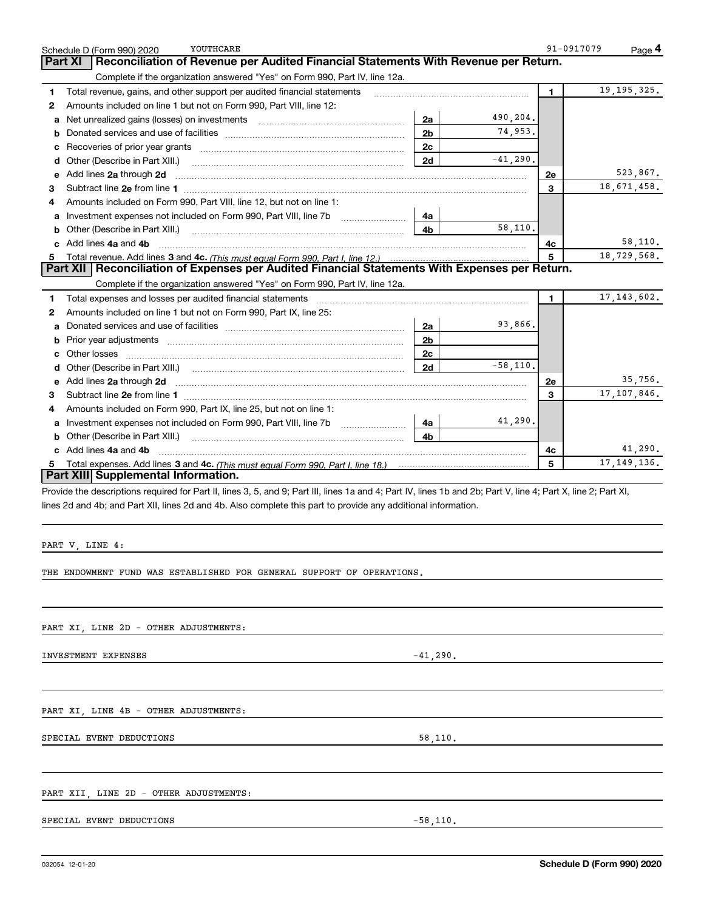Schedule D (Form 990) 2020 YOUTHCARE 91-0917079 Page 4

## Part XI Reconciliation of Revenue per Audited Financial Statements With Revenue per Return.

Complete if the organization answered "Yes" on Form 990, Part IV, line 12a.

| | | | | | |
|---|---|---|---|---|---|
| 1 | Total revenue, gains, and other support per audited financial statements | | | 1 | 19,195,325. |
| 2 | Amounts included on line 1 but not on Form 990, Part VIII, line 12: | | | | |
| a | Net unrealized gains (losses) on investments | 2a | 490,204. | | |
| b | Donated services and use of facilities | 2b | 74,953. | | |
| c | Recoveries of prior year grants | 2c | | | |
| d | Other (Describe in Part XIII.) | 2d | -41,290. | | |
| e | Add lines **2a** through **2d** | | | 2e | 523,867. |
| 3 | Subtract line **2e** from line **1** | | | 3 | 18,671,458. |
| 4 | Amounts included on Form 990, Part VIII, line 12, but not on line 1: | | | | |
| a | Investment expenses not included on Form 990, Part VIII, line 7b | 4a | | | |
| b | Other (Describe in Part XIII.) | 4b | 58,110. | | |
| c | Add lines **4a** and **4b** | | | 4c | 58,110. |
| 5 | Total revenue. Add lines **3** and **4c.** *(This must equal Form 990, Part I, line 12.)* | | | 5 | 18,729,568. |

## Part XII Reconciliation of Expenses per Audited Financial Statements With Expenses per Return.

Complete if the organization answered "Yes" on Form 990, Part IV, line 12a.

| | | | | | |
|---|---|---|---|---|---|
| 1 | Total expenses and losses per audited financial statements | | | 1 | 17,143,602. |
| 2 | Amounts included on line 1 but not on Form 990, Part IX, line 25: | | | | |
| a | Donated services and use of facilities | 2a | 93,866. | | |
| b | Prior year adjustments | 2b | | | |
| c | Other losses | 2c | | | |
| d | Other (Describe in Part XIII.) | 2d | -58,110. | | |
| e | Add lines **2a** through **2d** | | | 2e | 35,756. |
| 3 | Subtract line **2e** from line **1** | | | 3 | 17,107,846. |
| 4 | Amounts included on Form 990, Part IX, line 25, but not on line 1: | | | | |
| a | Investment expenses not included on Form 990, Part VIII, line 7b | 4a | 41,290. | | |
| b | Other (Describe in Part XIII.) | 4b | | | |
| c | Add lines **4a** and **4b** | | | 4c | 41,290. |
| 5 | Total expenses. Add lines **3** and **4c.** *(This must equal Form 990, Part I, line 18.)* | | | 5 | 17,149,136. |

## Part XIII Supplemental Information.

Provide the descriptions required for Part II, lines 3, 5, and 9; Part III, lines 1a and 4; Part IV, lines 1b and 2b; Part V, line 4; Part X, line 2; Part XI, lines 2d and 4b; and Part XII, lines 2d and 4b. Also complete this part to provide any additional information.

PART V, LINE 4:

THE ENDOWMENT FUND WAS ESTABLISHED FOR GENERAL SUPPORT OF OPERATIONS.

PART XI, LINE 2D - OTHER ADJUSTMENTS:

INVESTMENT EXPENSES -41,290.

PART XI, LINE 4B - OTHER ADJUSTMENTS:

SPECIAL EVENT DEDUCTIONS 58,110.

PART XII, LINE 2D - OTHER ADJUSTMENTS:

SPECIAL EVENT DEDUCTIONS -58,110.

032054 12-01-20 Schedule D (Form 990) 2020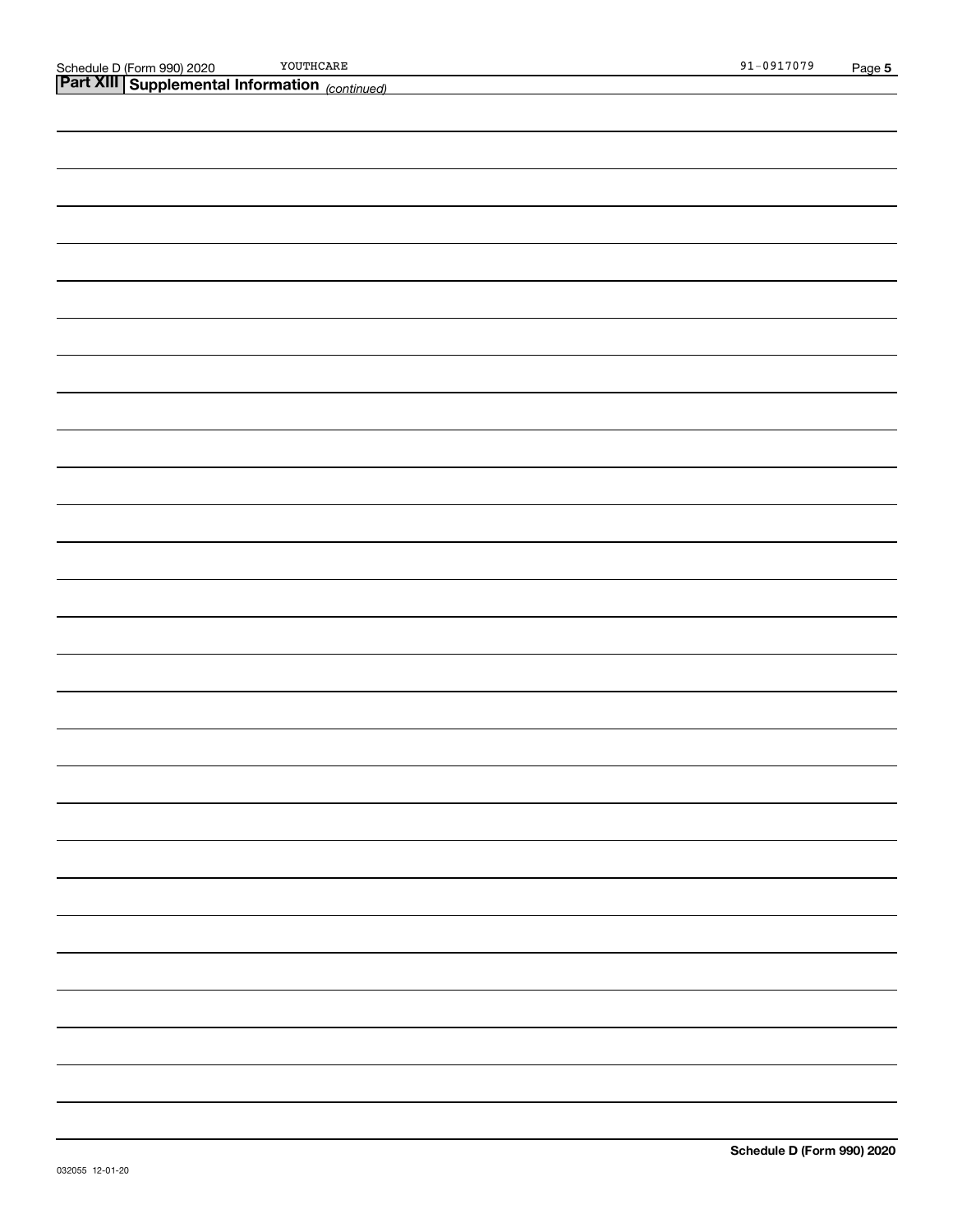Schedule D (Form 990) 2020 YOUTHCARE 91-0917079

**Part XIII** **Supplemental Information** *(continued)*

Schedule D (Form 990) 2020

032055 12-01-20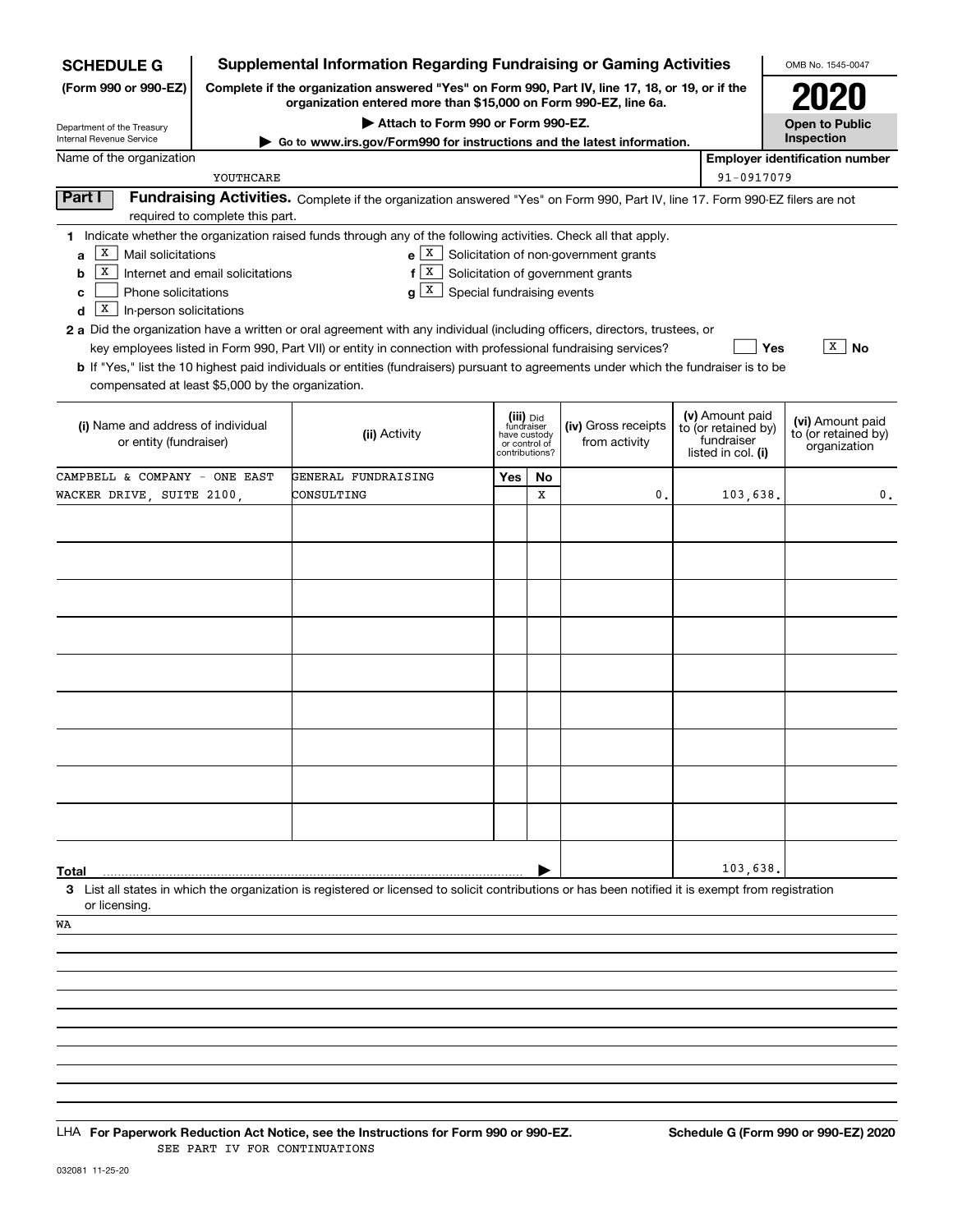**SCHEDULE G (Form 990 or 990-EZ)**

Department of the Treasury
Internal Revenue Service

# Supplemental Information Regarding Fundraising or Gaming Activities

**Complete if the organization answered "Yes" on Form 990, Part IV, line 17, 18, or 19, or if the organization entered more than $15,000 on Form 990-EZ, line 6a.**

**▶ Attach to Form 990 or Form 990-EZ.**

**▶ Go to www.irs.gov/Form990 for instructions and the latest information.**

OMB No. 1545-0047

**2020**

**Open to Public Inspection**

Name of the organization: YOUTHCARE

Employer identification number: 91-0917079

## Part I — Fundraising Activities.

Complete if the organization answered "Yes" on Form 990, Part IV, line 17. Form 990-EZ filers are not required to complete this part.

**1** Indicate whether the organization raised funds through any of the following activities. Check all that apply.

- **a** [X] Mail solicitations
- **b** [X] Internet and email solicitations
- **c** [ ] Phone solicitations
- **d** [X] In-person solicitations
- **e** [X] Solicitation of non-government grants
- **f** [X] Solicitation of government grants
- **g** [X] Special fundraising events

**2 a** Did the organization have a written or oral agreement with any individual (including officers, directors, trustees, or key employees listed in Form 990, Part VII) or entity in connection with professional fundraising services? [ ] Yes [X] No

**b** If "Yes," list the 10 highest paid individuals or entities (fundraisers) pursuant to agreements under which the fundraiser is to be compensated at least $5,000 by the organization.

| (i) Name and address of individual or entity (fundraiser) | (ii) Activity | (iii) Did fundraiser have custody or control of contributions? Yes | No | (iv) Gross receipts from activity | (v) Amount paid to (or retained by) fundraiser listed in col. (i) | (vi) Amount paid to (or retained by) organization |
|---|---|---|---|---|---|---|
| CAMPBELL & COMPANY - ONE EAST WACKER DRIVE, SUITE 2100, | GENERAL FUNDRAISING CONSULTING | | X | 0. | 103,638. | 0. |
| | | | | | | |
| | | | | | | |
| | | | | | | |
| | | | | | | |
| | | | | | | |
| | | | | | | |
| | | | | | | |
| | | | | | | |
| | | | | | | |
| **Total** | | | | | 103,638. | |

**3** List all states in which the organization is registered or licensed to solicit contributions or has been notified it is exempt from registration or licensing.

WA

LHA **For Paperwork Reduction Act Notice, see the Instructions for Form 990 or 990-EZ.** **Schedule G (Form 990 or 990-EZ) 2020**

SEE PART IV FOR CONTINUATIONS

032081 11-25-20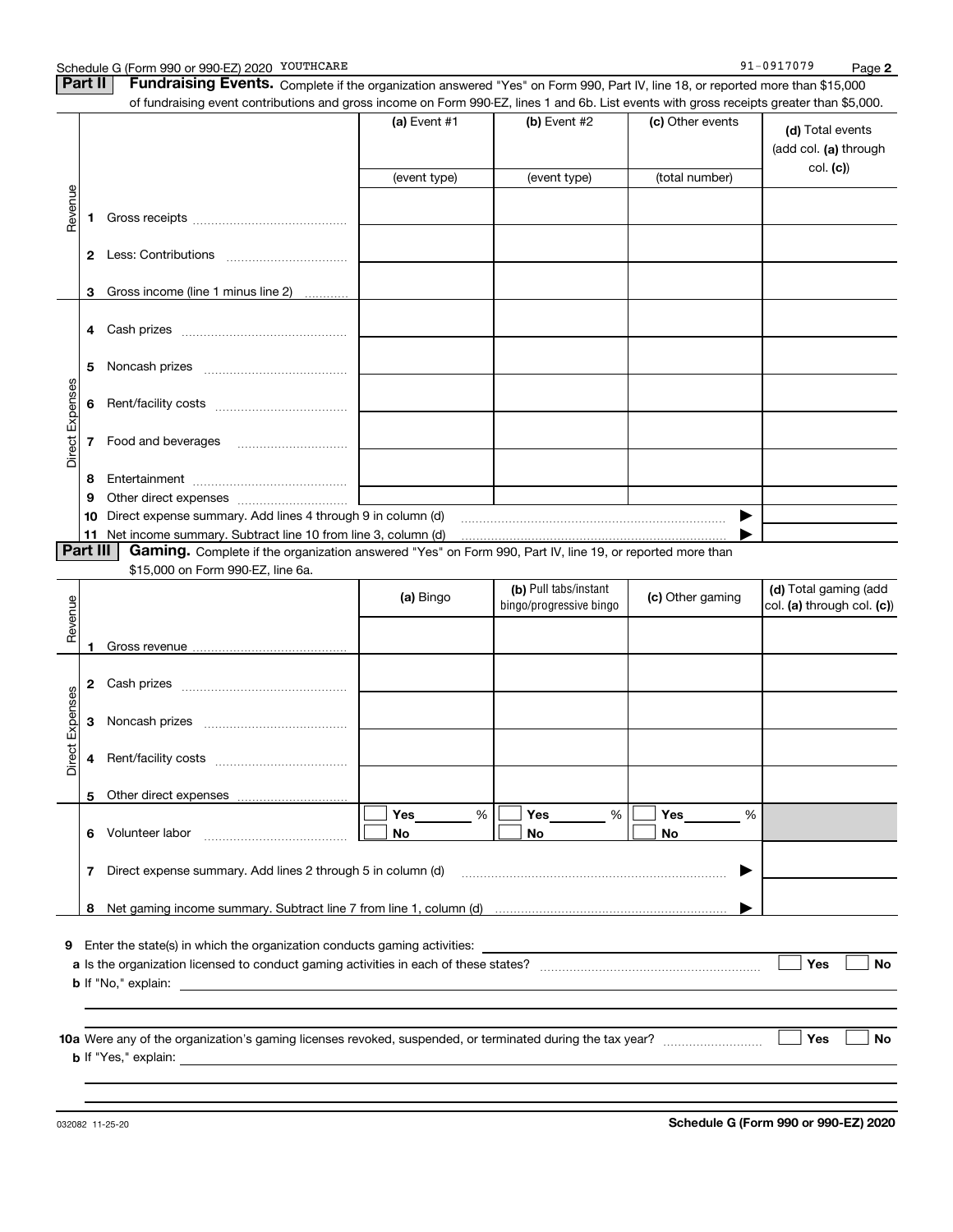Schedule G (Form 990 or 990-EZ) 2020 YOUTHCARE 91-0917079

**Part II Fundraising Events.** Complete if the organization answered "Yes" on Form 990, Part IV, line 18, or reported more than $15,000 of fundraising event contributions and gross income on Form 990-EZ, lines 1 and 6b. List events with gross receipts greater than $5,000.

| | | (a) Event #1 | (b) Event #2 | (c) Other events | (d) Total events (add col. (a) through col. (c)) |
|---|---|---|---|---|---|
| | | (event type) | (event type) | (total number) | |
| Revenue | 1 Gross receipts | | | | |
| | 2 Less: Contributions | | | | |
| | 3 Gross income (line 1 minus line 2) | | | | |
| Direct Expenses | 4 Cash prizes | | | | |
| | 5 Noncash prizes | | | | |
| | 6 Rent/facility costs | | | | |
| | 7 Food and beverages | | | | |
| | 8 Entertainment | | | | |
| | 9 Other direct expenses | | | | |
| | 10 Direct expense summary. Add lines 4 through 9 in column (d) | | | ▶ | |
| | 11 Net income summary. Subtract line 10 from line 3, column (d) | | | ▶ | |

**Part III Gaming.** Complete if the organization answered "Yes" on Form 990, Part IV, line 19, or reported more than $15,000 on Form 990-EZ, line 6a.

| | | (a) Bingo | (b) Pull tabs/instant bingo/progressive bingo | (c) Other gaming | (d) Total gaming (add col. (a) through col. (c)) |
|---|---|---|---|---|---|
| Revenue | 1 Gross revenue | | | | |
| Direct Expenses | 2 Cash prizes | | | | |
| | 3 Noncash prizes | | | | |
| | 4 Rent/facility costs | | | | |
| | 5 Other direct expenses | | | | |
| | 6 Volunteer labor | ☐ Yes ____ % ☐ No | ☐ Yes ____ % ☐ No | ☐ Yes ____ % ☐ No | |
| | 7 Direct expense summary. Add lines 2 through 5 in column (d) | | | ▶ | |
| | 8 Net gaming income summary. Subtract line 7 from line 1, column (d) | | | ▶ | |

9 Enter the state(s) in which the organization conducts gaming activities: ____________

a Is the organization licensed to conduct gaming activities in each of these states? ☐ Yes ☐ No

b If "No," explain: ____________

10a Were any of the organization's gaming licenses revoked, suspended, or terminated during the tax year? ☐ Yes ☐ No

b If "Yes," explain: ____________

032082 11-25-20 **Schedule G (Form 990 or 990-EZ) 2020**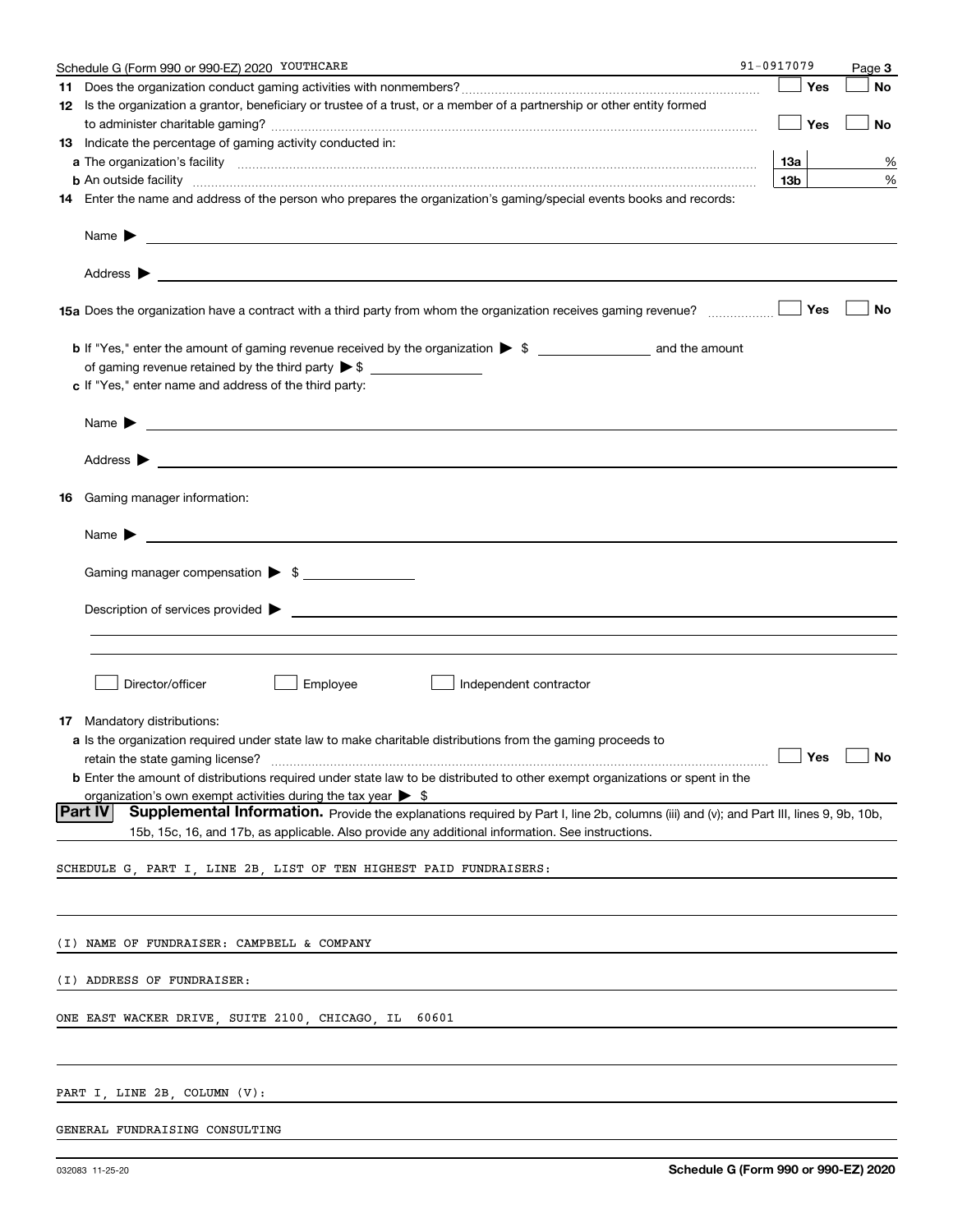Schedule G (Form 990 or 990-EZ) 2020 YOUTHCARE 91-0917079 Page 3

**11** Does the organization conduct gaming activities with nonmembers? ☐ Yes ☐ No

**12** Is the organization a grantor, beneficiary or trustee of a trust, or a member of a partnership or other entity formed to administer charitable gaming? ☐ Yes ☐ No

**13** Indicate the percentage of gaming activity conducted in:

**a** The organization's facility **13a** %

**b** An outside facility **13b** %

**14** Enter the name and address of the person who prepares the organization's gaming/special events books and records:

Name ▶

Address ▶

**15a** Does the organization have a contract with a third party from whom the organization receives gaming revenue? ☐ Yes ☐ No

**b** If "Yes," enter the amount of gaming revenue received by the organization ▶ $ and the amount of gaming revenue retained by the third party ▶ $

**c** If "Yes," enter name and address of the third party:

Name ▶

Address ▶

**16** Gaming manager information:

Name ▶

Gaming manager compensation ▶ $

Description of services provided ▶

☐ Director/officer ☐ Employee ☐ Independent contractor

**17** Mandatory distributions:

**a** Is the organization required under state law to make charitable distributions from the gaming proceeds to retain the state gaming license? ☐ Yes ☐ No

**b** Enter the amount of distributions required under state law to be distributed to other exempt organizations or spent in the organization's own exempt activities during the tax year ▶ $

**Part IV** **Supplemental Information.** Provide the explanations required by Part I, line 2b, columns (iii) and (v); and Part III, lines 9, 9b, 10b, 15b, 15c, 16, and 17b, as applicable. Also provide any additional information. See instructions.

SCHEDULE G, PART I, LINE 2B, LIST OF TEN HIGHEST PAID FUNDRAISERS:

(I) NAME OF FUNDRAISER: CAMPBELL & COMPANY

(I) ADDRESS OF FUNDRAISER:

ONE EAST WACKER DRIVE, SUITE 2100, CHICAGO, IL 60601

PART I, LINE 2B, COLUMN (V):

GENERAL FUNDRAISING CONSULTING

032083 11-25-20 **Schedule G (Form 990 or 990-EZ) 2020**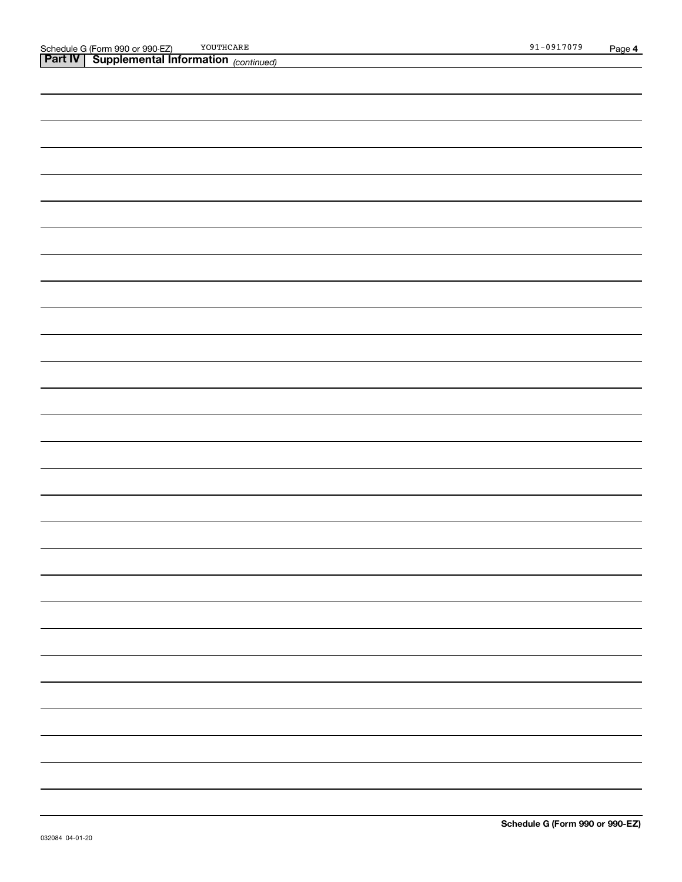## Part IV | Supplemental Information *(continued)*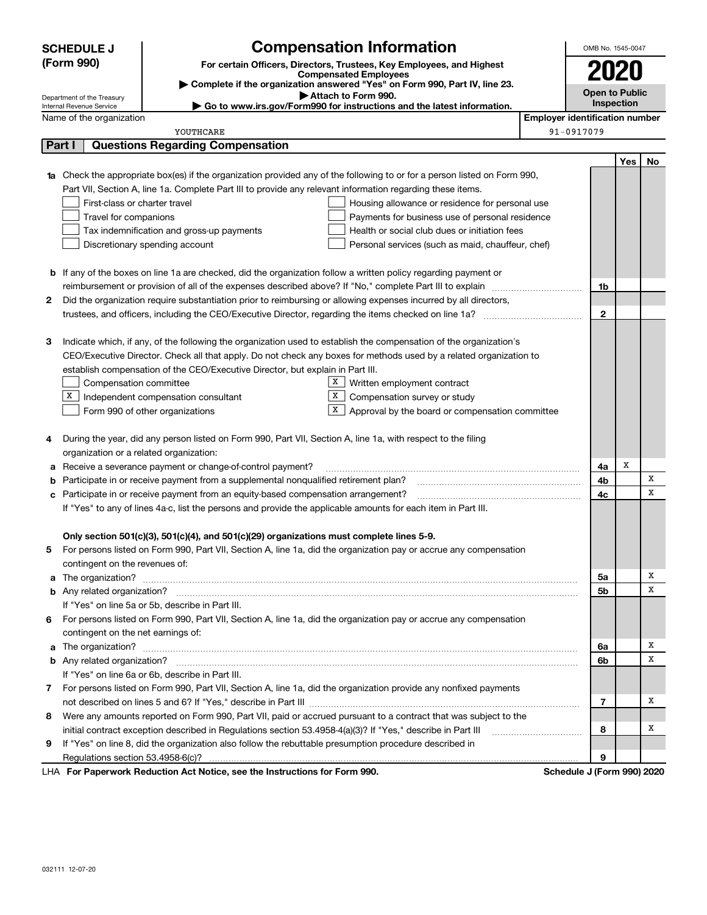**SCHEDULE J (Form 990)**

Department of the Treasury
Internal Revenue Service

# Compensation Information

**For certain Officers, Directors, Trustees, Key Employees, and Highest Compensated Employees**

▶ Complete if the organization answered "Yes" on Form 990, Part IV, line 23.
▶ Attach to Form 990.
▶ Go to www.irs.gov/Form990 for instructions and the latest information.

OMB No. 1545-0047

**2020**

**Open to Public Inspection**

Name of the organization: YOUTHCARE

Employer identification number: 91-0917079

## Part I Questions Regarding Compensation

| | | | Yes | No |
|---|---|---|---|---|
| **1a** | Check the appropriate box(es) if the organization provided any of the following to or for a person listed on Form 990, Part VII, Section A, line 1a. Complete Part III to provide any relevant information regarding these items.<br>☐ First-class or charter travel ☐ Housing allowance or residence for personal use<br>☐ Travel for companions ☐ Payments for business use of personal residence<br>☐ Tax indemnification and gross-up payments ☐ Health or social club dues or initiation fees<br>☐ Discretionary spending account ☐ Personal services (such as maid, chauffeur, chef) | | | |
| **b** | If any of the boxes on line 1a are checked, did the organization follow a written policy regarding payment or reimbursement or provision of all of the expenses described above? If "No," complete Part III to explain | 1b | | |
| **2** | Did the organization require substantiation prior to reimbursing or allowing expenses incurred by all directors, trustees, and officers, including the CEO/Executive Director, regarding the items checked on line 1a? | 2 | | |
| **3** | Indicate which, if any, of the following the organization used to establish the compensation of the organization's CEO/Executive Director. Check all that apply. Do not check any boxes for methods used by a related organization to establish compensation of the CEO/Executive Director, but explain in Part III.<br>☐ Compensation committee ☒ Written employment contract<br>☒ Independent compensation consultant ☒ Compensation survey or study<br>☐ Form 990 of other organizations ☒ Approval by the board or compensation committee | | | |
| **4** | During the year, did any person listed on Form 990, Part VII, Section A, line 1a, with respect to the filing organization or a related organization: | | | |
| **a** | Receive a severance payment or change-of-control payment? | 4a | X | |
| **b** | Participate in or receive payment from a supplemental nonqualified retirement plan? | 4b | | X |
| **c** | Participate in or receive payment from an equity-based compensation arrangement? | 4c | | X |
| | If "Yes" to any of lines 4a-c, list the persons and provide the applicable amounts for each item in Part III. | | | |
| | **Only section 501(c)(3), 501(c)(4), and 501(c)(29) organizations must complete lines 5-9.** | | | |
| **5** | For persons listed on Form 990, Part VII, Section A, line 1a, did the organization pay or accrue any compensation contingent on the revenues of: | | | |
| **a** | The organization? | 5a | | X |
| **b** | Any related organization? | 5b | | X |
| | If "Yes" on line 5a or 5b, describe in Part III. | | | |
| **6** | For persons listed on Form 990, Part VII, Section A, line 1a, did the organization pay or accrue any compensation contingent on the net earnings of: | | | |
| **a** | The organization? | 6a | | X |
| **b** | Any related organization? | 6b | | X |
| | If "Yes" on line 6a or 6b, describe in Part III. | | | |
| **7** | For persons listed on Form 990, Part VII, Section A, line 1a, did the organization provide any nonfixed payments not described on lines 5 and 6? If "Yes," describe in Part III | 7 | | X |
| **8** | Were any amounts reported on Form 990, Part VII, paid or accrued pursuant to a contract that was subject to the initial contract exception described in Regulations section 53.4958-4(a)(3)? If "Yes," describe in Part III | 8 | | X |
| **9** | If "Yes" on line 8, did the organization also follow the rebuttable presumption procedure described in Regulations section 53.4958-6(c)? | 9 | | |

LHA **For Paperwork Reduction Act Notice, see the Instructions for Form 990.** **Schedule J (Form 990) 2020**

032111 12-07-20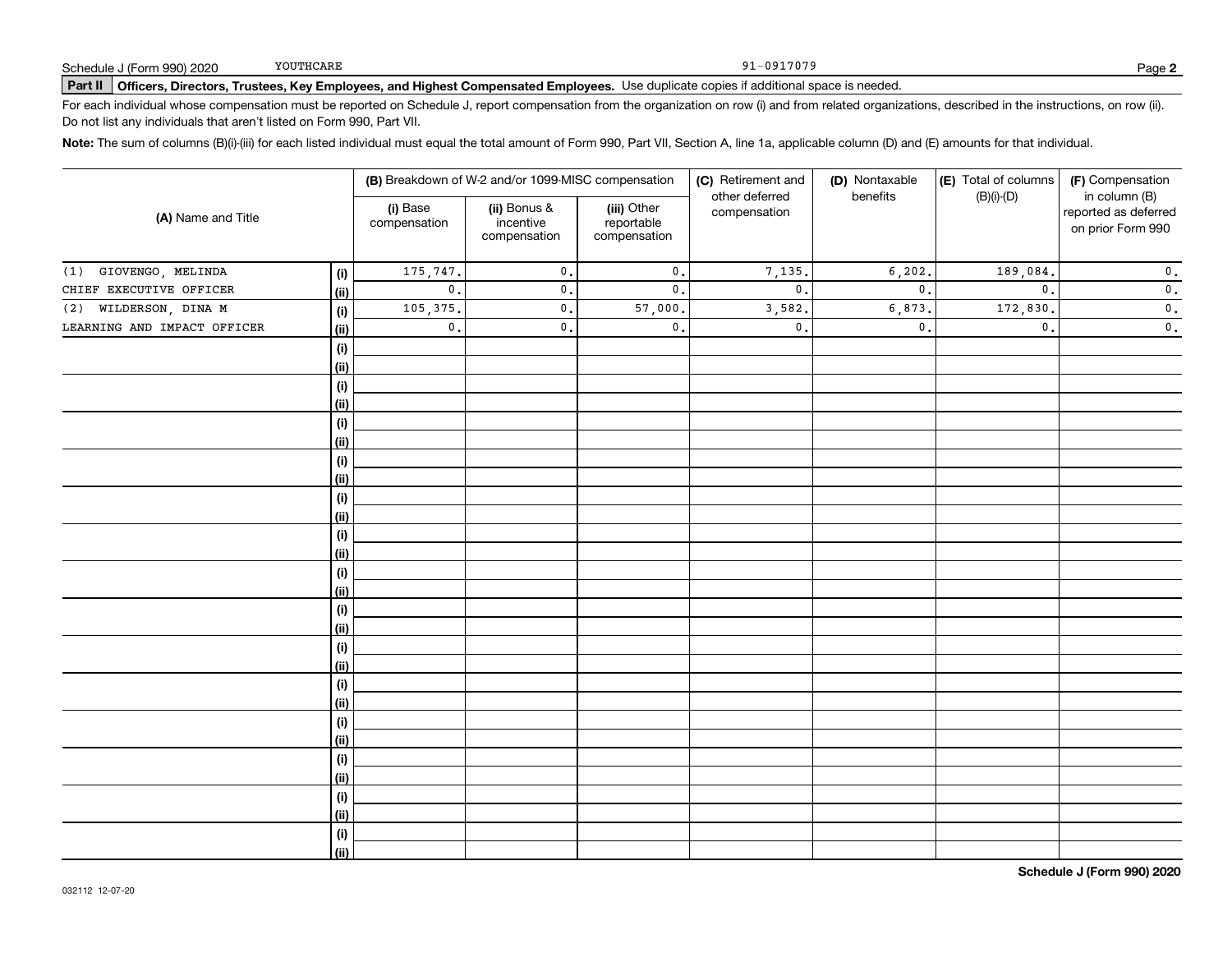Schedule J (Form 990) 2020 YOUTHCARE 91-0917079

**Part II** **Officers, Directors, Trustees, Key Employees, and Highest Compensated Employees.** Use duplicate copies if additional space is needed.

For each individual whose compensation must be reported on Schedule J, report compensation from the organization on row (i) and from related organizations, described in the instructions, on row (ii). Do not list any individuals that aren't listed on Form 990, Part VII.

**Note:** The sum of columns (B)(i)-(iii) for each listed individual must equal the total amount of Form 990, Part VII, Section A, line 1a, applicable column (D) and (E) amounts for that individual.

| (A) Name and Title | | (B) Breakdown of W-2 and/or 1099-MISC compensation | | | (C) Retirement and other deferred compensation | (D) Nontaxable benefits | (E) Total of columns (B)(i)-(D) | (F) Compensation in column (B) reported as deferred on prior Form 990 |
|---|---|---|---|---|---|---|---|---|
| | | (i) Base compensation | (ii) Bonus & incentive compensation | (iii) Other reportable compensation | | | | |
| (1) GIOVENGO, MELINDA | (i) | 175,747. | 0. | 0. | 7,135. | 6,202. | 189,084. | 0. |
| CHIEF EXECUTIVE OFFICER | (ii) | 0. | 0. | 0. | 0. | 0. | 0. | 0. |
| (2) WILDERSON, DINA M | (i) | 105,375. | 0. | 57,000. | 3,582. | 6,873. | 172,830. | 0. |
| LEARNING AND IMPACT OFFICER | (ii) | 0. | 0. | 0. | 0. | 0. | 0. | 0. |

Schedule J (Form 990) 2020

032112 12-07-20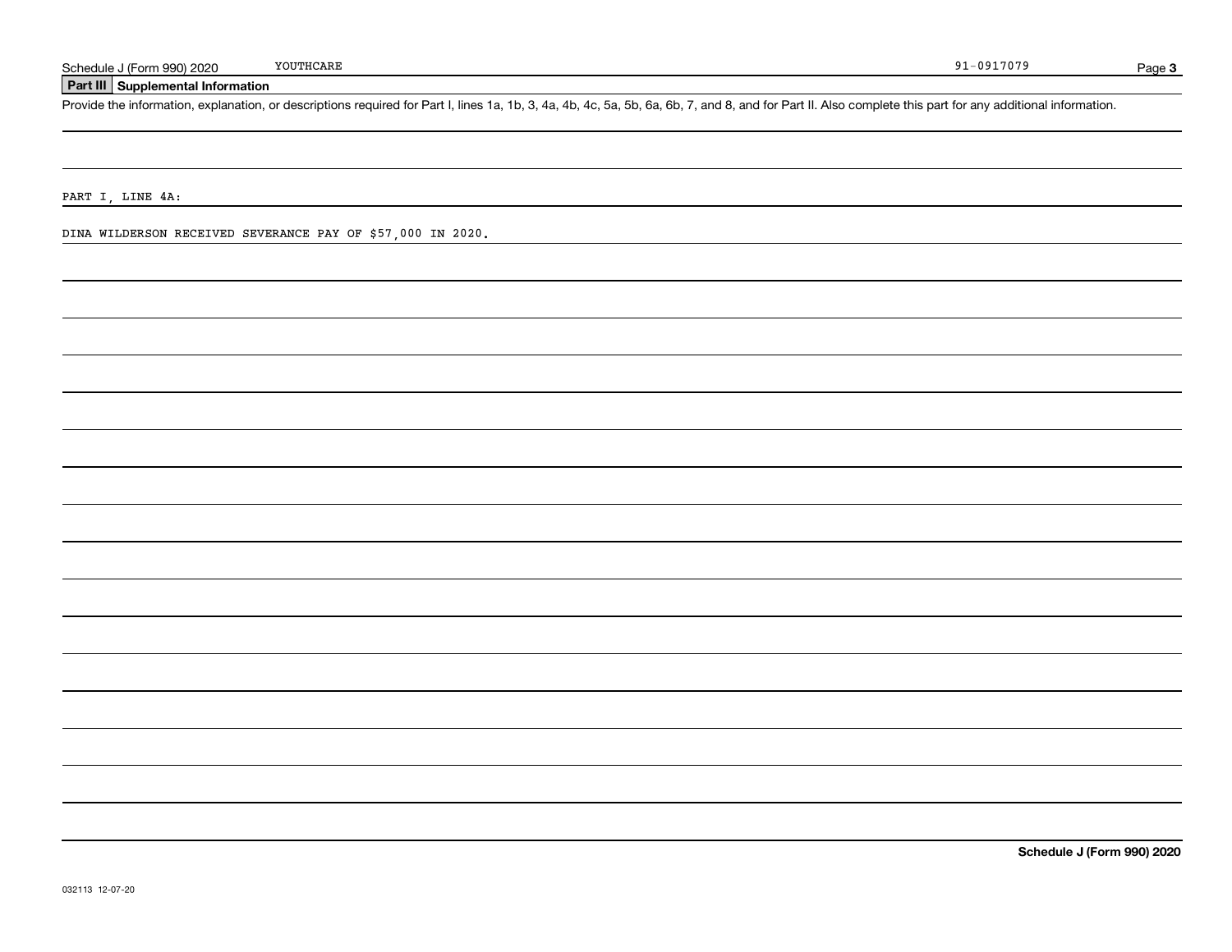Schedule J (Form 990) 2020 YOUTHCARE 91-0917079 Page **3**

## Part III Supplemental Information

Provide the information, explanation, or descriptions required for Part I, lines 1a, 1b, 3, 4a, 4b, 4c, 5a, 5b, 6a, 6b, 7, and 8, and for Part II. Also complete this part for any additional information.

PART I, LINE 4A:

DINA WILDERSON RECEIVED SEVERANCE PAY OF $57,000 IN 2020.

**Schedule J (Form 990) 2020**

032113 12-07-20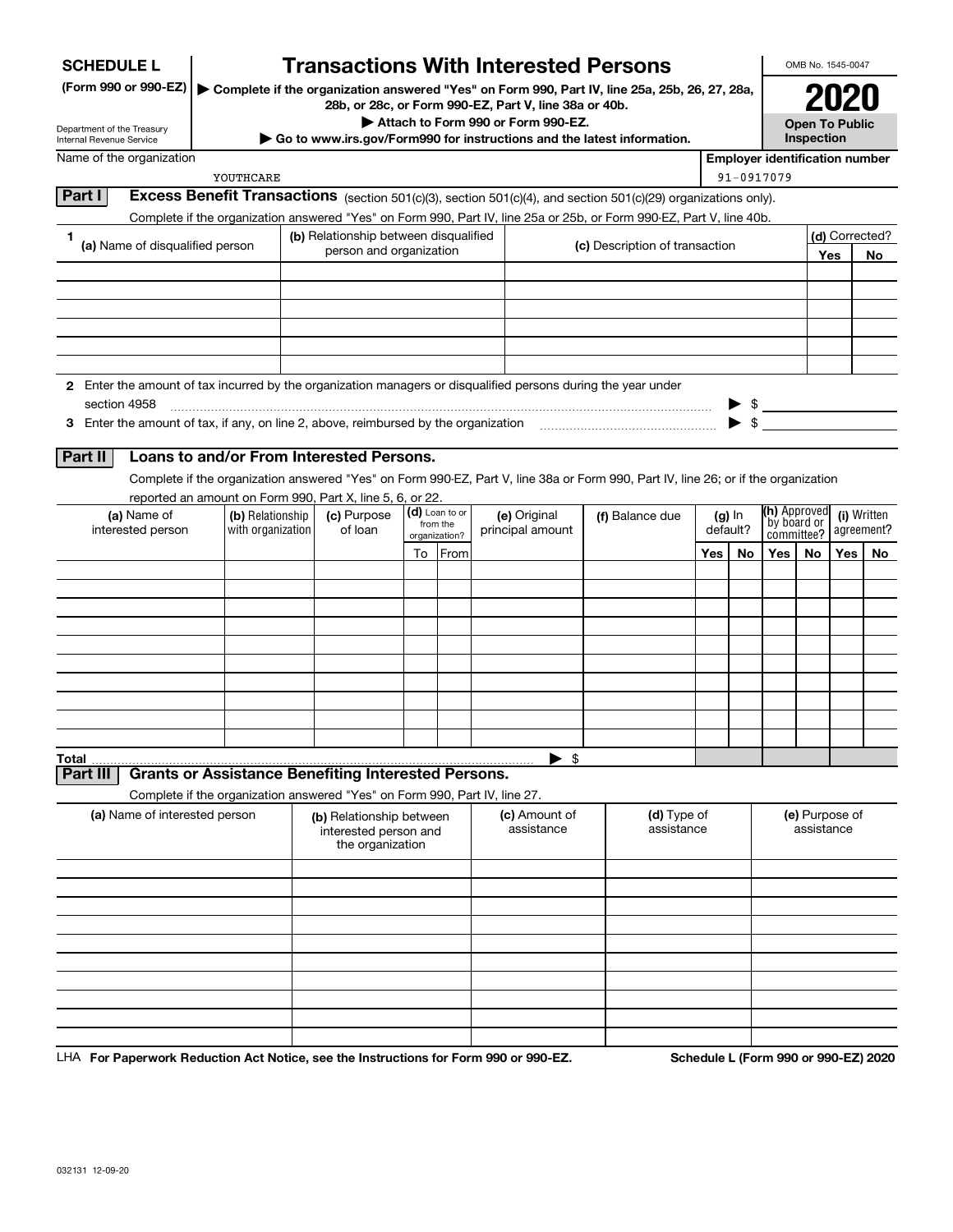**SCHEDULE L** (Form 990 or 990-EZ)

Department of the Treasury
Internal Revenue Service

# Transactions With Interested Persons

▶ Complete if the organization answered "Yes" on Form 990, Part IV, line 25a, 25b, 26, 27, 28a, 28b, or 28c, or Form 990-EZ, Part V, line 38a or 40b.
▶ Attach to Form 990 or Form 990-EZ.
▶ Go to www.irs.gov/Form990 for instructions and the latest information.

OMB No. 1545-0047

**2020**

**Open To Public Inspection**

Name of the organization: YOUTHCARE

Employer identification number: 91-0917079

## Part I Excess Benefit Transactions (section 501(c)(3), section 501(c)(4), and section 501(c)(29) organizations only).

Complete if the organization answered "Yes" on Form 990, Part IV, line 25a or 25b, or Form 990-EZ, Part V, line 40b.

| 1 (a) Name of disqualified person | (b) Relationship between disqualified person and organization | (c) Description of transaction | (d) Corrected? Yes | No |
|---|---|---|---|---|
| | | | | |
| | | | | |
| | | | | |
| | | | | |
| | | | | |
| | | | | |

2 Enter the amount of tax incurred by the organization managers or disqualified persons during the year under section 4958 ▶ $

3 Enter the amount of tax, if any, on line 2, above, reimbursed by the organization ▶ $

## Part II Loans to and/or From Interested Persons.

Complete if the organization answered "Yes" on Form 990-EZ, Part V, line 38a or Form 990, Part IV, line 26; or if the organization reported an amount on Form 990, Part X, line 5, 6, or 22.

| (a) Name of interested person | (b) Relationship with organization | (c) Purpose of loan | (d) Loan to or from the organization? To | From | (e) Original principal amount | (f) Balance due | (g) In default? Yes | No | (h) Approved by board or committee? Yes | No | (i) Written agreement? Yes | No |
|---|---|---|---|---|---|---|---|---|---|---|---|---|
| | | | | | | | | | | | | |
| | | | | | | | | | | | | |
| | | | | | | | | | | | | |
| | | | | | | | | | | | | |
| | | | | | | | | | | | | |
| | | | | | | | | | | | | |
| | | | | | | | | | | | | |
| | | | | | | | | | | | | |
| | | | | | | | | | | | | |
| | | | | | | | | | | | | |
| **Total** | | | | | ▶ $ | | | | | | | |

## Part III Grants or Assistance Benefiting Interested Persons.

Complete if the organization answered "Yes" on Form 990, Part IV, line 27.

| (a) Name of interested person | (b) Relationship between interested person and the organization | (c) Amount of assistance | (d) Type of assistance | (e) Purpose of assistance |
|---|---|---|---|---|
| | | | | |
| | | | | |
| | | | | |
| | | | | |
| | | | | |
| | | | | |
| | | | | |
| | | | | |
| | | | | |
| | | | | |

LHA **For Paperwork Reduction Act Notice, see the Instructions for Form 990 or 990-EZ.** **Schedule L (Form 990 or 990-EZ) 2020**

032131 12-09-20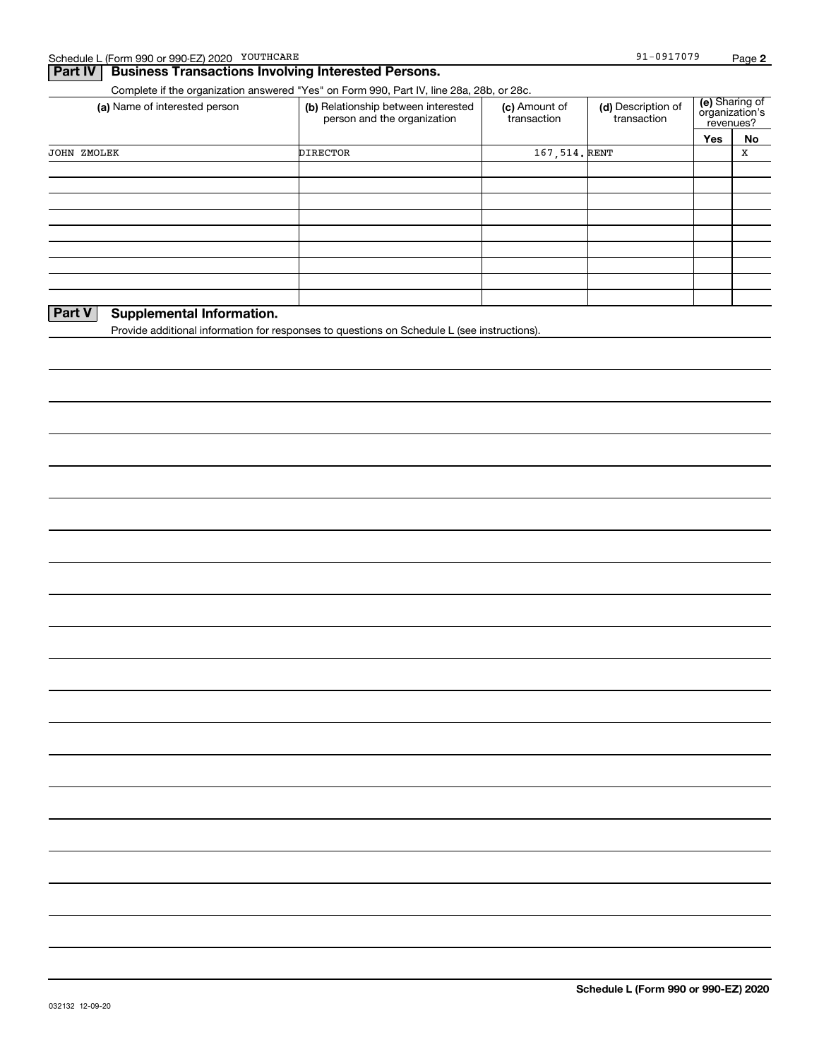Schedule L (Form 990 or 990-EZ) 2020 YOUTHCARE 91-0917079

## Part IV Business Transactions Involving Interested Persons.

Complete if the organization answered "Yes" on Form 990, Part IV, line 28a, 28b, or 28c.

| (a) Name of interested person | (b) Relationship between interested person and the organization | (c) Amount of transaction | (d) Description of transaction | (e) Sharing of organization's revenues? | |
|---|---|---|---|---|---|
| | | | | Yes | No |
| JOHN ZMOLEK | DIRECTOR | 167,514. | RENT | | X |
| | | | | | |
| | | | | | |
| | | | | | |
| | | | | | |
| | | | | | |
| | | | | | |
| | | | | | |
| | | | | | |
| | | | | | |

## Part V Supplemental Information.

Provide additional information for responses to questions on Schedule L (see instructions).

Schedule L (Form 990 or 990-EZ) 2020

032132 12-09-20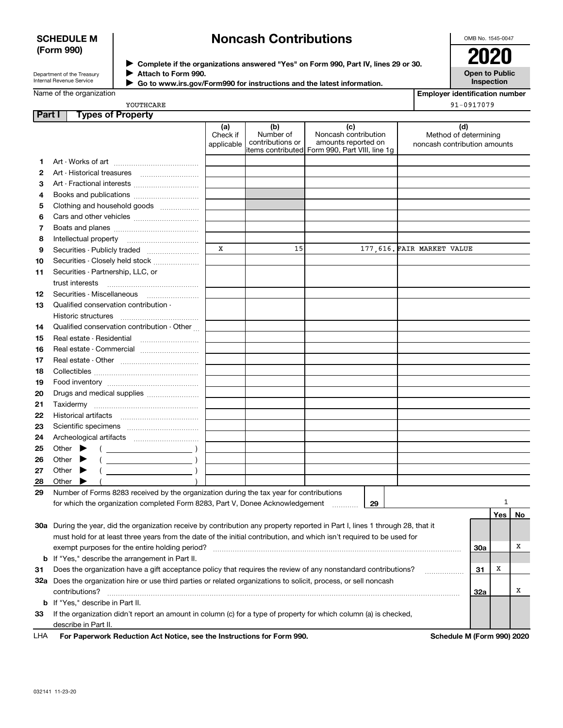**SCHEDULE M (Form 990)**

Department of the Treasury
Internal Revenue Service

# Noncash Contributions

▶ Complete if the organizations answered "Yes" on Form 990, Part IV, lines 29 or 30.
▶ Attach to Form 990.
▶ Go to www.irs.gov/Form990 for instructions and the latest information.

OMB No. 1545-0047

**2020**

**Open to Public Inspection**

Name of the organization: YOUTHCARE

Employer identification number: 91-0917079

## Part I Types of Property

| | | (a) Check if applicable | (b) Number of contributions or items contributed | (c) Noncash contribution amounts reported on Form 990, Part VIII, line 1g | (d) Method of determining noncash contribution amounts |
|---|---|---|---|---|---|
| 1 | Art - Works of art | | | | |
| 2 | Art - Historical treasures | | | | |
| 3 | Art - Fractional interests | | | | |
| 4 | Books and publications | | | | |
| 5 | Clothing and household goods | | | | |
| 6 | Cars and other vehicles | | | | |
| 7 | Boats and planes | | | | |
| 8 | Intellectual property | | | | |
| 9 | Securities - Publicly traded | X | 15 | 177,616. | FAIR MARKET VALUE |
| 10 | Securities - Closely held stock | | | | |
| 11 | Securities - Partnership, LLC, or trust interests | | | | |
| 12 | Securities - Miscellaneous | | | | |
| 13 | Qualified conservation contribution - Historic structures | | | | |
| 14 | Qualified conservation contribution - Other | | | | |
| 15 | Real estate - Residential | | | | |
| 16 | Real estate - Commercial | | | | |
| 17 | Real estate - Other | | | | |
| 18 | Collectibles | | | | |
| 19 | Food inventory | | | | |
| 20 | Drugs and medical supplies | | | | |
| 21 | Taxidermy | | | | |
| 22 | Historical artifacts | | | | |
| 23 | Scientific specimens | | | | |
| 24 | Archeological artifacts | | | | |
| 25 | Other ▶ ( ) | | | | |
| 26 | Other ▶ ( ) | | | | |
| 27 | Other ▶ ( ) | | | | |
| 28 | Other ▶ ( ) | | | | |

29 Number of Forms 8283 received by the organization during the tax year for contributions for which the organization completed Form 8283, Part V, Donee Acknowledgement ..... 29 — 1

| | | | Yes | No |
|---|---|---|---|---|
| 30a | During the year, did the organization receive by contribution any property reported in Part I, lines 1 through 28, that it must hold for at least three years from the date of the initial contribution, and which isn't required to be used for exempt purposes for the entire holding period? | 30a | | X |
| b | If "Yes," describe the arrangement in Part II. | | | |
| 31 | Does the organization have a gift acceptance policy that requires the review of any nonstandard contributions? | 31 | X | |
| 32a | Does the organization hire or use third parties or related organizations to solicit, process, or sell noncash contributions? | 32a | | X |
| b | If "Yes," describe in Part II. | | | |
| 33 | If the organization didn't report an amount in column (c) for a type of property for which column (a) is checked, describe in Part II. | | | |

LHA For Paperwork Reduction Act Notice, see the Instructions for Form 990. Schedule M (Form 990) 2020

032141 11-23-20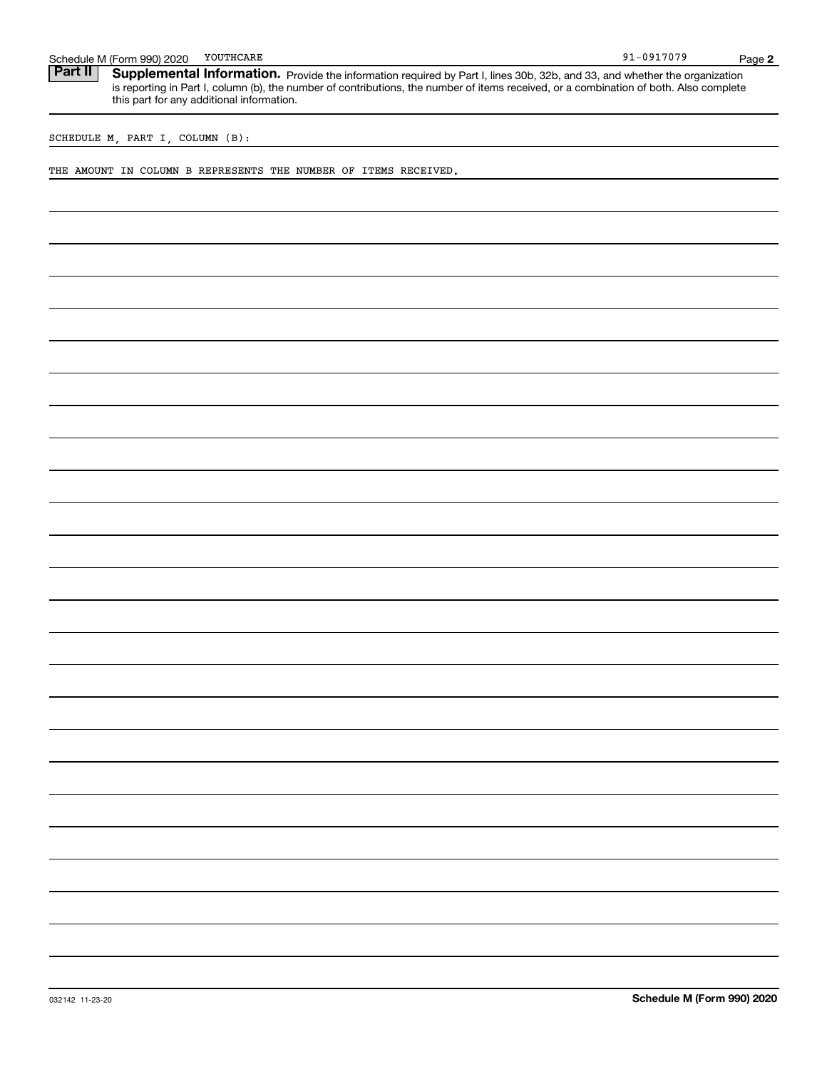Schedule M (Form 990) 2020 YOUTHCARE 91-0917079

**Part II** **Supplemental Information.** Provide the information required by Part I, lines 30b, 32b, and 33, and whether the organization is reporting in Part I, column (b), the number of contributions, the number of items received, or a combination of both. Also complete this part for any additional information.

SCHEDULE M, PART I, COLUMN (B):

THE AMOUNT IN COLUMN B REPRESENTS THE NUMBER OF ITEMS RECEIVED.

032142 11-23-20

**Schedule M (Form 990) 2020**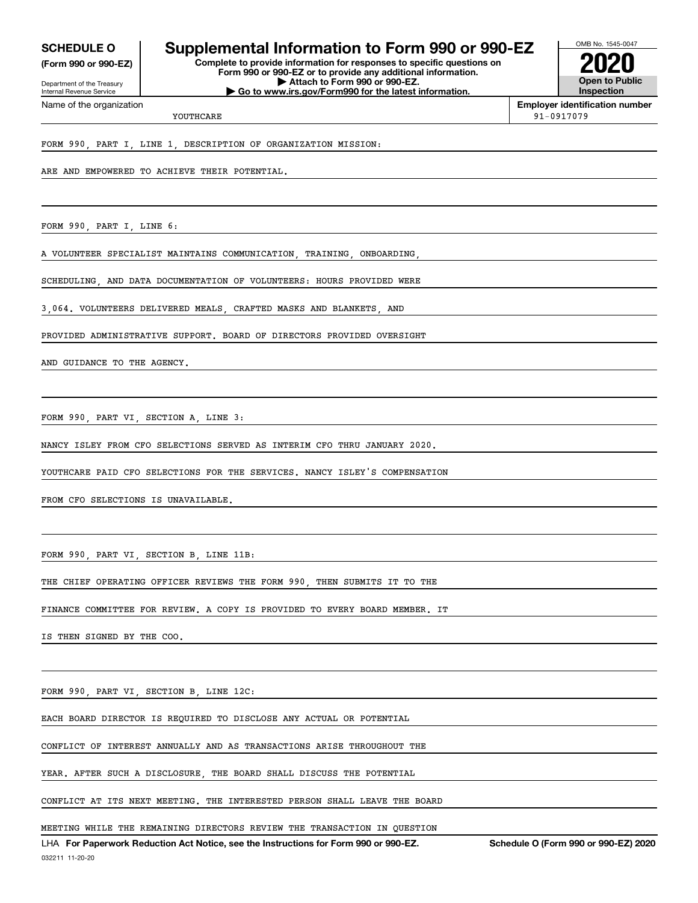**SCHEDULE O**
**(Form 990 or 990-EZ)**

Department of the Treasury
Internal Revenue Service

# Supplemental Information to Form 990 or 990-EZ

**Complete to provide information for responses to specific questions on Form 990 or 990-EZ or to provide any additional information.**
**▶ Attach to Form 990 or 990-EZ.**
**▶ Go to www.irs.gov/Form990 for the latest information.**

OMB No. 1545-0047

**2020**

**Open to Public Inspection**

Name of the organization: YOUTHCARE

**Employer identification number** 91-0917079

FORM 990, PART I, LINE 1, DESCRIPTION OF ORGANIZATION MISSION:

ARE AND EMPOWERED TO ACHIEVE THEIR POTENTIAL.

FORM 990, PART I, LINE 6:

A VOLUNTEER SPECIALIST MAINTAINS COMMUNICATION, TRAINING, ONBOARDING, SCHEDULING, AND DATA DOCUMENTATION OF VOLUNTEERS: HOURS PROVIDED WERE 3,064. VOLUNTEERS DELIVERED MEALS, CRAFTED MASKS AND BLANKETS, AND PROVIDED ADMINISTRATIVE SUPPORT. BOARD OF DIRECTORS PROVIDED OVERSIGHT AND GUIDANCE TO THE AGENCY.

FORM 990, PART VI, SECTION A, LINE 3:

NANCY ISLEY FROM CFO SELECTIONS SERVED AS INTERIM CFO THRU JANUARY 2020. YOUTHCARE PAID CFO SELECTIONS FOR THE SERVICES. NANCY ISLEY'S COMPENSATION FROM CFO SELECTIONS IS UNAVAILABLE.

FORM 990, PART VI, SECTION B, LINE 11B:

THE CHIEF OPERATING OFFICER REVIEWS THE FORM 990, THEN SUBMITS IT TO THE FINANCE COMMITTEE FOR REVIEW. A COPY IS PROVIDED TO EVERY BOARD MEMBER. IT IS THEN SIGNED BY THE COO.

FORM 990, PART VI, SECTION B, LINE 12C:

EACH BOARD DIRECTOR IS REQUIRED TO DISCLOSE ANY ACTUAL OR POTENTIAL CONFLICT OF INTEREST ANNUALLY AND AS TRANSACTIONS ARISE THROUGHOUT THE YEAR. AFTER SUCH A DISCLOSURE, THE BOARD SHALL DISCUSS THE POTENTIAL CONFLICT AT ITS NEXT MEETING. THE INTERESTED PERSON SHALL LEAVE THE BOARD MEETING WHILE THE REMAINING DIRECTORS REVIEW THE TRANSACTION IN QUESTION

LHA **For Paperwork Reduction Act Notice, see the Instructions for Form 990 or 990-EZ.** **Schedule O (Form 990 or 990-EZ) 2020**

032211 11-20-20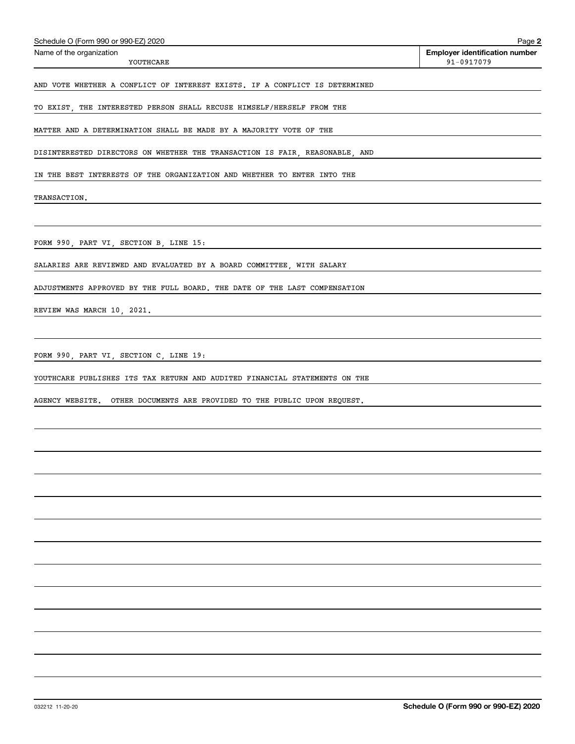Schedule O (Form 990 or 990-EZ) 2020

Name of the organization: YOUTHCARE

Employer identification number: 91-0917079

AND VOTE WHETHER A CONFLICT OF INTEREST EXISTS. IF A CONFLICT IS DETERMINED TO EXIST, THE INTERESTED PERSON SHALL RECUSE HIMSELF/HERSELF FROM THE MATTER AND A DETERMINATION SHALL BE MADE BY A MAJORITY VOTE OF THE DISINTERESTED DIRECTORS ON WHETHER THE TRANSACTION IS FAIR, REASONABLE, AND IN THE BEST INTERESTS OF THE ORGANIZATION AND WHETHER TO ENTER INTO THE TRANSACTION.

FORM 990, PART VI, SECTION B, LINE 15:

SALARIES ARE REVIEWED AND EVALUATED BY A BOARD COMMITTEE, WITH SALARY ADJUSTMENTS APPROVED BY THE FULL BOARD. THE DATE OF THE LAST COMPENSATION REVIEW WAS MARCH 10, 2021.

FORM 990, PART VI, SECTION C, LINE 19:

YOUTHCARE PUBLISHES ITS TAX RETURN AND AUDITED FINANCIAL STATEMENTS ON THE AGENCY WEBSITE. OTHER DOCUMENTS ARE PROVIDED TO THE PUBLIC UPON REQUEST.

032212 11-20-20

Schedule O (Form 990 or 990-EZ) 2020